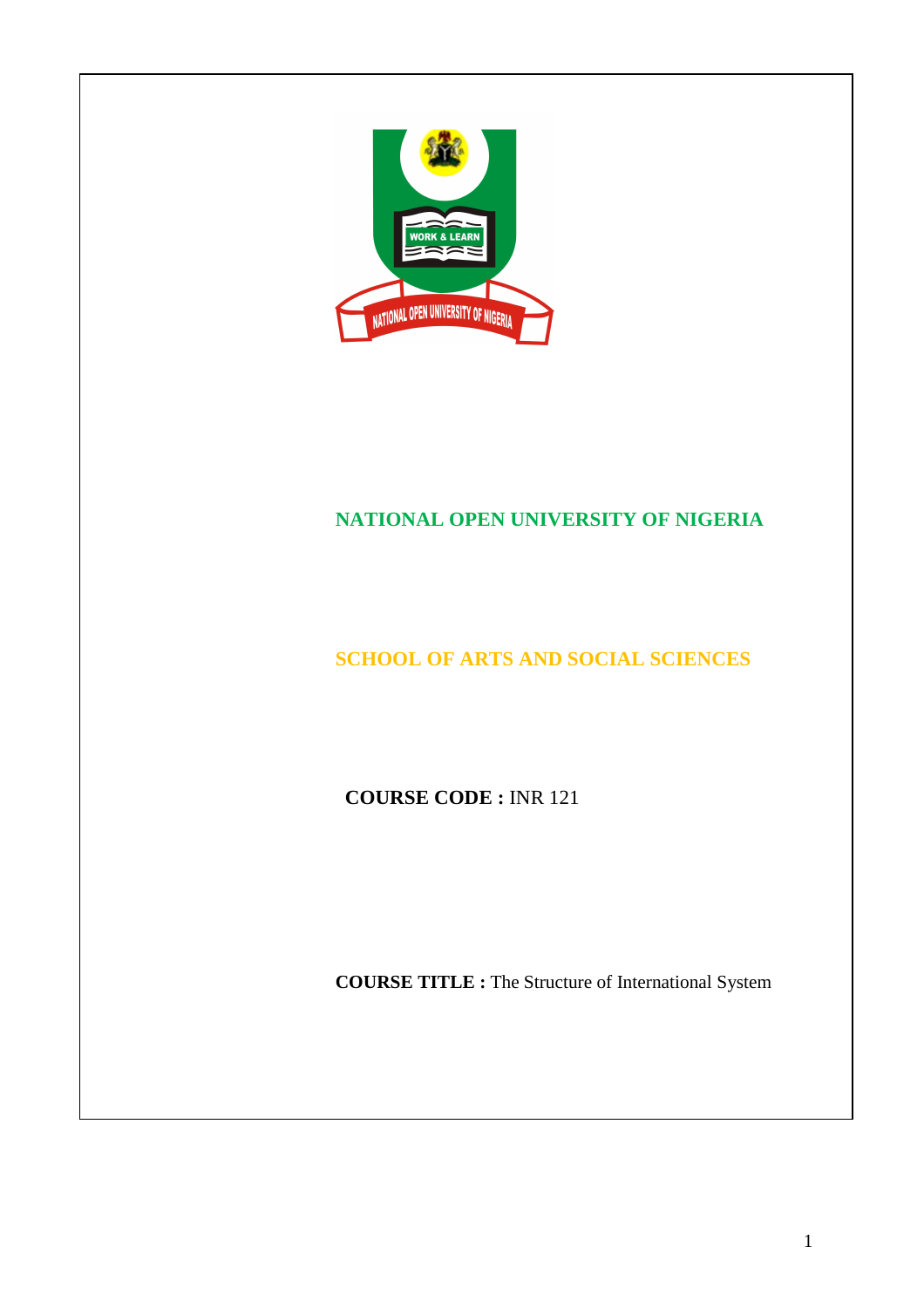# NATIONAL OPEN UNIVERSITY OF NIGERIA

## SCHOOL OF ARTS AND SOCIAL SCIENCES

**COURSE CODE :** INR 121

**COURSE TITLE :** The Structure of International System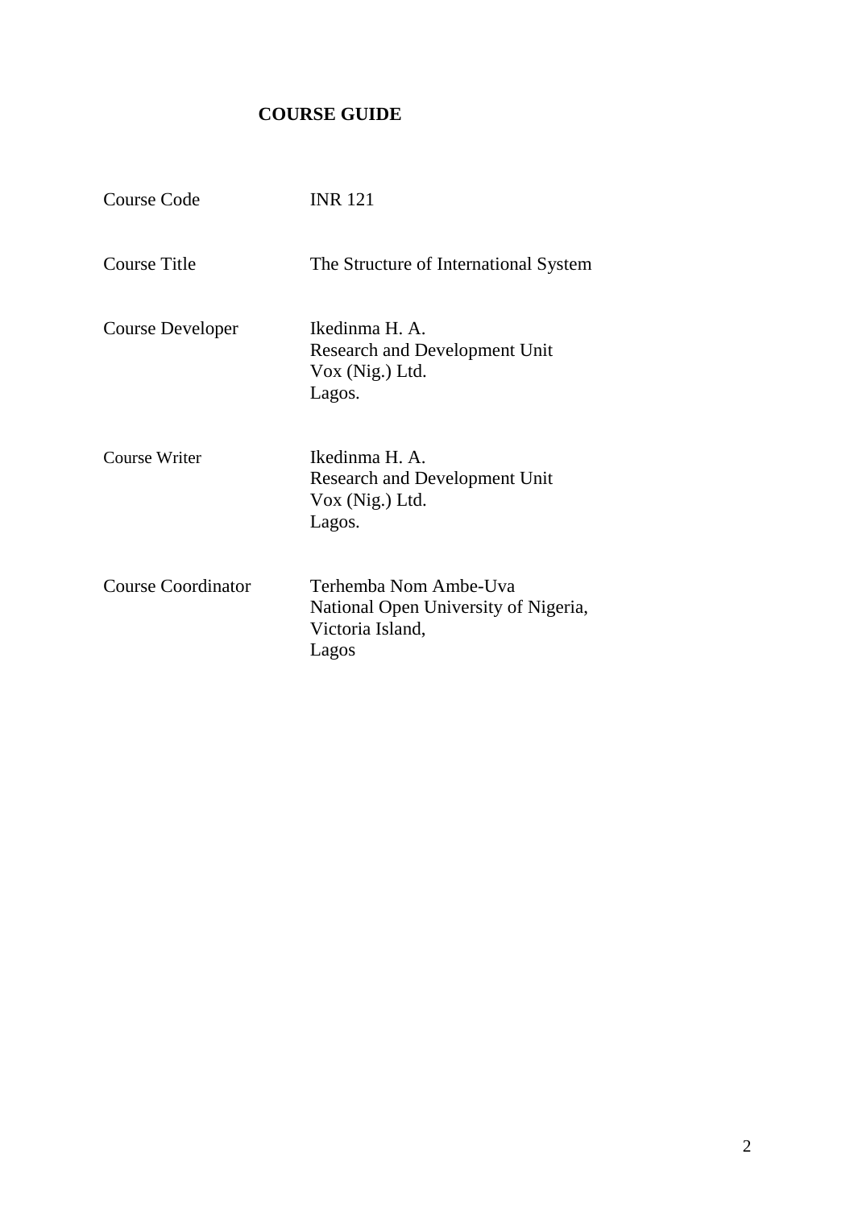# COURSE GUIDE

| | |
|---|---|
| Course Code | INR 121 |
| Course Title | The Structure of International System |
| Course Developer | Ikedinma H. A.<br>Research and Development Unit<br>Vox (Nig.) Ltd.<br>Lagos. |
| Course Writer | Ikedinma H. A.<br>Research and Development Unit<br>Vox (Nig.) Ltd.<br>Lagos. |
| Course Coordinator | Terhemba Nom Ambe-Uva<br>National Open University of Nigeria,<br>Victoria Island,<br>Lagos |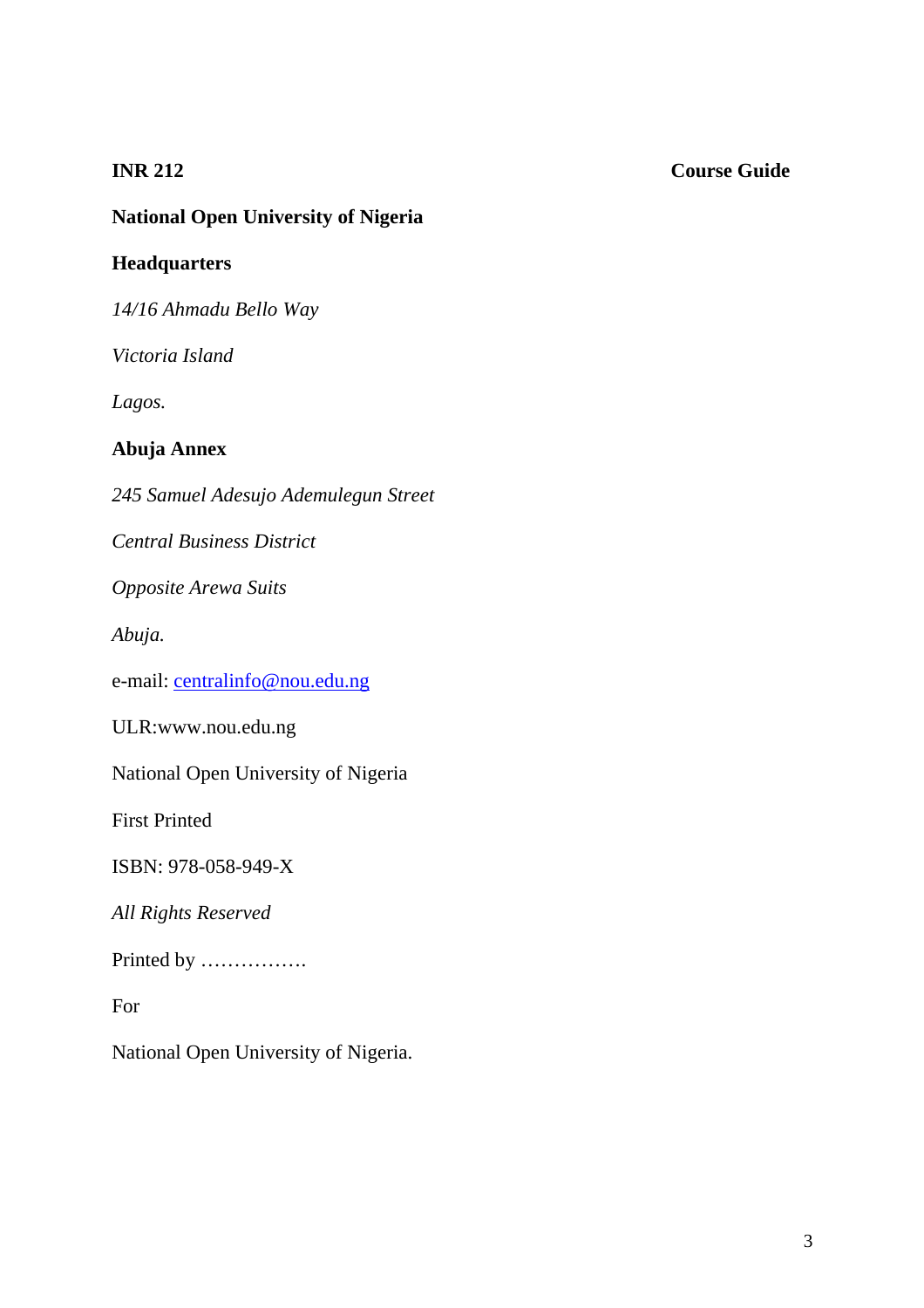**National Open University of Nigeria**

**Headquarters**

*14/16 Ahmadu Bello Way*

*Victoria Island*

*Lagos.*

**Abuja Annex**

*245 Samuel Adesujo Ademulegun Street*

*Central Business District*

*Opposite Arewa Suits*

*Abuja.*

e-mail: centralinfo@nou.edu.ng

ULR:www.nou.edu.ng

National Open University of Nigeria

First Printed

ISBN: 978-058-949-X

*All Rights Reserved*

Printed by …………….

For

National Open University of Nigeria.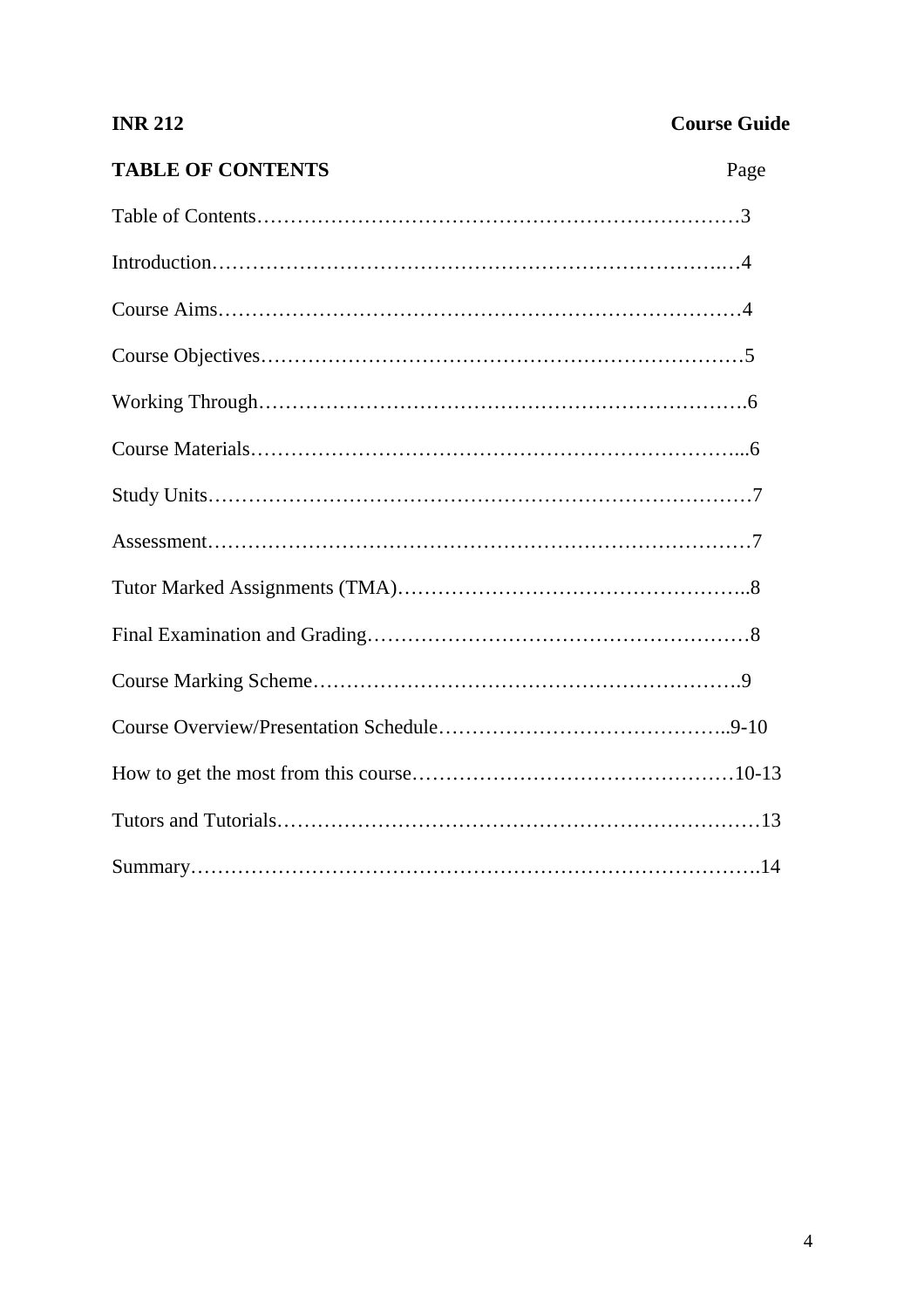## TABLE OF CONTENTS

| | Page |
|---|---|
| Table of Contents | 3 |
| Introduction | 4 |
| Course Aims | 4 |
| Course Objectives | 5 |
| Working Through | 6 |
| Course Materials | 6 |
| Study Units | 7 |
| Assessment | 7 |
| Tutor Marked Assignments (TMA) | 8 |
| Final Examination and Grading | 8 |
| Course Marking Scheme | 9 |
| Course Overview/Presentation Schedule | 9-10 |
| How to get the most from this course | 10-13 |
| Tutors and Tutorials | 13 |
| Summary | 14 |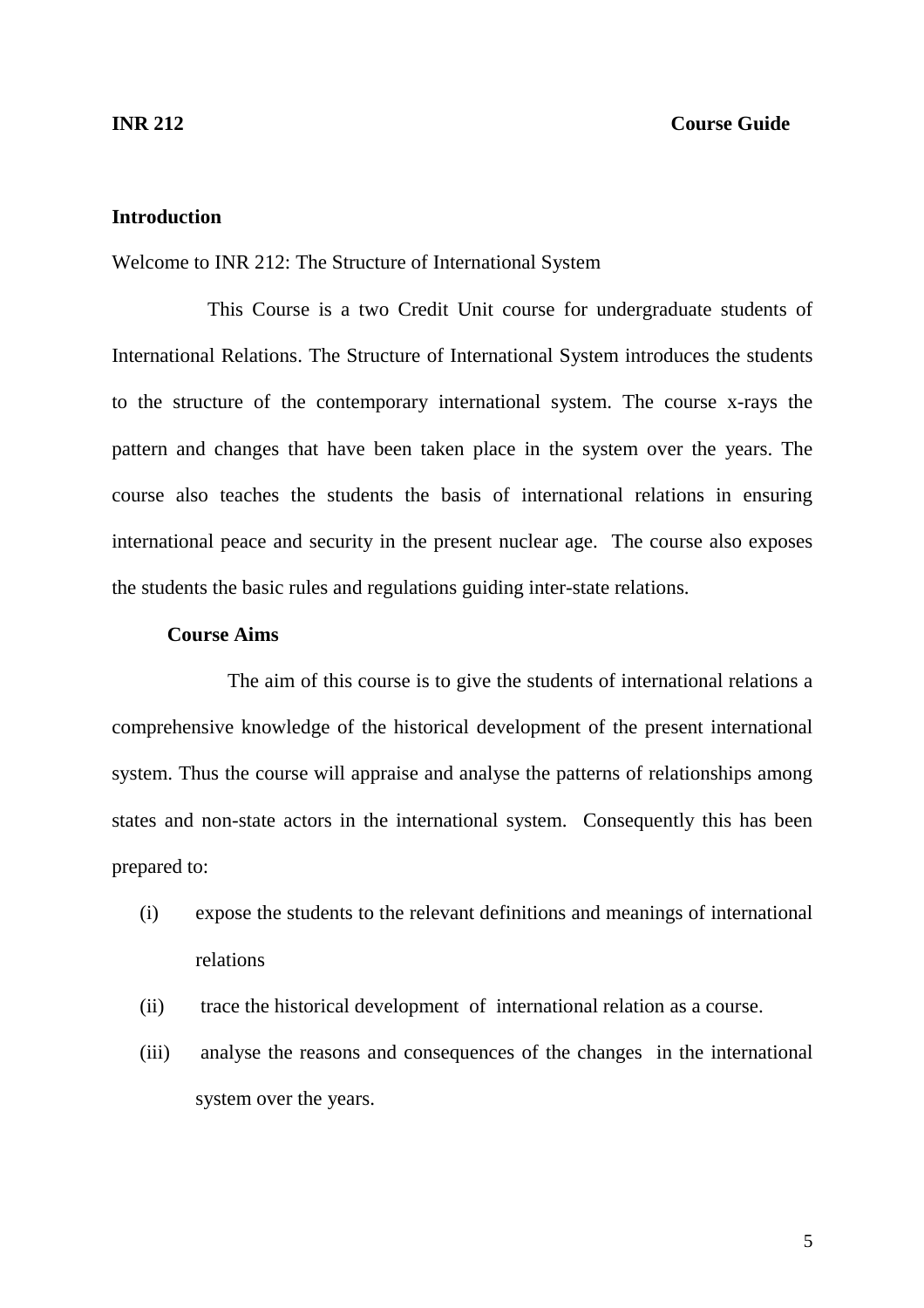## Introduction

Welcome to INR 212: The Structure of International System

This Course is a two Credit Unit course for undergraduate students of International Relations. The Structure of International System introduces the students to the structure of the contemporary international system. The course x-rays the pattern and changes that have been taken place in the system over the years. The course also teaches the students the basis of international relations in ensuring international peace and security in the present nuclear age. The course also exposes the students the basic rules and regulations guiding inter-state relations.

### Course Aims

The aim of this course is to give the students of international relations a comprehensive knowledge of the historical development of the present international system. Thus the course will appraise and analyse the patterns of relationships among states and non-state actors in the international system. Consequently this has been prepared to:

(i) expose the students to the relevant definitions and meanings of international relations

(ii) trace the historical development of international relation as a course.

(iii) analyse the reasons and consequences of the changes in the international system over the years.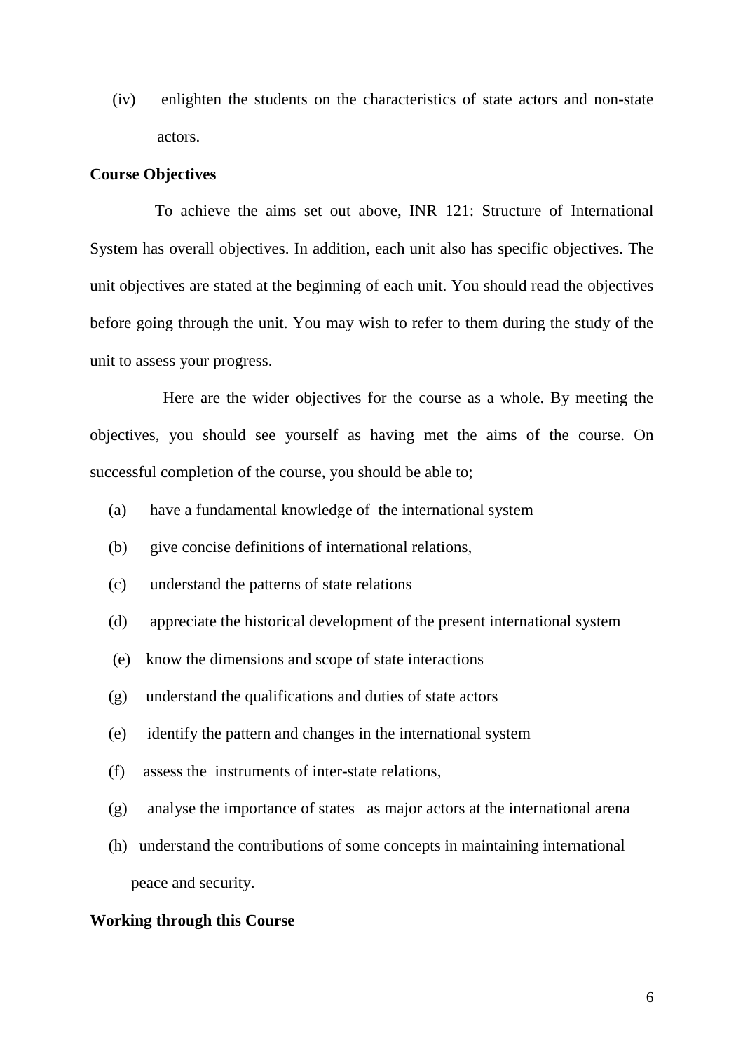(iv) enlighten the students on the characteristics of state actors and non-state actors.

**Course Objectives**

To achieve the aims set out above, INR 121: Structure of International System has overall objectives. In addition, each unit also has specific objectives. The unit objectives are stated at the beginning of each unit. You should read the objectives before going through the unit. You may wish to refer to them during the study of the unit to assess your progress.

Here are the wider objectives for the course as a whole. By meeting the objectives, you should see yourself as having met the aims of the course. On successful completion of the course, you should be able to;

(a) have a fundamental knowledge of the international system

(b) give concise definitions of international relations,

(c) understand the patterns of state relations

(d) appreciate the historical development of the present international system

(e) know the dimensions and scope of state interactions

(g) understand the qualifications and duties of state actors

(e) identify the pattern and changes in the international system

(f) assess the instruments of inter-state relations,

(g) analyse the importance of states as major actors at the international arena

(h) understand the contributions of some concepts in maintaining international peace and security.

**Working through this Course**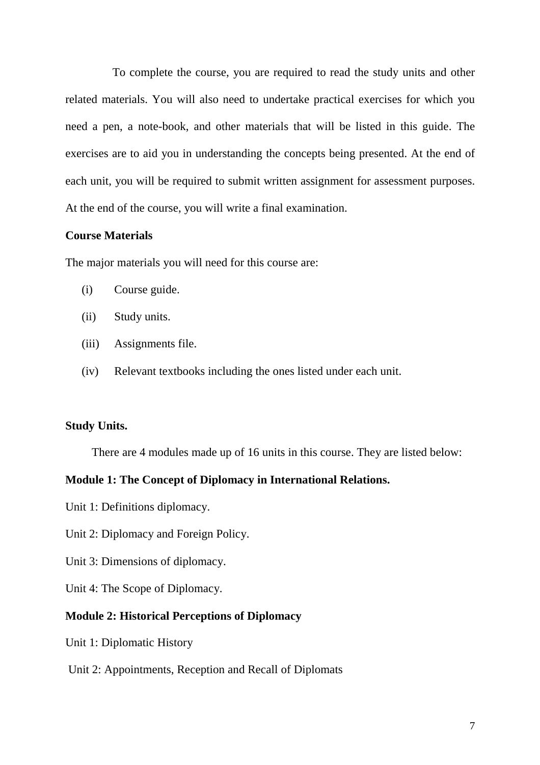To complete the course, you are required to read the study units and other related materials. You will also need to undertake practical exercises for which you need a pen, a note-book, and other materials that will be listed in this guide. The exercises are to aid you in understanding the concepts being presented. At the end of each unit, you will be required to submit written assignment for assessment purposes. At the end of the course, you will write a final examination.

**Course Materials**

The major materials you will need for this course are:

(i) Course guide.

(ii) Study units.

(iii) Assignments file.

(iv) Relevant textbooks including the ones listed under each unit.

**Study Units.**

There are 4 modules made up of 16 units in this course. They are listed below:

**Module 1: The Concept of Diplomacy in International Relations.**

Unit 1: Definitions diplomacy.

Unit 2: Diplomacy and Foreign Policy.

Unit 3: Dimensions of diplomacy.

Unit 4: The Scope of Diplomacy.

**Module 2: Historical Perceptions of Diplomacy**

Unit 1: Diplomatic History

Unit 2: Appointments, Reception and Recall of Diplomats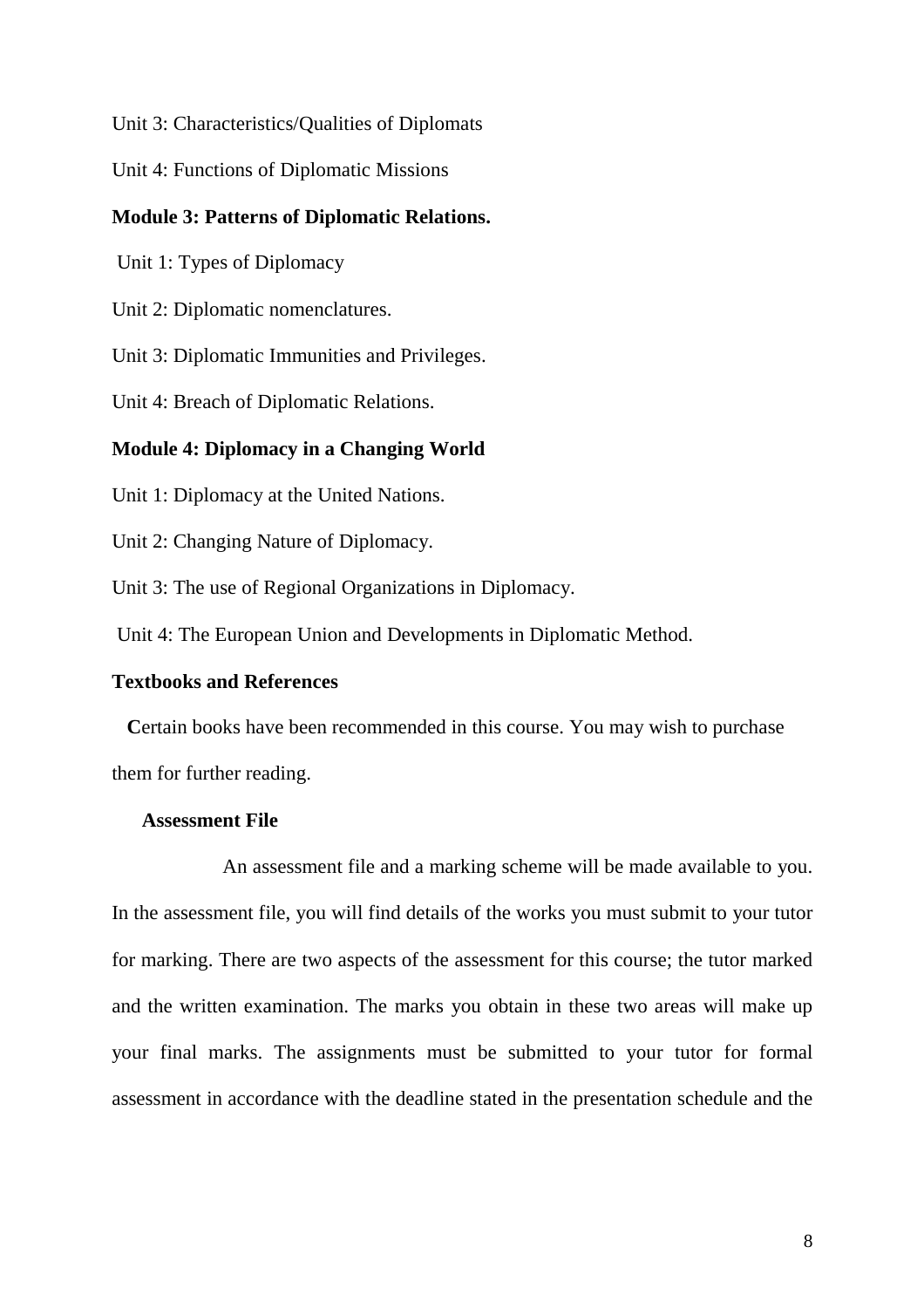Unit 3: Characteristics/Qualities of Diplomats

Unit 4: Functions of Diplomatic Missions

**Module 3: Patterns of Diplomatic Relations.**

Unit 1: Types of Diplomacy

Unit 2: Diplomatic nomenclatures.

Unit 3: Diplomatic Immunities and Privileges.

Unit 4: Breach of Diplomatic Relations.

**Module 4: Diplomacy in a Changing World**

Unit 1: Diplomacy at the United Nations.

Unit 2: Changing Nature of Diplomacy.

Unit 3: The use of Regional Organizations in Diplomacy.

Unit 4: The European Union and Developments in Diplomatic Method.

**Textbooks and References**

**C**ertain books have been recommended in this course. You may wish to purchase them for further reading.

**Assessment File**

An assessment file and a marking scheme will be made available to you. In the assessment file, you will find details of the works you must submit to your tutor for marking. There are two aspects of the assessment for this course; the tutor marked and the written examination. The marks you obtain in these two areas will make up your final marks. The assignments must be submitted to your tutor for formal assessment in accordance with the deadline stated in the presentation schedule and the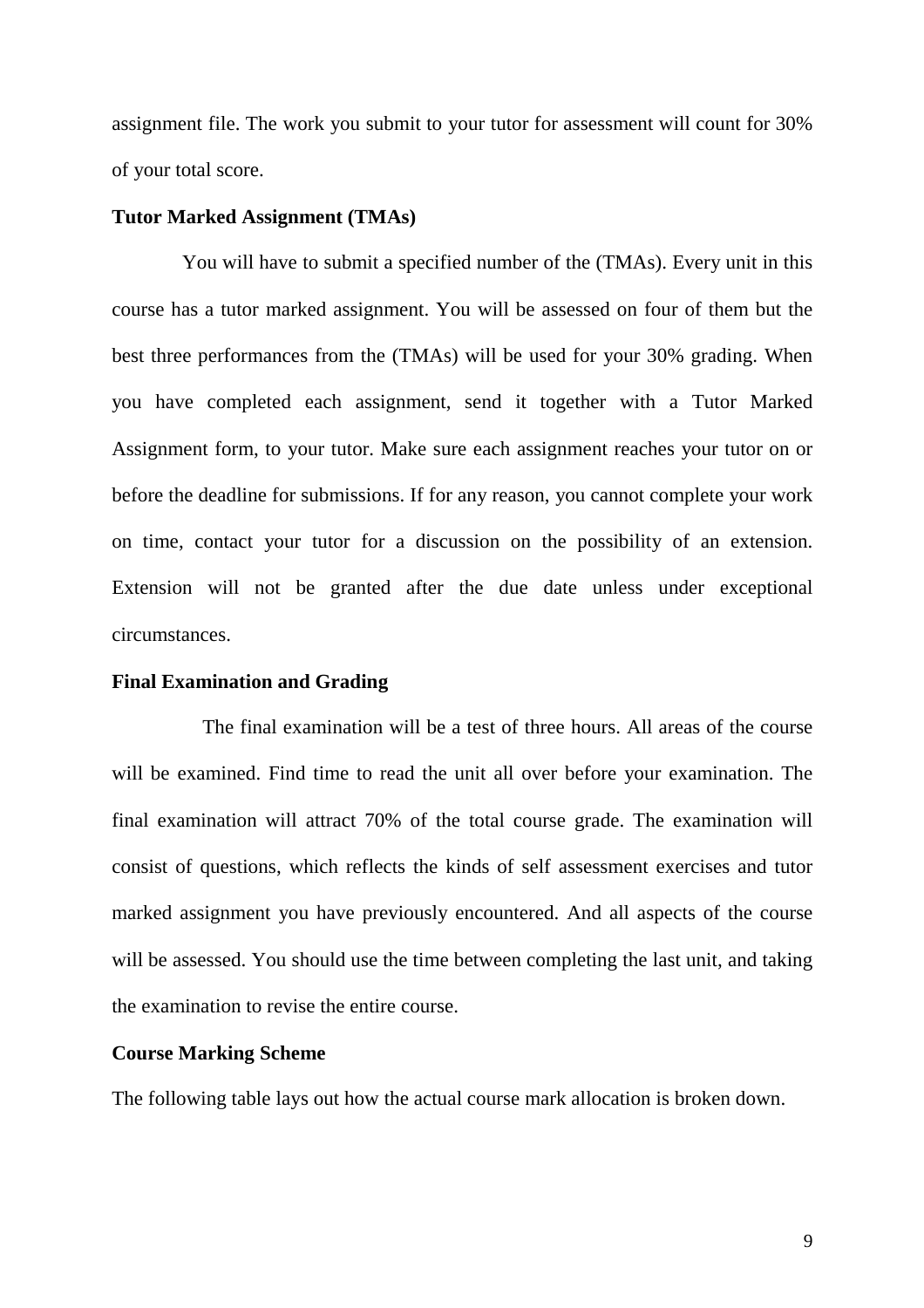assignment file. The work you submit to your tutor for assessment will count for 30% of your total score.

**Tutor Marked Assignment (TMAs)**

You will have to submit a specified number of the (TMAs). Every unit in this course has a tutor marked assignment. You will be assessed on four of them but the best three performances from the (TMAs) will be used for your 30% grading. When you have completed each assignment, send it together with a Tutor Marked Assignment form, to your tutor. Make sure each assignment reaches your tutor on or before the deadline for submissions. If for any reason, you cannot complete your work on time, contact your tutor for a discussion on the possibility of an extension. Extension will not be granted after the due date unless under exceptional circumstances.

**Final Examination and Grading**

The final examination will be a test of three hours. All areas of the course will be examined. Find time to read the unit all over before your examination. The final examination will attract 70% of the total course grade. The examination will consist of questions, which reflects the kinds of self assessment exercises and tutor marked assignment you have previously encountered. And all aspects of the course will be assessed. You should use the time between completing the last unit, and taking the examination to revise the entire course.

**Course Marking Scheme**

The following table lays out how the actual course mark allocation is broken down.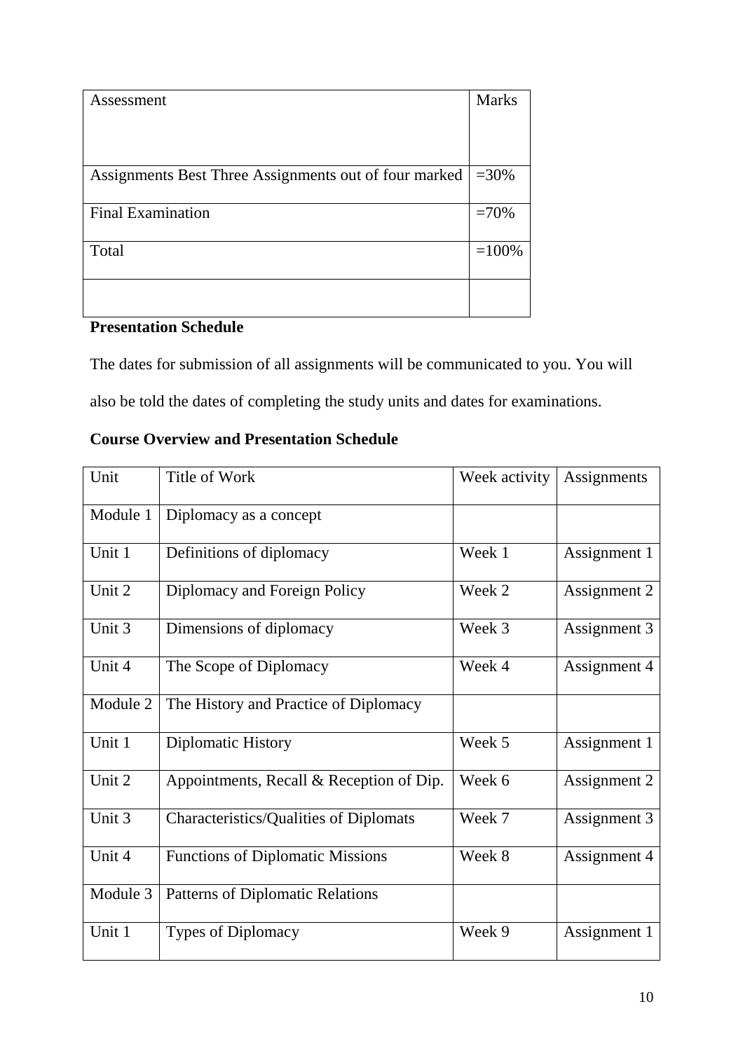| Assessment | Marks |
|---|---|
| Assignments Best Three Assignments out of four marked | =30% |
| Final Examination | =70% |
| Total | =100% |
| | |

**Presentation Schedule**

The dates for submission of all assignments will be communicated to you. You will also be told the dates of completing the study units and dates for examinations.

**Course Overview and Presentation Schedule**

| Unit | Title of Work | Week activity | Assignments |
|---|---|---|---|
| Module 1 | Diplomacy as a concept | | |
| Unit 1 | Definitions of diplomacy | Week 1 | Assignment 1 |
| Unit 2 | Diplomacy and Foreign Policy | Week 2 | Assignment 2 |
| Unit 3 | Dimensions of diplomacy | Week 3 | Assignment 3 |
| Unit 4 | The Scope of Diplomacy | Week 4 | Assignment 4 |
| Module 2 | The History and Practice of Diplomacy | | |
| Unit 1 | Diplomatic History | Week 5 | Assignment 1 |
| Unit 2 | Appointments, Recall & Reception of Dip. | Week 6 | Assignment 2 |
| Unit 3 | Characteristics/Qualities of Diplomats | Week 7 | Assignment 3 |
| Unit 4 | Functions of Diplomatic Missions | Week 8 | Assignment 4 |
| Module 3 | Patterns of Diplomatic Relations | | |
| Unit 1 | Types of Diplomacy | Week 9 | Assignment 1 |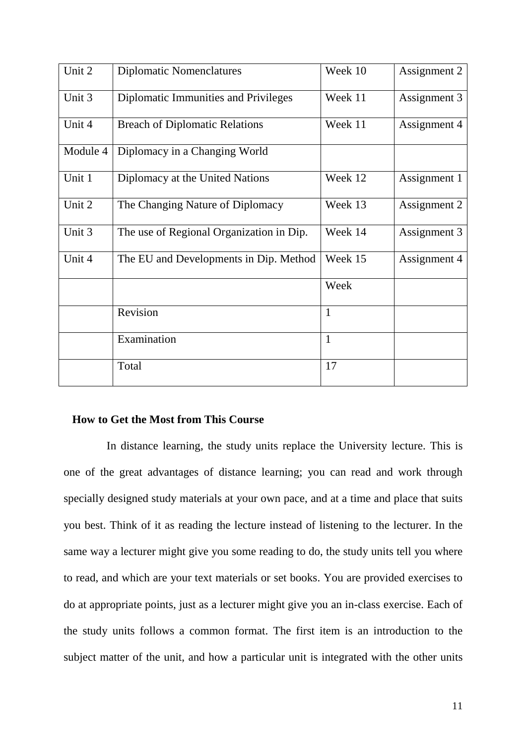| Unit 2 | Diplomatic Nomenclatures | Week 10 | Assignment 2 |
|---|---|---|---|
| Unit 3 | Diplomatic Immunities and Privileges | Week 11 | Assignment 3 |
| Unit 4 | Breach of Diplomatic Relations | Week 11 | Assignment 4 |
| Module 4 | Diplomacy in a Changing World | | |
| Unit 1 | Diplomacy at the United Nations | Week 12 | Assignment 1 |
| Unit 2 | The Changing Nature of Diplomacy | Week 13 | Assignment 2 |
| Unit 3 | The use of Regional Organization in Dip. | Week 14 | Assignment 3 |
| Unit 4 | The EU and Developments in Dip. Method | Week 15 | Assignment 4 |
| | | Week | |
| | Revision | 1 | |
| | Examination | 1 | |
| | Total | 17 | |

**How to Get the Most from This Course**

In distance learning, the study units replace the University lecture. This is one of the great advantages of distance learning; you can read and work through specially designed study materials at your own pace, and at a time and place that suits you best. Think of it as reading the lecture instead of listening to the lecturer. In the same way a lecturer might give you some reading to do, the study units tell you where to read, and which are your text materials or set books. You are provided exercises to do at appropriate points, just as a lecturer might give you an in-class exercise. Each of the study units follows a common format. The first item is an introduction to the subject matter of the unit, and how a particular unit is integrated with the other units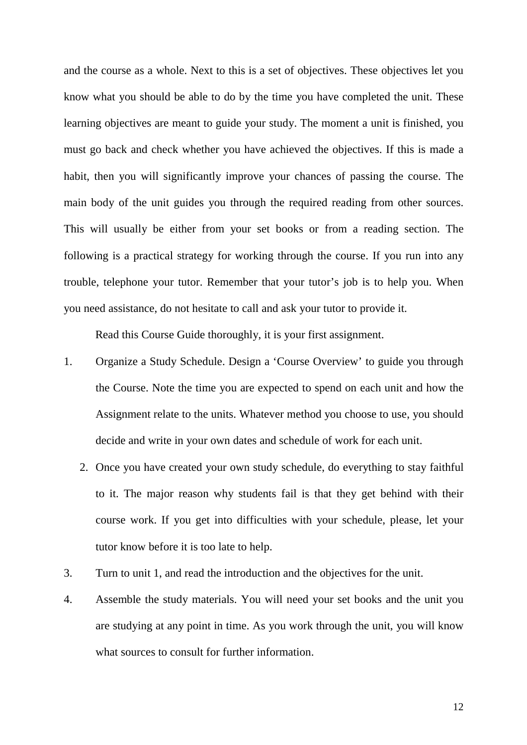and the course as a whole. Next to this is a set of objectives. These objectives let you know what you should be able to do by the time you have completed the unit. These learning objectives are meant to guide your study. The moment a unit is finished, you must go back and check whether you have achieved the objectives. If this is made a habit, then you will significantly improve your chances of passing the course. The main body of the unit guides you through the required reading from other sources. This will usually be either from your set books or from a reading section. The following is a practical strategy for working through the course. If you run into any trouble, telephone your tutor. Remember that your tutor's job is to help you. When you need assistance, do not hesitate to call and ask your tutor to provide it.

Read this Course Guide thoroughly, it is your first assignment.

1. Organize a Study Schedule. Design a 'Course Overview' to guide you through the Course. Note the time you are expected to spend on each unit and how the Assignment relate to the units. Whatever method you choose to use, you should decide and write in your own dates and schedule of work for each unit.
2. Once you have created your own study schedule, do everything to stay faithful to it. The major reason why students fail is that they get behind with their course work. If you get into difficulties with your schedule, please, let your tutor know before it is too late to help.
3. Turn to unit 1, and read the introduction and the objectives for the unit.
4. Assemble the study materials. You will need your set books and the unit you are studying at any point in time. As you work through the unit, you will know what sources to consult for further information.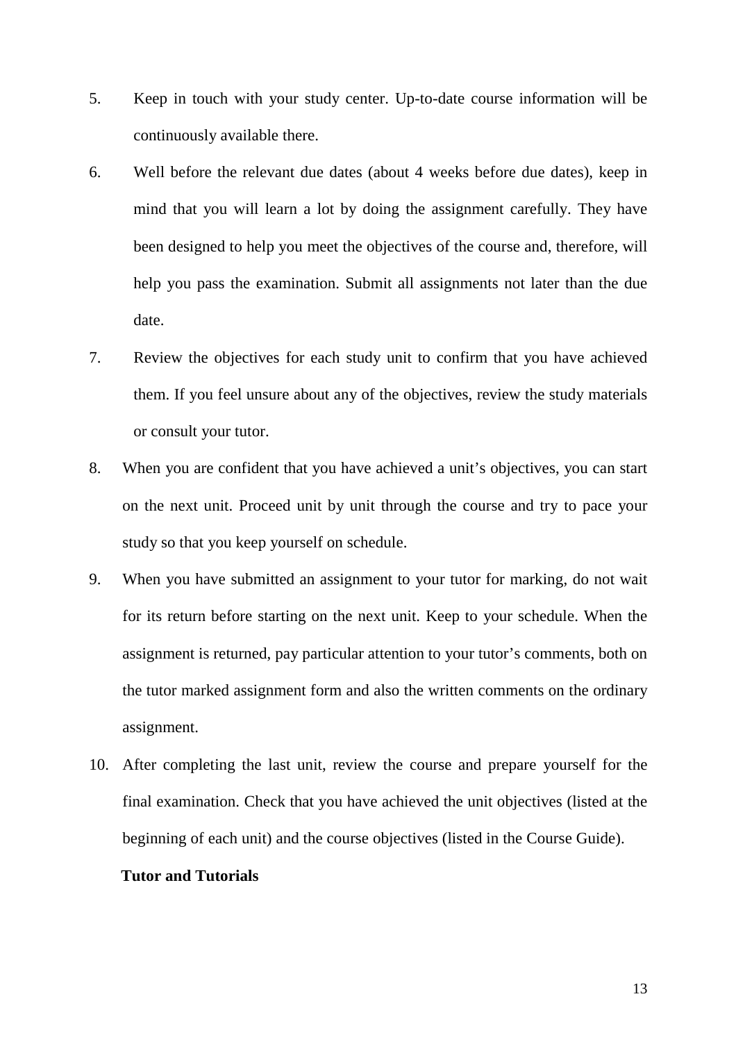5. Keep in touch with your study center. Up-to-date course information will be continuously available there.
6. Well before the relevant due dates (about 4 weeks before due dates), keep in mind that you will learn a lot by doing the assignment carefully. They have been designed to help you meet the objectives of the course and, therefore, will help you pass the examination. Submit all assignments not later than the due date.
7. Review the objectives for each study unit to confirm that you have achieved them. If you feel unsure about any of the objectives, review the study materials or consult your tutor.
8. When you are confident that you have achieved a unit's objectives, you can start on the next unit. Proceed unit by unit through the course and try to pace your study so that you keep yourself on schedule.
9. When you have submitted an assignment to your tutor for marking, do not wait for its return before starting on the next unit. Keep to your schedule. When the assignment is returned, pay particular attention to your tutor's comments, both on the tutor marked assignment form and also the written comments on the ordinary assignment.
10. After completing the last unit, review the course and prepare yourself for the final examination. Check that you have achieved the unit objectives (listed at the beginning of each unit) and the course objectives (listed in the Course Guide).

**Tutor and Tutorials**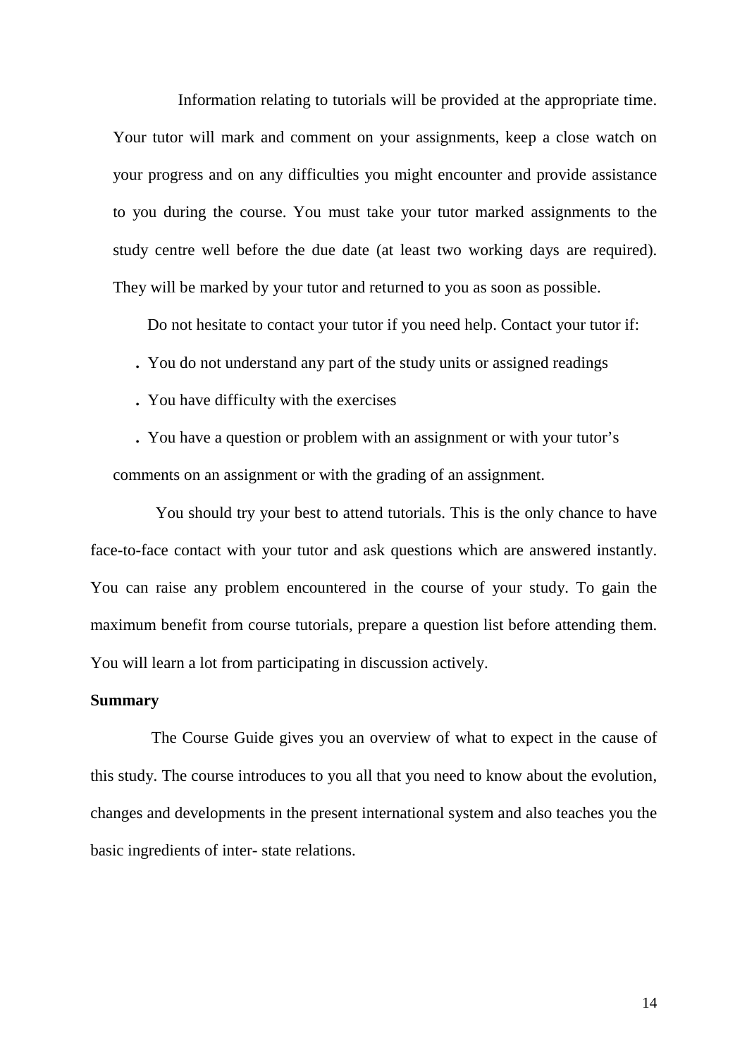Information relating to tutorials will be provided at the appropriate time. Your tutor will mark and comment on your assignments, keep a close watch on your progress and on any difficulties you might encounter and provide assistance to you during the course. You must take your tutor marked assignments to the study centre well before the due date (at least two working days are required). They will be marked by your tutor and returned to you as soon as possible.

Do not hesitate to contact your tutor if you need help. Contact your tutor if:

- You do not understand any part of the study units or assigned readings
- You have difficulty with the exercises
- You have a question or problem with an assignment or with your tutor's comments on an assignment or with the grading of an assignment.

You should try your best to attend tutorials. This is the only chance to have face-to-face contact with your tutor and ask questions which are answered instantly. You can raise any problem encountered in the course of your study. To gain the maximum benefit from course tutorials, prepare a question list before attending them. You will learn a lot from participating in discussion actively.

**Summary**

The Course Guide gives you an overview of what to expect in the cause of this study. The course introduces to you all that you need to know about the evolution, changes and developments in the present international system and also teaches you the basic ingredients of inter- state relations.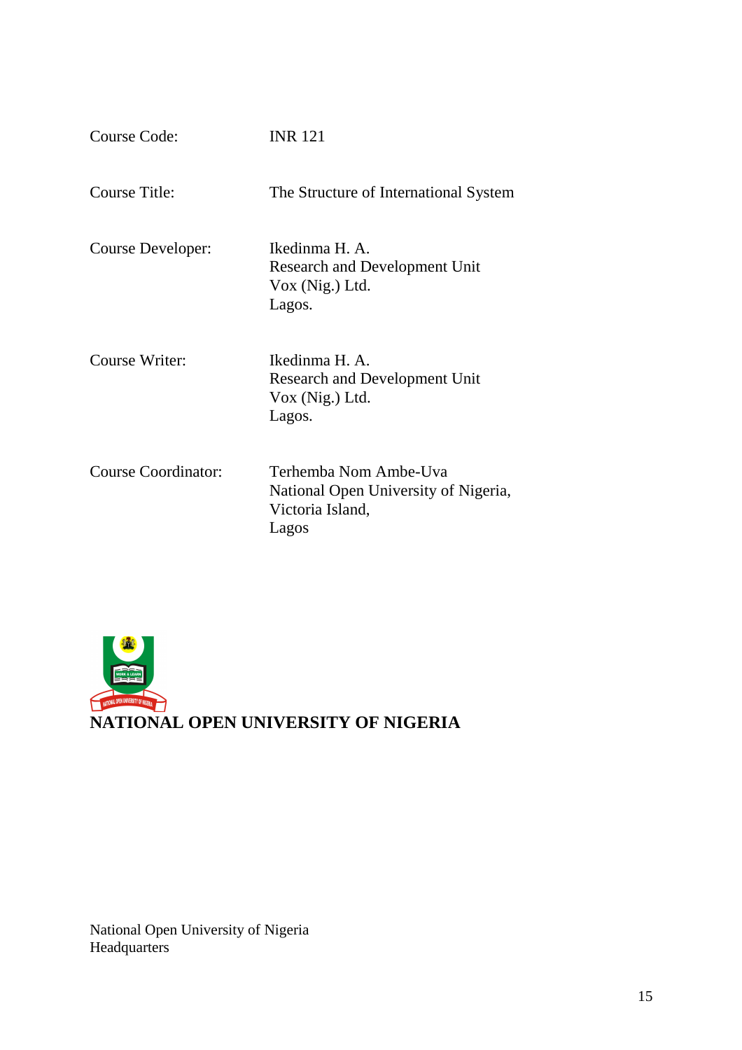| | |
|---|---|
| Course Code: | INR 121 |
| Course Title: | The Structure of International System |
| Course Developer: | Ikedinma H. A.<br>Research and Development Unit<br>Vox (Nig.) Ltd.<br>Lagos. |
| Course Writer: | Ikedinma H. A.<br>Research and Development Unit<br>Vox (Nig.) Ltd.<br>Lagos. |
| Course Coordinator: | Terhemba Nom Ambe-Uva<br>National Open University of Nigeria,<br>Victoria Island,<br>Lagos |

**NATIONAL OPEN UNIVERSITY OF NIGERIA**

National Open University of Nigeria
Headquarters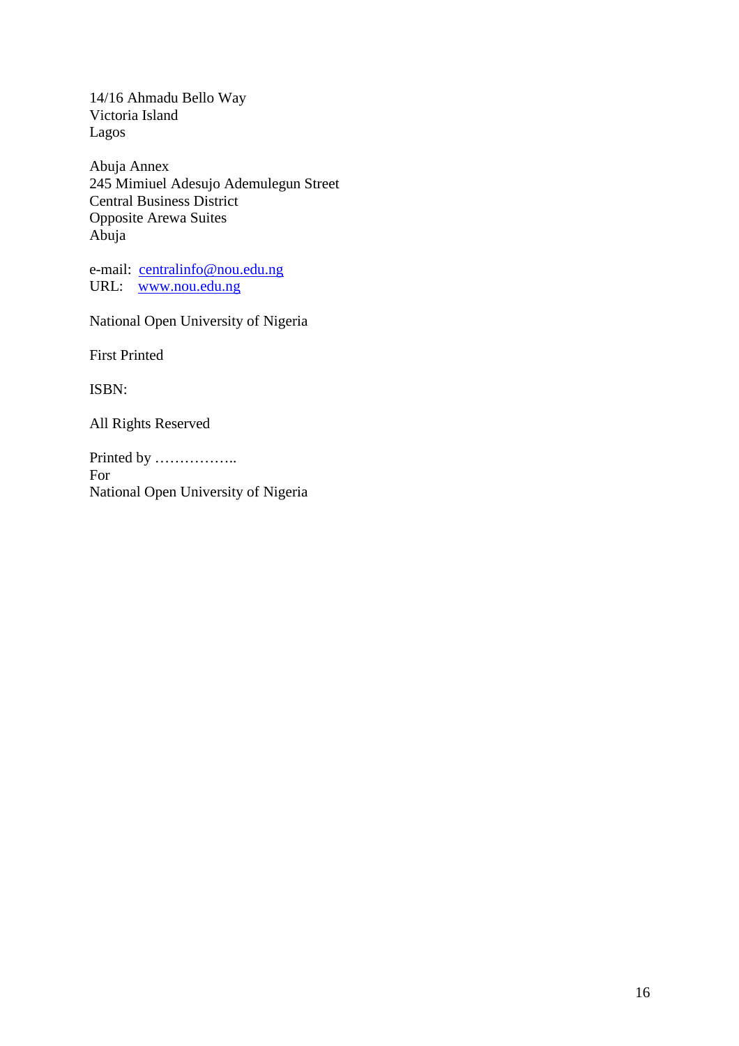14/16 Ahmadu Bello Way
Victoria Island
Lagos

Abuja Annex
245 Mimiuel Adesujo Ademulegun Street
Central Business District
Opposite Arewa Suites
Abuja

e-mail: centralinfo@nou.edu.ng
URL: www.nou.edu.ng

National Open University of Nigeria

First Printed

ISBN:

All Rights Reserved

Printed by ……………..
For
National Open University of Nigeria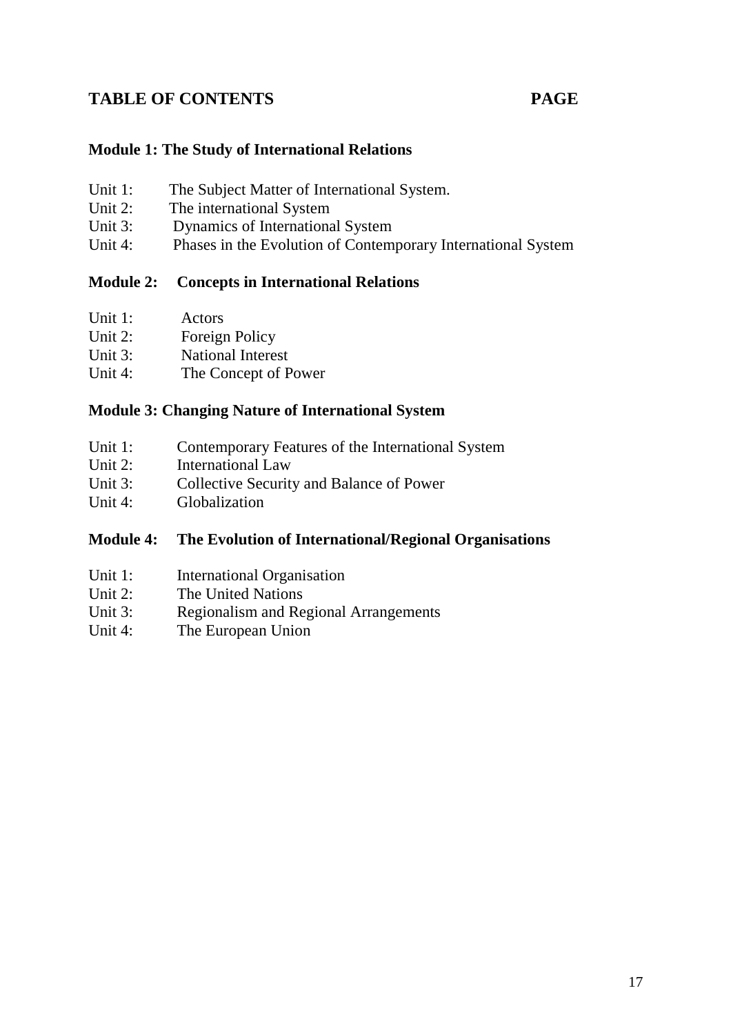## TABLE OF CONTENTS PAGE

### Module 1: The Study of International Relations

Unit 1: The Subject Matter of International System.
Unit 2: The international System
Unit 3: Dynamics of International System
Unit 4: Phases in the Evolution of Contemporary International System

### Module 2: Concepts in International Relations

Unit 1: Actors
Unit 2: Foreign Policy
Unit 3: National Interest
Unit 4: The Concept of Power

### Module 3: Changing Nature of International System

Unit 1: Contemporary Features of the International System
Unit 2: International Law
Unit 3: Collective Security and Balance of Power
Unit 4: Globalization

### Module 4: The Evolution of International/Regional Organisations

Unit 1: International Organisation
Unit 2: The United Nations
Unit 3: Regionalism and Regional Arrangements
Unit 4: The European Union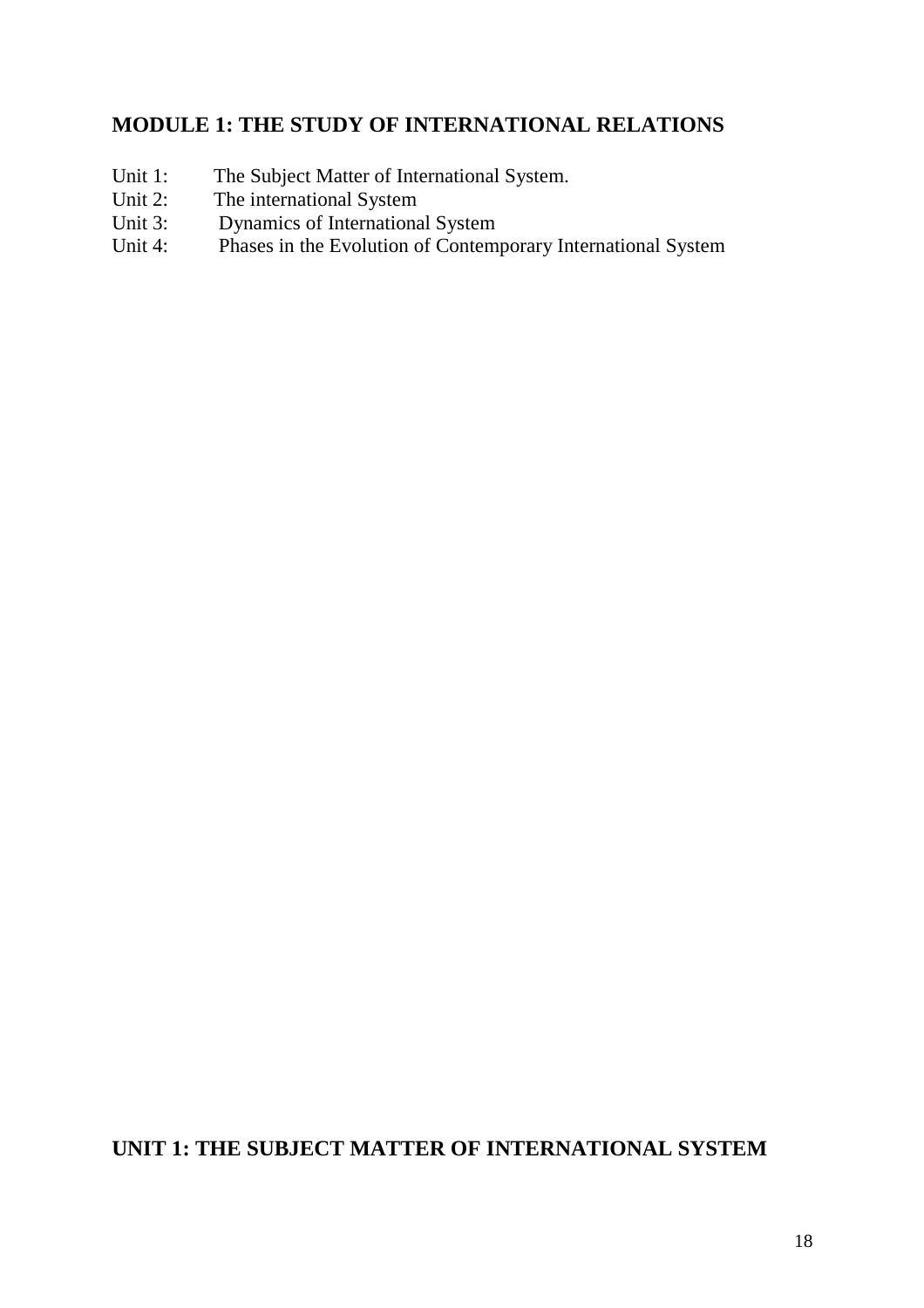## MODULE 1: THE STUDY OF INTERNATIONAL RELATIONS

Unit 1: The Subject Matter of International System.
Unit 2: The international System
Unit 3: Dynamics of International System
Unit 4: Phases in the Evolution of Contemporary International System

## UNIT 1: THE SUBJECT MATTER OF INTERNATIONAL SYSTEM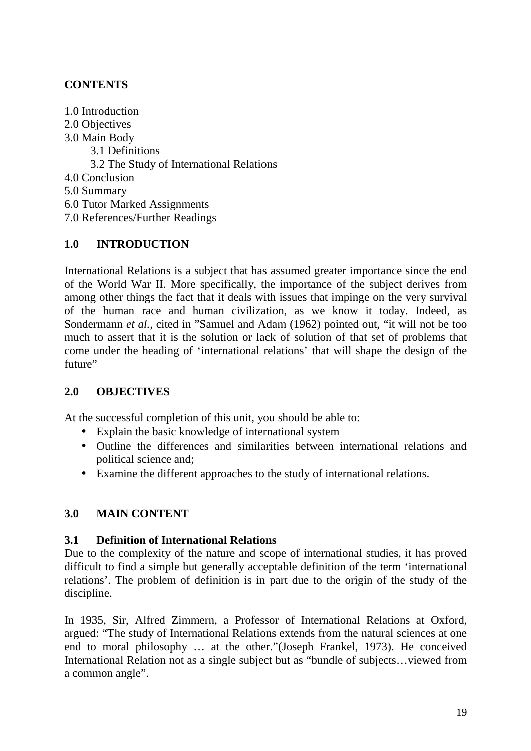**CONTENTS**

1.0 Introduction
2.0 Objectives
3.0 Main Body
  3.1 Definitions
  3.2 The Study of International Relations
4.0 Conclusion
5.0 Summary
6.0 Tutor Marked Assignments
7.0 References/Further Readings

## 1.0 INTRODUCTION

International Relations is a subject that has assumed greater importance since the end of the World War II. More specifically, the importance of the subject derives from among other things the fact that it deals with issues that impinge on the very survival of the human race and human civilization, as we know it today. Indeed, as Sondermann *et al.,* cited in "Samuel and Adam (1962) pointed out, "it will not be too much to assert that it is the solution or lack of solution of that set of problems that come under the heading of 'international relations' that will shape the design of the future"

## 2.0 OBJECTIVES

At the successful completion of this unit, you should be able to:

- Explain the basic knowledge of international system
- Outline the differences and similarities between international relations and political science and;
- Examine the different approaches to the study of international relations.

## 3.0 MAIN CONTENT

### 3.1 Definition of International Relations

Due to the complexity of the nature and scope of international studies, it has proved difficult to find a simple but generally acceptable definition of the term 'international relations'. The problem of definition is in part due to the origin of the study of the discipline.

In 1935, Sir, Alfred Zimmern, a Professor of International Relations at Oxford, argued: "The study of International Relations extends from the natural sciences at one end to moral philosophy … at the other."(Joseph Frankel, 1973). He conceived International Relation not as a single subject but as "bundle of subjects…viewed from a common angle".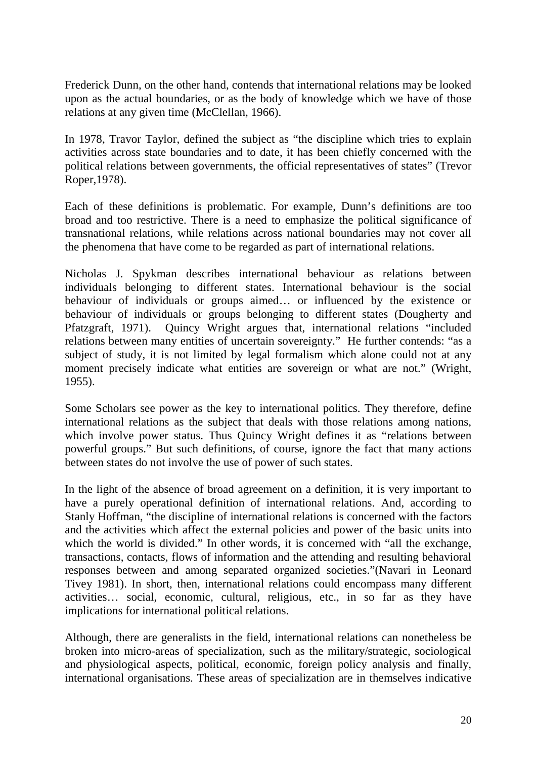Frederick Dunn, on the other hand, contends that international relations may be looked upon as the actual boundaries, or as the body of knowledge which we have of those relations at any given time (McClellan, 1966).

In 1978, Travor Taylor, defined the subject as "the discipline which tries to explain activities across state boundaries and to date, it has been chiefly concerned with the political relations between governments, the official representatives of states" (Trevor Roper,1978).

Each of these definitions is problematic. For example, Dunn's definitions are too broad and too restrictive. There is a need to emphasize the political significance of transnational relations, while relations across national boundaries may not cover all the phenomena that have come to be regarded as part of international relations.

Nicholas J. Spykman describes international behaviour as relations between individuals belonging to different states. International behaviour is the social behaviour of individuals or groups aimed… or influenced by the existence or behaviour of individuals or groups belonging to different states (Dougherty and Pfatzgraft, 1971). Quincy Wright argues that, international relations "included relations between many entities of uncertain sovereignty." He further contends: "as a subject of study, it is not limited by legal formalism which alone could not at any moment precisely indicate what entities are sovereign or what are not." (Wright, 1955).

Some Scholars see power as the key to international politics. They therefore, define international relations as the subject that deals with those relations among nations, which involve power status. Thus Quincy Wright defines it as "relations between powerful groups." But such definitions, of course, ignore the fact that many actions between states do not involve the use of power of such states.

In the light of the absence of broad agreement on a definition, it is very important to have a purely operational definition of international relations. And, according to Stanly Hoffman, "the discipline of international relations is concerned with the factors and the activities which affect the external policies and power of the basic units into which the world is divided." In other words, it is concerned with "all the exchange, transactions, contacts, flows of information and the attending and resulting behavioral responses between and among separated organized societies."(Navari in Leonard Tivey 1981). In short, then, international relations could encompass many different activities… social, economic, cultural, religious, etc., in so far as they have implications for international political relations.

Although, there are generalists in the field, international relations can nonetheless be broken into micro-areas of specialization, such as the military/strategic, sociological and physiological aspects, political, economic, foreign policy analysis and finally, international organisations. These areas of specialization are in themselves indicative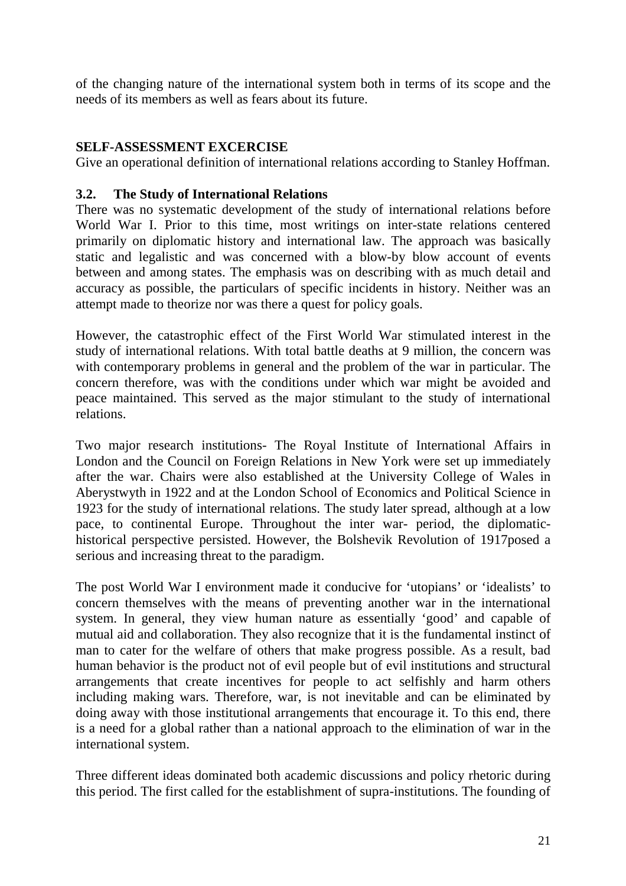of the changing nature of the international system both in terms of its scope and the needs of its members as well as fears about its future.

**SELF-ASSESSMENT EXCERCISE**

Give an operational definition of international relations according to Stanley Hoffman.

### 3.2. The Study of International Relations

There was no systematic development of the study of international relations before World War I. Prior to this time, most writings on inter-state relations centered primarily on diplomatic history and international law. The approach was basically static and legalistic and was concerned with a blow-by blow account of events between and among states. The emphasis was on describing with as much detail and accuracy as possible, the particulars of specific incidents in history. Neither was an attempt made to theorize nor was there a quest for policy goals.

However, the catastrophic effect of the First World War stimulated interest in the study of international relations. With total battle deaths at 9 million, the concern was with contemporary problems in general and the problem of the war in particular. The concern therefore, was with the conditions under which war might be avoided and peace maintained. This served as the major stimulant to the study of international relations.

Two major research institutions- The Royal Institute of International Affairs in London and the Council on Foreign Relations in New York were set up immediately after the war. Chairs were also established at the University College of Wales in Aberystwyth in 1922 and at the London School of Economics and Political Science in 1923 for the study of international relations. The study later spread, although at a low pace, to continental Europe. Throughout the inter war- period, the diplomatic-historical perspective persisted. However, the Bolshevik Revolution of 1917posed a serious and increasing threat to the paradigm.

The post World War I environment made it conducive for 'utopians' or 'idealists' to concern themselves with the means of preventing another war in the international system. In general, they view human nature as essentially 'good' and capable of mutual aid and collaboration. They also recognize that it is the fundamental instinct of man to cater for the welfare of others that make progress possible. As a result, bad human behavior is the product not of evil people but of evil institutions and structural arrangements that create incentives for people to act selfishly and harm others including making wars. Therefore, war, is not inevitable and can be eliminated by doing away with those institutional arrangements that encourage it. To this end, there is a need for a global rather than a national approach to the elimination of war in the international system.

Three different ideas dominated both academic discussions and policy rhetoric during this period. The first called for the establishment of supra-institutions. The founding of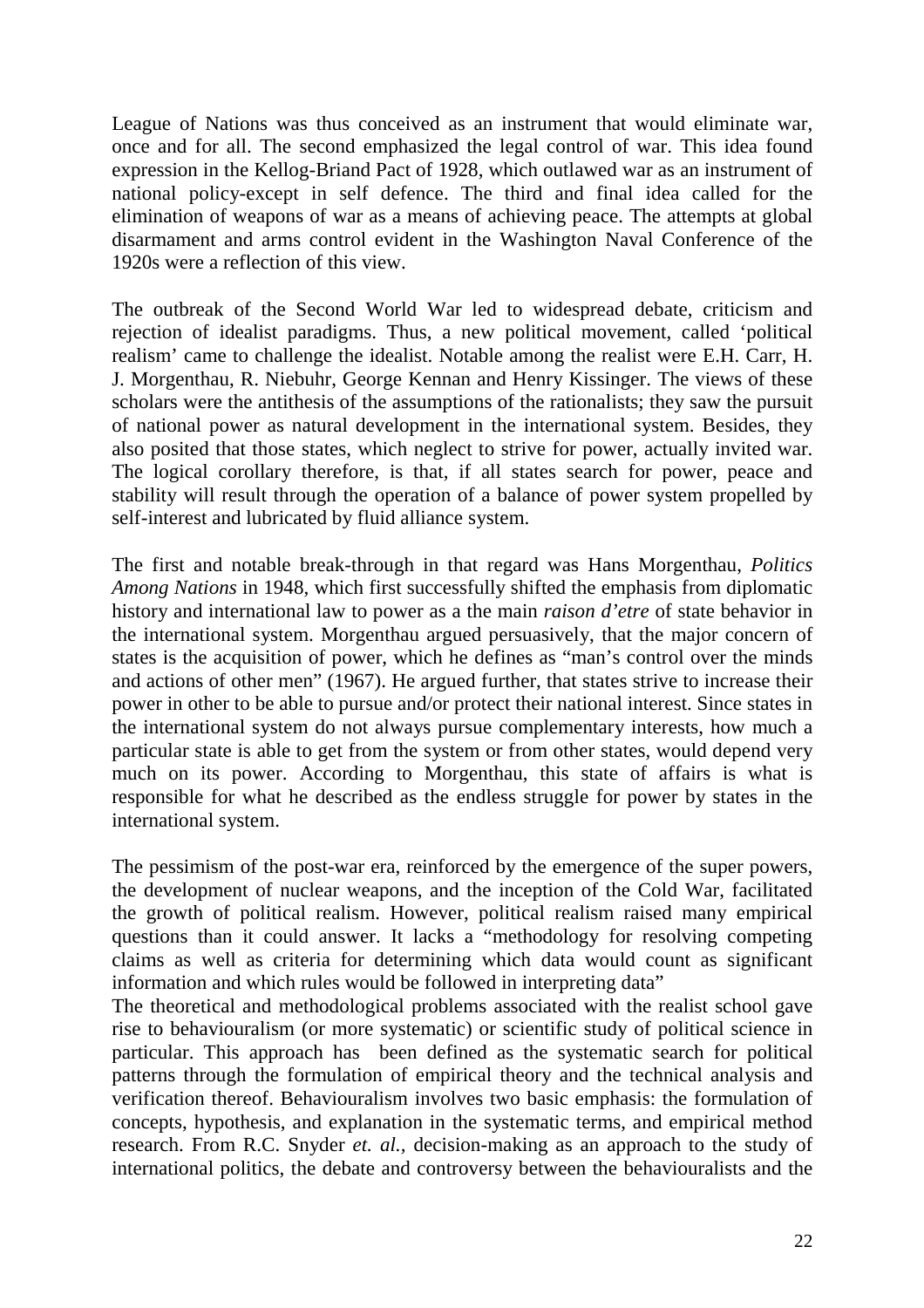League of Nations was thus conceived as an instrument that would eliminate war, once and for all. The second emphasized the legal control of war. This idea found expression in the Kellog-Briand Pact of 1928, which outlawed war as an instrument of national policy-except in self defence. The third and final idea called for the elimination of weapons of war as a means of achieving peace. The attempts at global disarmament and arms control evident in the Washington Naval Conference of the 1920s were a reflection of this view.

The outbreak of the Second World War led to widespread debate, criticism and rejection of idealist paradigms. Thus, a new political movement, called 'political realism' came to challenge the idealist. Notable among the realist were E.H. Carr, H. J. Morgenthau, R. Niebuhr, George Kennan and Henry Kissinger. The views of these scholars were the antithesis of the assumptions of the rationalists; they saw the pursuit of national power as natural development in the international system. Besides, they also posited that those states, which neglect to strive for power, actually invited war. The logical corollary therefore, is that, if all states search for power, peace and stability will result through the operation of a balance of power system propelled by self-interest and lubricated by fluid alliance system.

The first and notable break-through in that regard was Hans Morgenthau, *Politics Among Nations* in 1948, which first successfully shifted the emphasis from diplomatic history and international law to power as a the main *raison d'etre* of state behavior in the international system. Morgenthau argued persuasively, that the major concern of states is the acquisition of power, which he defines as "man's control over the minds and actions of other men" (1967). He argued further, that states strive to increase their power in other to be able to pursue and/or protect their national interest. Since states in the international system do not always pursue complementary interests, how much a particular state is able to get from the system or from other states, would depend very much on its power. According to Morgenthau, this state of affairs is what is responsible for what he described as the endless struggle for power by states in the international system.

The pessimism of the post-war era, reinforced by the emergence of the super powers, the development of nuclear weapons, and the inception of the Cold War, facilitated the growth of political realism. However, political realism raised many empirical questions than it could answer. It lacks a "methodology for resolving competing claims as well as criteria for determining which data would count as significant information and which rules would be followed in interpreting data"

The theoretical and methodological problems associated with the realist school gave rise to behaviouralism (or more systematic) or scientific study of political science in particular. This approach has been defined as the systematic search for political patterns through the formulation of empirical theory and the technical analysis and verification thereof. Behaviouralism involves two basic emphasis: the formulation of concepts, hypothesis, and explanation in the systematic terms, and empirical method research. From R.C. Snyder *et. al.,* decision-making as an approach to the study of international politics, the debate and controversy between the behaviouralists and the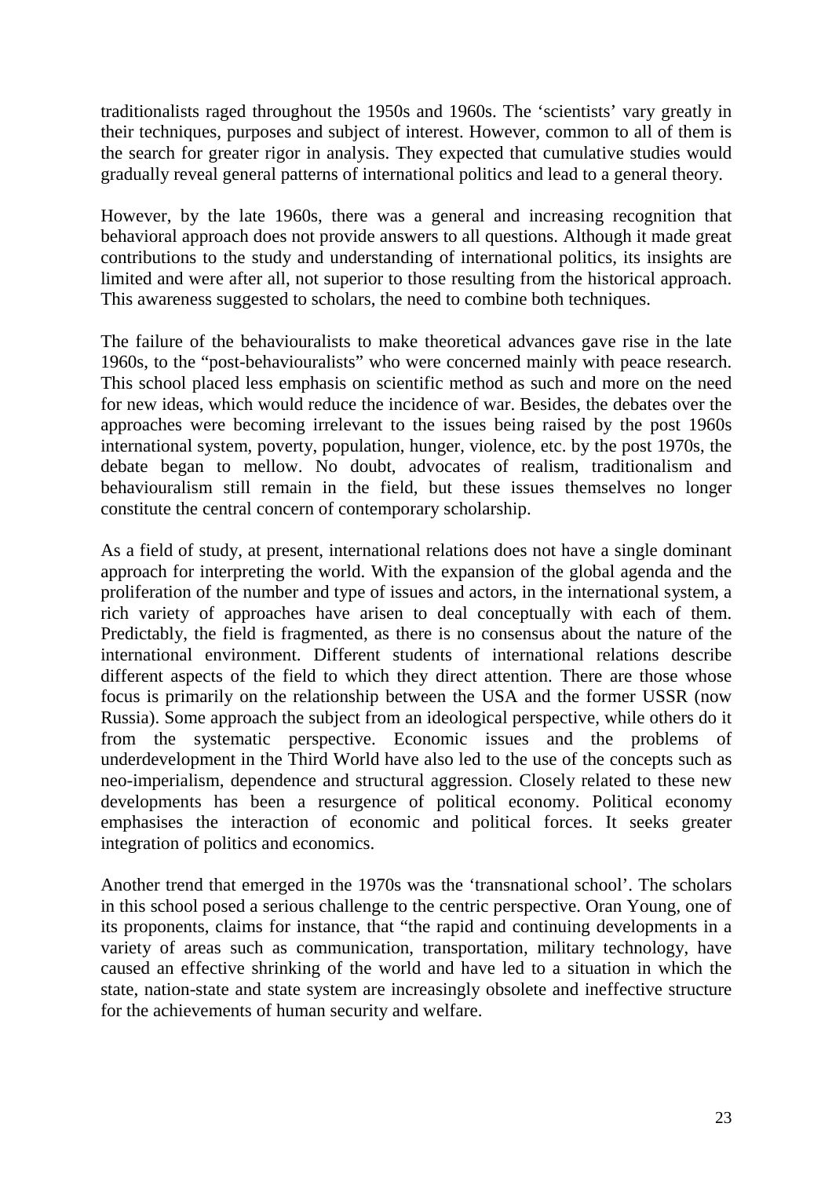traditionalists raged throughout the 1950s and 1960s. The 'scientists' vary greatly in their techniques, purposes and subject of interest. However, common to all of them is the search for greater rigor in analysis. They expected that cumulative studies would gradually reveal general patterns of international politics and lead to a general theory.

However, by the late 1960s, there was a general and increasing recognition that behavioral approach does not provide answers to all questions. Although it made great contributions to the study and understanding of international politics, its insights are limited and were after all, not superior to those resulting from the historical approach. This awareness suggested to scholars, the need to combine both techniques.

The failure of the behaviouralists to make theoretical advances gave rise in the late 1960s, to the "post-behaviouralists" who were concerned mainly with peace research. This school placed less emphasis on scientific method as such and more on the need for new ideas, which would reduce the incidence of war. Besides, the debates over the approaches were becoming irrelevant to the issues being raised by the post 1960s international system, poverty, population, hunger, violence, etc. by the post 1970s, the debate began to mellow. No doubt, advocates of realism, traditionalism and behaviouralism still remain in the field, but these issues themselves no longer constitute the central concern of contemporary scholarship.

As a field of study, at present, international relations does not have a single dominant approach for interpreting the world. With the expansion of the global agenda and the proliferation of the number and type of issues and actors, in the international system, a rich variety of approaches have arisen to deal conceptually with each of them. Predictably, the field is fragmented, as there is no consensus about the nature of the international environment. Different students of international relations describe different aspects of the field to which they direct attention. There are those whose focus is primarily on the relationship between the USA and the former USSR (now Russia). Some approach the subject from an ideological perspective, while others do it from the systematic perspective. Economic issues and the problems of underdevelopment in the Third World have also led to the use of the concepts such as neo-imperialism, dependence and structural aggression. Closely related to these new developments has been a resurgence of political economy. Political economy emphasises the interaction of economic and political forces. It seeks greater integration of politics and economics.

Another trend that emerged in the 1970s was the 'transnational school'. The scholars in this school posed a serious challenge to the centric perspective. Oran Young, one of its proponents, claims for instance, that "the rapid and continuing developments in a variety of areas such as communication, transportation, military technology, have caused an effective shrinking of the world and have led to a situation in which the state, nation-state and state system are increasingly obsolete and ineffective structure for the achievements of human security and welfare.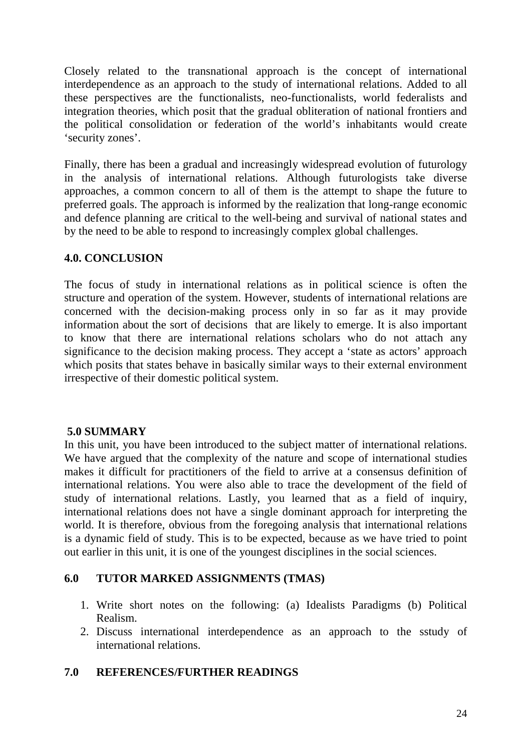Closely related to the transnational approach is the concept of international interdependence as an approach to the study of international relations. Added to all these perspectives are the functionalists, neo-functionalists, world federalists and integration theories, which posit that the gradual obliteration of national frontiers and the political consolidation or federation of the world's inhabitants would create 'security zones'.

Finally, there has been a gradual and increasingly widespread evolution of futurology in the analysis of international relations. Although futurologists take diverse approaches, a common concern to all of them is the attempt to shape the future to preferred goals. The approach is informed by the realization that long-range economic and defence planning are critical to the well-being and survival of national states and by the need to be able to respond to increasingly complex global challenges.

## 4.0. CONCLUSION

The focus of study in international relations as in political science is often the structure and operation of the system. However, students of international relations are concerned with the decision-making process only in so far as it may provide information about the sort of decisions that are likely to emerge. It is also important to know that there are international relations scholars who do not attach any significance to the decision making process. They accept a 'state as actors' approach which posits that states behave in basically similar ways to their external environment irrespective of their domestic political system.

## 5.0 SUMMARY

In this unit, you have been introduced to the subject matter of international relations. We have argued that the complexity of the nature and scope of international studies makes it difficult for practitioners of the field to arrive at a consensus definition of international relations. You were also able to trace the development of the field of study of international relations. Lastly, you learned that as a field of inquiry, international relations does not have a single dominant approach for interpreting the world. It is therefore, obvious from the foregoing analysis that international relations is a dynamic field of study. This is to be expected, because as we have tried to point out earlier in this unit, it is one of the youngest disciplines in the social sciences.

## 6.0 TUTOR MARKED ASSIGNMENTS (TMAS)

1. Write short notes on the following: (a) Idealists Paradigms (b) Political Realism.
2. Discuss international interdependence as an approach to the sstudy of international relations.

## 7.0 REFERENCES/FURTHER READINGS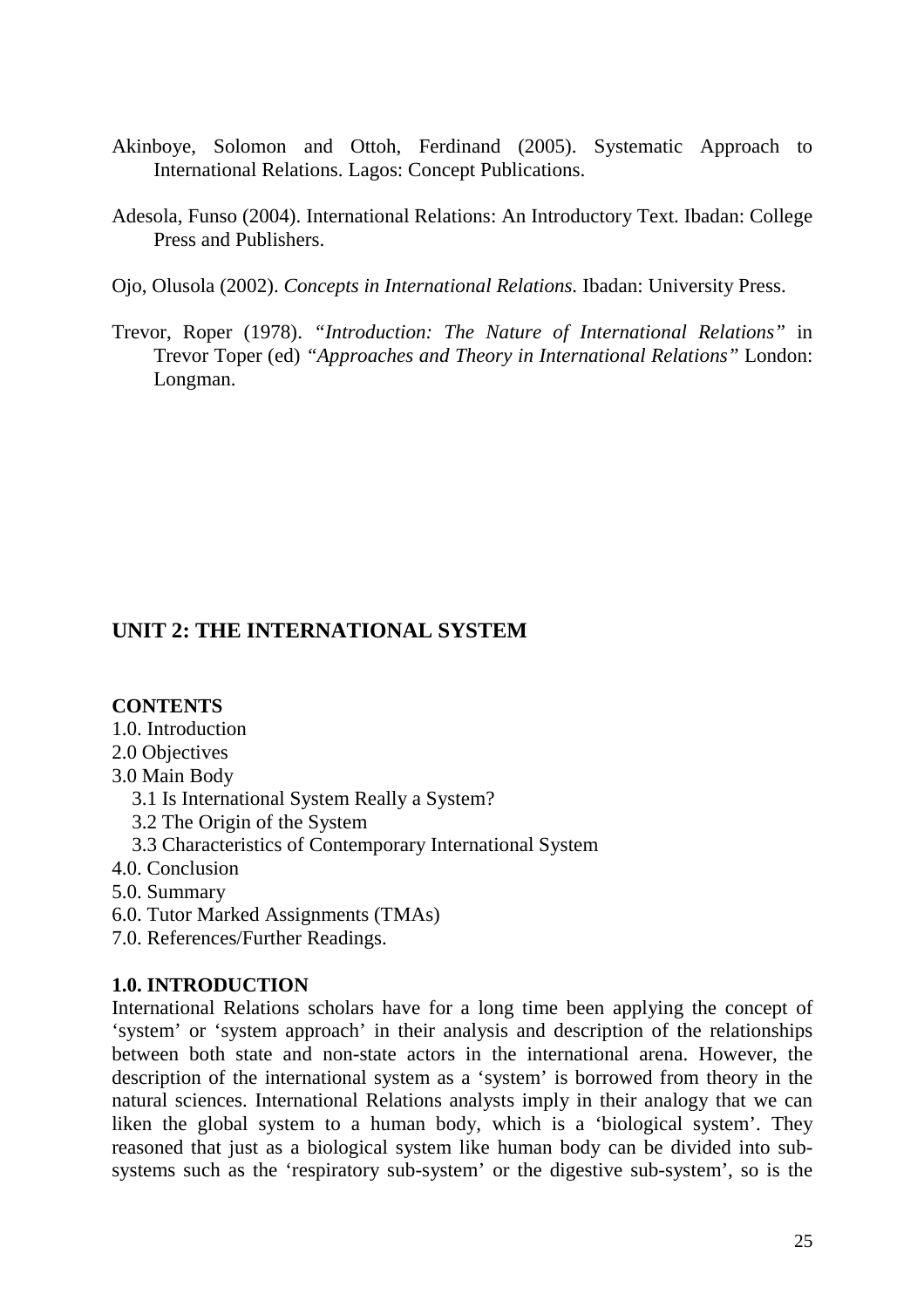Akinboye, Solomon and Ottoh, Ferdinand (2005). Systematic Approach to International Relations. Lagos: Concept Publications.

Adesola, Funso (2004). International Relations: An Introductory Text. Ibadan: College Press and Publishers.

Ojo, Olusola (2002). *Concepts in International Relations.* Ibadan: University Press.

Trevor, Roper (1978). *"Introduction: The Nature of International Relations"* in Trevor Toper (ed) *"Approaches and Theory in International Relations"* London: Longman.

## UNIT 2: THE INTERNATIONAL SYSTEM

**CONTENTS**

1.0. Introduction
2.0 Objectives
3.0 Main Body
   3.1 Is International System Really a System?
   3.2 The Origin of the System
   3.3 Characteristics of Contemporary International System
4.0. Conclusion
5.0. Summary
6.0. Tutor Marked Assignments (TMAs)
7.0. References/Further Readings.

### 1.0. INTRODUCTION

International Relations scholars have for a long time been applying the concept of 'system' or 'system approach' in their analysis and description of the relationships between both state and non-state actors in the international arena. However, the description of the international system as a 'system' is borrowed from theory in the natural sciences. International Relations analysts imply in their analogy that we can liken the global system to a human body, which is a 'biological system'. They reasoned that just as a biological system like human body can be divided into sub-systems such as the 'respiratory sub-system' or the digestive sub-system', so is the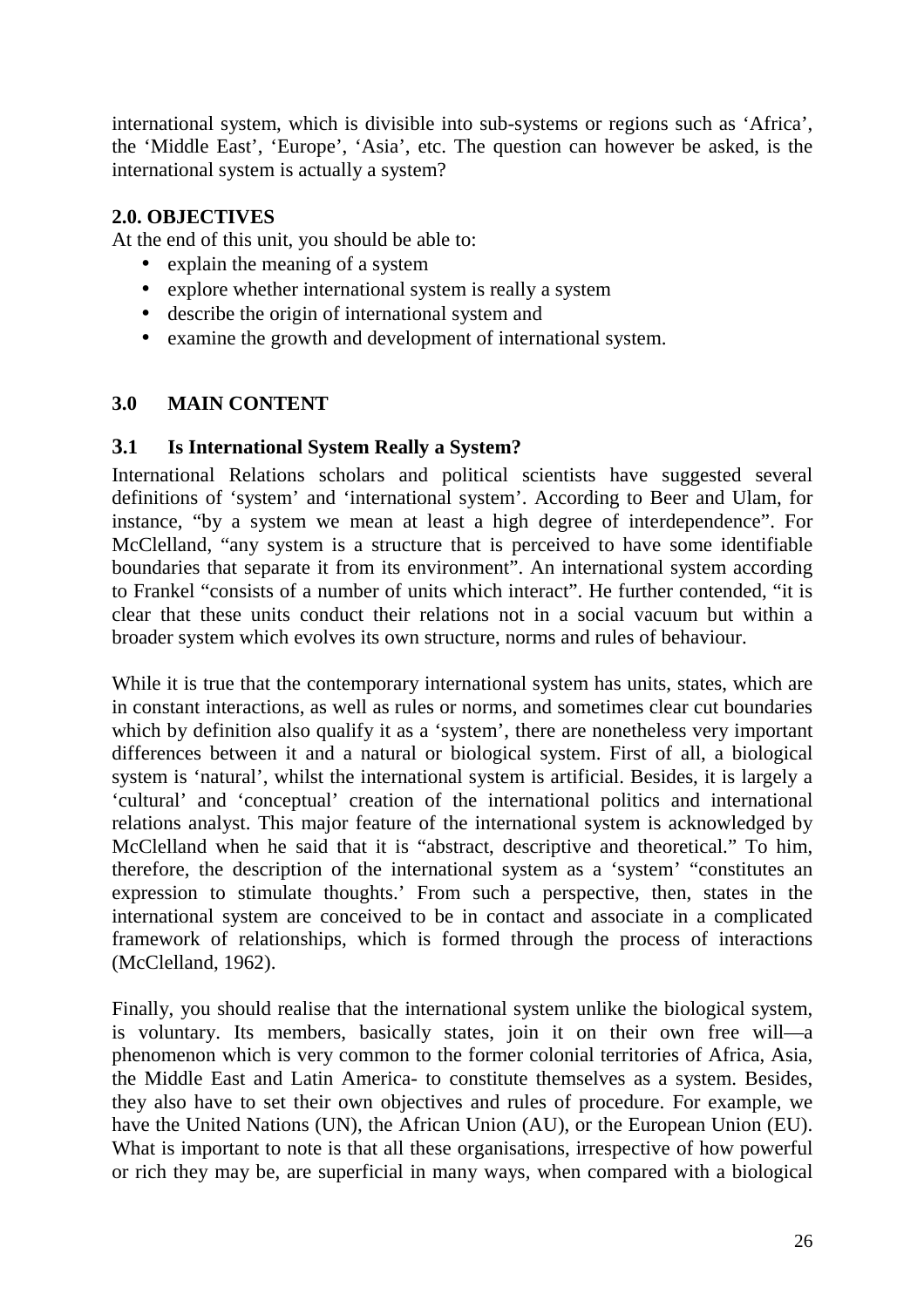international system, which is divisible into sub-systems or regions such as ‘Africa’, the ‘Middle East’, ‘Europe’, ‘Asia’, etc. The question can however be asked, is the international system is actually a system?

## 2.0. OBJECTIVES

At the end of this unit, you should be able to:

- explain the meaning of a system
- explore whether international system is really a system
- describe the origin of international system and
- examine the growth and development of international system.

## 3.0 MAIN CONTENT

### 3.1 Is International System Really a System?

International Relations scholars and political scientists have suggested several definitions of ‘system’ and ‘international system’. According to Beer and Ulam, for instance, “by a system we mean at least a high degree of interdependence”. For McClelland, “any system is a structure that is perceived to have some identifiable boundaries that separate it from its environment”. An international system according to Frankel “consists of a number of units which interact”. He further contended, “it is clear that these units conduct their relations not in a social vacuum but within a broader system which evolves its own structure, norms and rules of behaviour.

While it is true that the contemporary international system has units, states, which are in constant interactions, as well as rules or norms, and sometimes clear cut boundaries which by definition also qualify it as a ‘system’, there are nonetheless very important differences between it and a natural or biological system. First of all, a biological system is ‘natural’, whilst the international system is artificial. Besides, it is largely a ‘cultural’ and ‘conceptual’ creation of the international politics and international relations analyst. This major feature of the international system is acknowledged by McClelland when he said that it is “abstract, descriptive and theoretical.” To him, therefore, the description of the international system as a ‘system’ “constitutes an expression to stimulate thoughts.’ From such a perspective, then, states in the international system are conceived to be in contact and associate in a complicated framework of relationships, which is formed through the process of interactions (McClelland, 1962).

Finally, you should realise that the international system unlike the biological system, is voluntary. Its members, basically states, join it on their own free will—a phenomenon which is very common to the former colonial territories of Africa, Asia, the Middle East and Latin America- to constitute themselves as a system. Besides, they also have to set their own objectives and rules of procedure. For example, we have the United Nations (UN), the African Union (AU), or the European Union (EU). What is important to note is that all these organisations, irrespective of how powerful or rich they may be, are superficial in many ways, when compared with a biological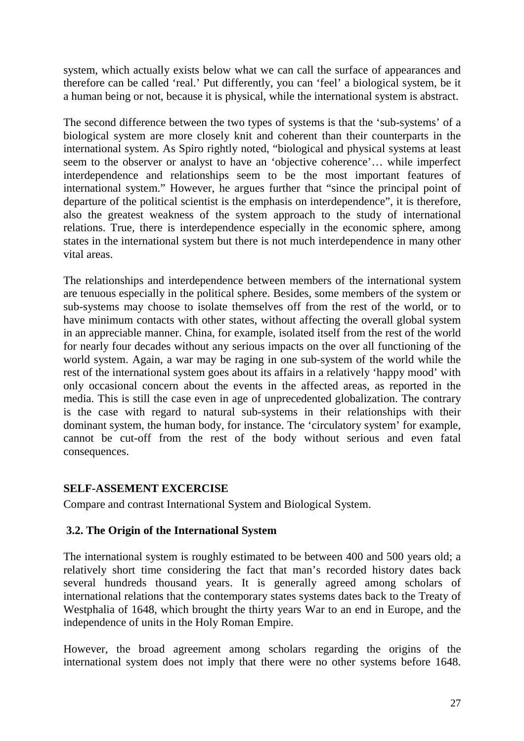system, which actually exists below what we can call the surface of appearances and therefore can be called 'real.' Put differently, you can 'feel' a biological system, be it a human being or not, because it is physical, while the international system is abstract.

The second difference between the two types of systems is that the 'sub-systems' of a biological system are more closely knit and coherent than their counterparts in the international system. As Spiro rightly noted, "biological and physical systems at least seem to the observer or analyst to have an 'objective coherence'… while imperfect interdependence and relationships seem to be the most important features of international system." However, he argues further that "since the principal point of departure of the political scientist is the emphasis on interdependence", it is therefore, also the greatest weakness of the system approach to the study of international relations. True, there is interdependence especially in the economic sphere, among states in the international system but there is not much interdependence in many other vital areas.

The relationships and interdependence between members of the international system are tenuous especially in the political sphere. Besides, some members of the system or sub-systems may choose to isolate themselves off from the rest of the world, or to have minimum contacts with other states, without affecting the overall global system in an appreciable manner. China, for example, isolated itself from the rest of the world for nearly four decades without any serious impacts on the over all functioning of the world system. Again, a war may be raging in one sub-system of the world while the rest of the international system goes about its affairs in a relatively 'happy mood' with only occasional concern about the events in the affected areas, as reported in the media. This is still the case even in age of unprecedented globalization. The contrary is the case with regard to natural sub-systems in their relationships with their dominant system, the human body, for instance. The 'circulatory system' for example, cannot be cut-off from the rest of the body without serious and even fatal consequences.

**SELF-ASSEMENT EXCERCISE**

Compare and contrast International System and Biological System.

### 3.2. The Origin of the International System

The international system is roughly estimated to be between 400 and 500 years old; a relatively short time considering the fact that man's recorded history dates back several hundreds thousand years. It is generally agreed among scholars of international relations that the contemporary states systems dates back to the Treaty of Westphalia of 1648, which brought the thirty years War to an end in Europe, and the independence of units in the Holy Roman Empire.

However, the broad agreement among scholars regarding the origins of the international system does not imply that there were no other systems before 1648.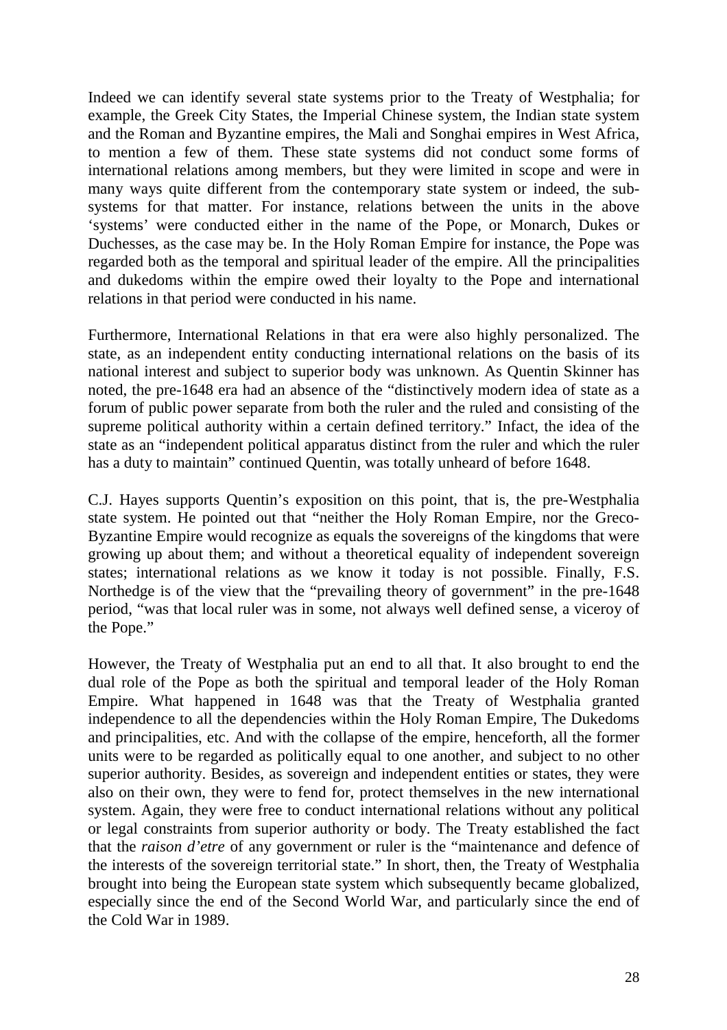Indeed we can identify several state systems prior to the Treaty of Westphalia; for example, the Greek City States, the Imperial Chinese system, the Indian state system and the Roman and Byzantine empires, the Mali and Songhai empires in West Africa, to mention a few of them. These state systems did not conduct some forms of international relations among members, but they were limited in scope and were in many ways quite different from the contemporary state system or indeed, the sub-systems for that matter. For instance, relations between the units in the above 'systems' were conducted either in the name of the Pope, or Monarch, Dukes or Duchesses, as the case may be. In the Holy Roman Empire for instance, the Pope was regarded both as the temporal and spiritual leader of the empire. All the principalities and dukedoms within the empire owed their loyalty to the Pope and international relations in that period were conducted in his name.

Furthermore, International Relations in that era were also highly personalized. The state, as an independent entity conducting international relations on the basis of its national interest and subject to superior body was unknown. As Quentin Skinner has noted, the pre-1648 era had an absence of the "distinctively modern idea of state as a forum of public power separate from both the ruler and the ruled and consisting of the supreme political authority within a certain defined territory." Infact, the idea of the state as an "independent political apparatus distinct from the ruler and which the ruler has a duty to maintain" continued Quentin, was totally unheard of before 1648.

C.J. Hayes supports Quentin's exposition on this point, that is, the pre-Westphalia state system. He pointed out that "neither the Holy Roman Empire, nor the Greco-Byzantine Empire would recognize as equals the sovereigns of the kingdoms that were growing up about them; and without a theoretical equality of independent sovereign states; international relations as we know it today is not possible. Finally, F.S. Northedge is of the view that the "prevailing theory of government" in the pre-1648 period, "was that local ruler was in some, not always well defined sense, a viceroy of the Pope."

However, the Treaty of Westphalia put an end to all that. It also brought to end the dual role of the Pope as both the spiritual and temporal leader of the Holy Roman Empire. What happened in 1648 was that the Treaty of Westphalia granted independence to all the dependencies within the Holy Roman Empire, The Dukedoms and principalities, etc. And with the collapse of the empire, henceforth, all the former units were to be regarded as politically equal to one another, and subject to no other superior authority. Besides, as sovereign and independent entities or states, they were also on their own, they were to fend for, protect themselves in the new international system. Again, they were free to conduct international relations without any political or legal constraints from superior authority or body. The Treaty established the fact that the *raison d'etre* of any government or ruler is the "maintenance and defence of the interests of the sovereign territorial state." In short, then, the Treaty of Westphalia brought into being the European state system which subsequently became globalized, especially since the end of the Second World War, and particularly since the end of the Cold War in 1989.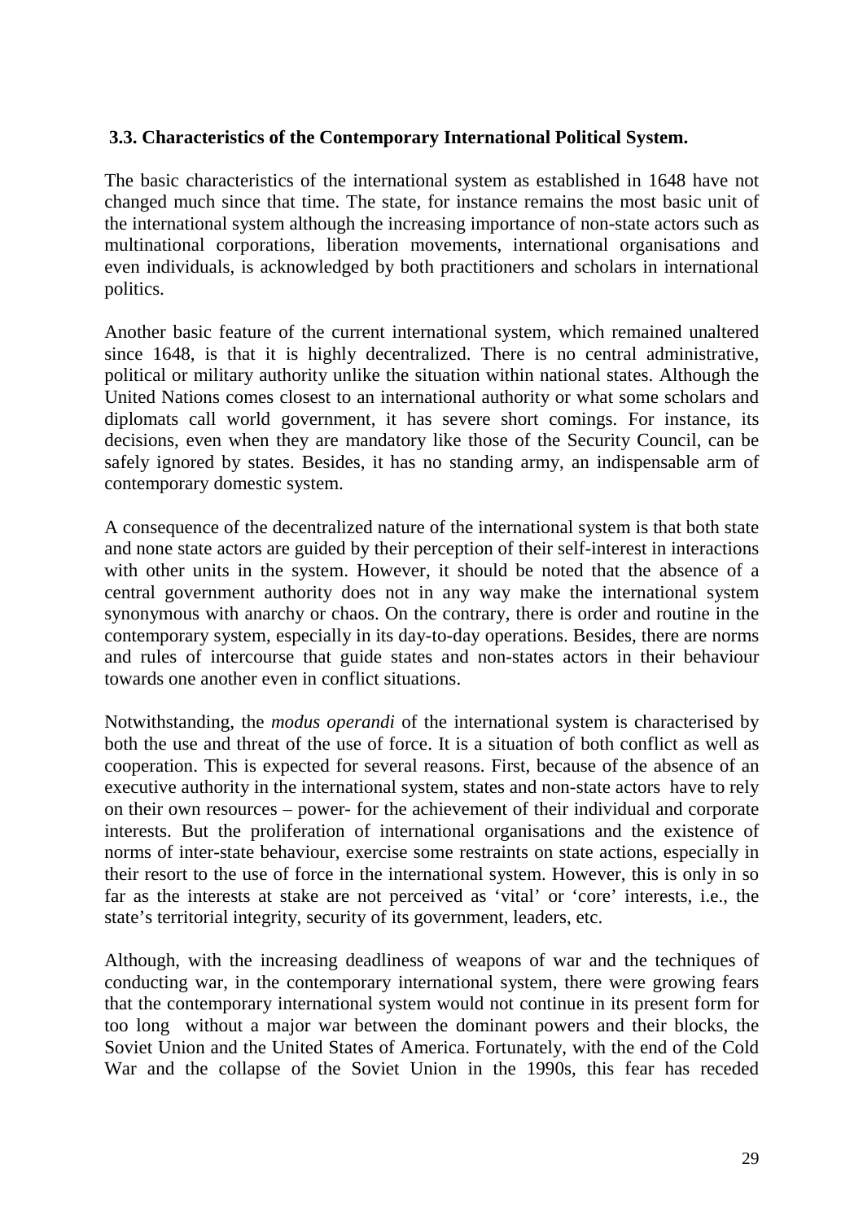### 3.3. Characteristics of the Contemporary International Political System.

The basic characteristics of the international system as established in 1648 have not changed much since that time. The state, for instance remains the most basic unit of the international system although the increasing importance of non-state actors such as multinational corporations, liberation movements, international organisations and even individuals, is acknowledged by both practitioners and scholars in international politics.

Another basic feature of the current international system, which remained unaltered since 1648, is that it is highly decentralized. There is no central administrative, political or military authority unlike the situation within national states. Although the United Nations comes closest to an international authority or what some scholars and diplomats call world government, it has severe short comings. For instance, its decisions, even when they are mandatory like those of the Security Council, can be safely ignored by states. Besides, it has no standing army, an indispensable arm of contemporary domestic system.

A consequence of the decentralized nature of the international system is that both state and none state actors are guided by their perception of their self-interest in interactions with other units in the system. However, it should be noted that the absence of a central government authority does not in any way make the international system synonymous with anarchy or chaos. On the contrary, there is order and routine in the contemporary system, especially in its day-to-day operations. Besides, there are norms and rules of intercourse that guide states and non-states actors in their behaviour towards one another even in conflict situations.

Notwithstanding, the *modus operandi* of the international system is characterised by both the use and threat of the use of force. It is a situation of both conflict as well as cooperation. This is expected for several reasons. First, because of the absence of an executive authority in the international system, states and non-state actors have to rely on their own resources – power- for the achievement of their individual and corporate interests. But the proliferation of international organisations and the existence of norms of inter-state behaviour, exercise some restraints on state actions, especially in their resort to the use of force in the international system. However, this is only in so far as the interests at stake are not perceived as 'vital' or 'core' interests, i.e., the state's territorial integrity, security of its government, leaders, etc.

Although, with the increasing deadliness of weapons of war and the techniques of conducting war, in the contemporary international system, there were growing fears that the contemporary international system would not continue in its present form for too long without a major war between the dominant powers and their blocks, the Soviet Union and the United States of America. Fortunately, with the end of the Cold War and the collapse of the Soviet Union in the 1990s, this fear has receded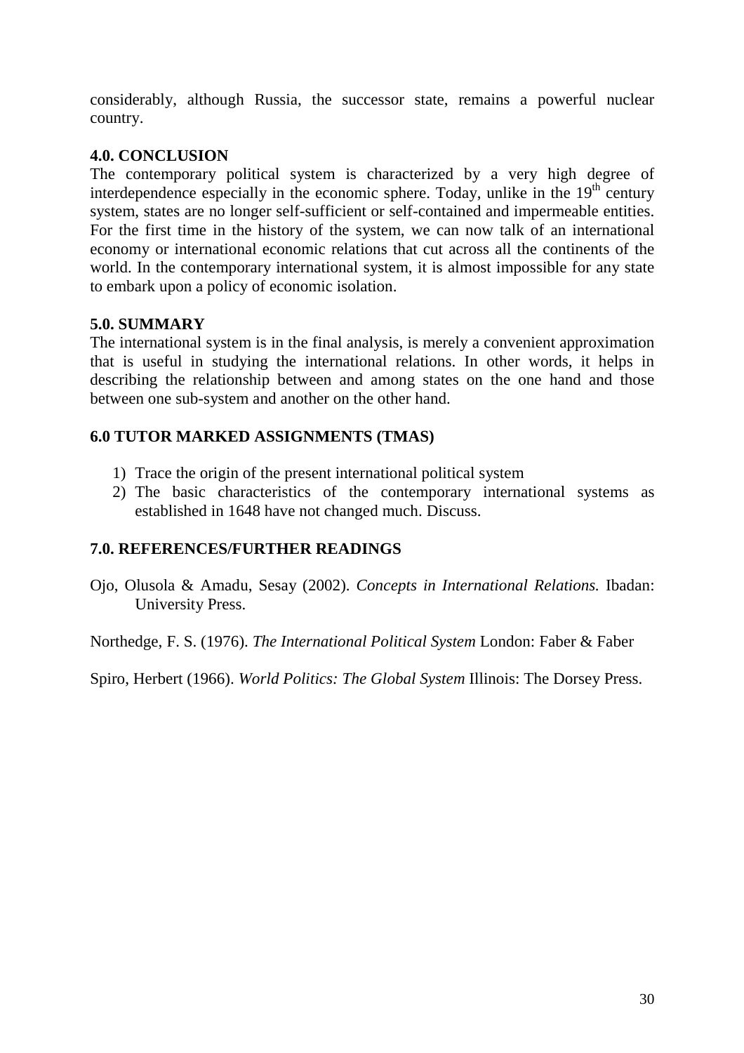considerably, although Russia, the successor state, remains a powerful nuclear country.

## 4.0. CONCLUSION

The contemporary political system is characterized by a very high degree of interdependence especially in the economic sphere. Today, unlike in the $19^{th}$ century system, states are no longer self-sufficient or self-contained and impermeable entities. For the first time in the history of the system, we can now talk of an international economy or international economic relations that cut across all the continents of the world. In the contemporary international system, it is almost impossible for any state to embark upon a policy of economic isolation.

## 5.0. SUMMARY

The international system is in the final analysis, is merely a convenient approximation that is useful in studying the international relations. In other words, it helps in describing the relationship between and among states on the one hand and those between one sub-system and another on the other hand.

## 6.0 TUTOR MARKED ASSIGNMENTS (TMAS)

1) Trace the origin of the present international political system
2) The basic characteristics of the contemporary international systems as established in 1648 have not changed much. Discuss.

## 7.0. REFERENCES/FURTHER READINGS

Ojo, Olusola & Amadu, Sesay (2002). *Concepts in International Relations.* Ibadan: University Press.

Northedge, F. S. (1976). *The International Political System* London: Faber & Faber

Spiro, Herbert (1966). *World Politics: The Global System* Illinois: The Dorsey Press.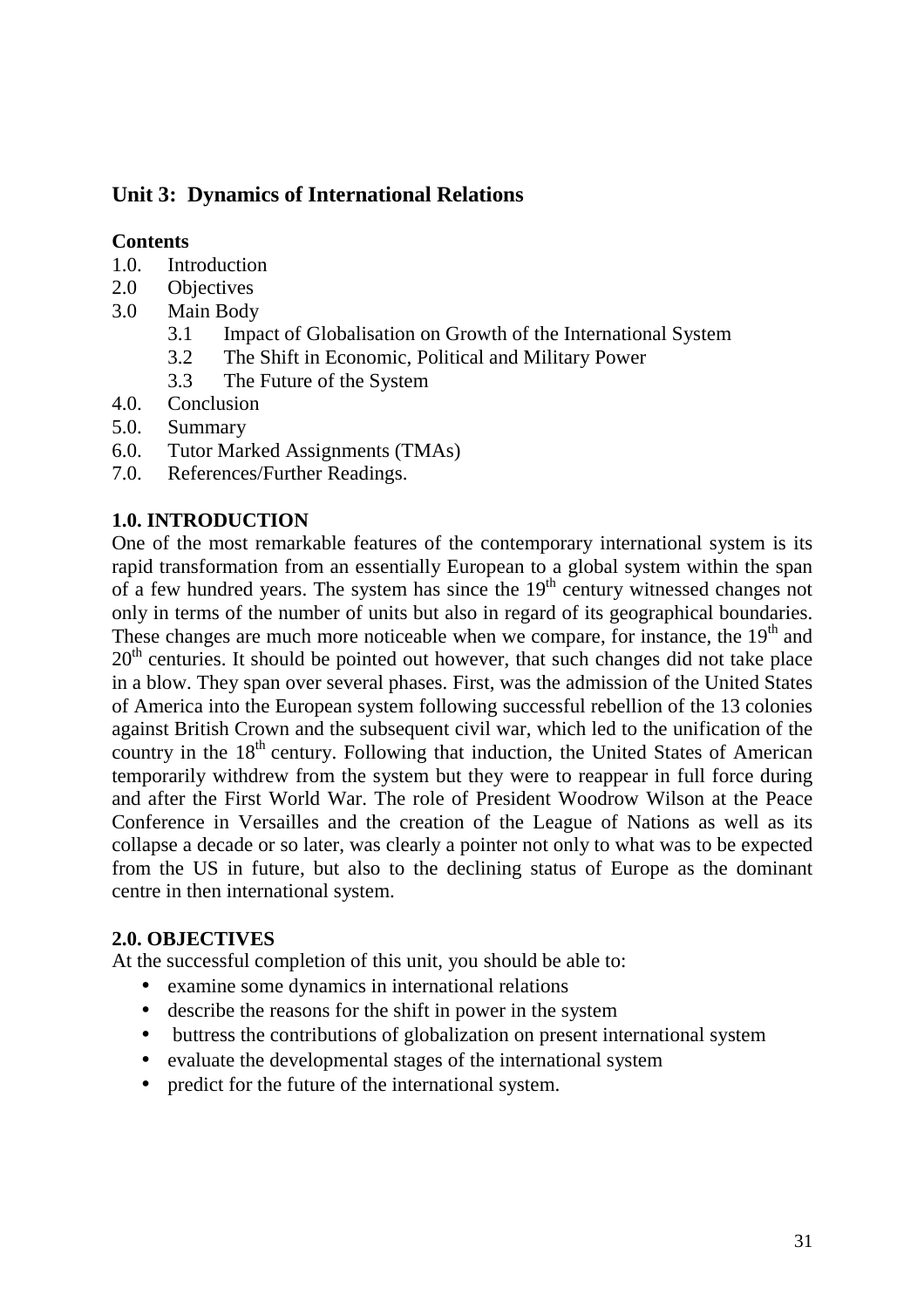## Unit 3: Dynamics of International Relations

**Contents**

1.0. Introduction
2.0 Objectives
3.0 Main Body
   3.1 Impact of Globalisation on Growth of the International System
   3.2 The Shift in Economic, Political and Military Power
   3.3 The Future of the System
4.0. Conclusion
5.0. Summary
6.0. Tutor Marked Assignments (TMAs)
7.0. References/Further Readings.

### 1.0. INTRODUCTION

One of the most remarkable features of the contemporary international system is its rapid transformation from an essentially European to a global system within the span of a few hundred years. The system has since the 19th century witnessed changes not only in terms of the number of units but also in regard of its geographical boundaries. These changes are much more noticeable when we compare, for instance, the 19th and 20th centuries. It should be pointed out however, that such changes did not take place in a blow. They span over several phases. First, was the admission of the United States of America into the European system following successful rebellion of the 13 colonies against British Crown and the subsequent civil war, which led to the unification of the country in the 18th century. Following that induction, the United States of American temporarily withdrew from the system but they were to reappear in full force during and after the First World War. The role of President Woodrow Wilson at the Peace Conference in Versailles and the creation of the League of Nations as well as its collapse a decade or so later, was clearly a pointer not only to what was to be expected from the US in future, but also to the declining status of Europe as the dominant centre in then international system.

### 2.0. OBJECTIVES

At the successful completion of this unit, you should be able to:

- examine some dynamics in international relations
- describe the reasons for the shift in power in the system
- buttress the contributions of globalization on present international system
- evaluate the developmental stages of the international system
- predict for the future of the international system.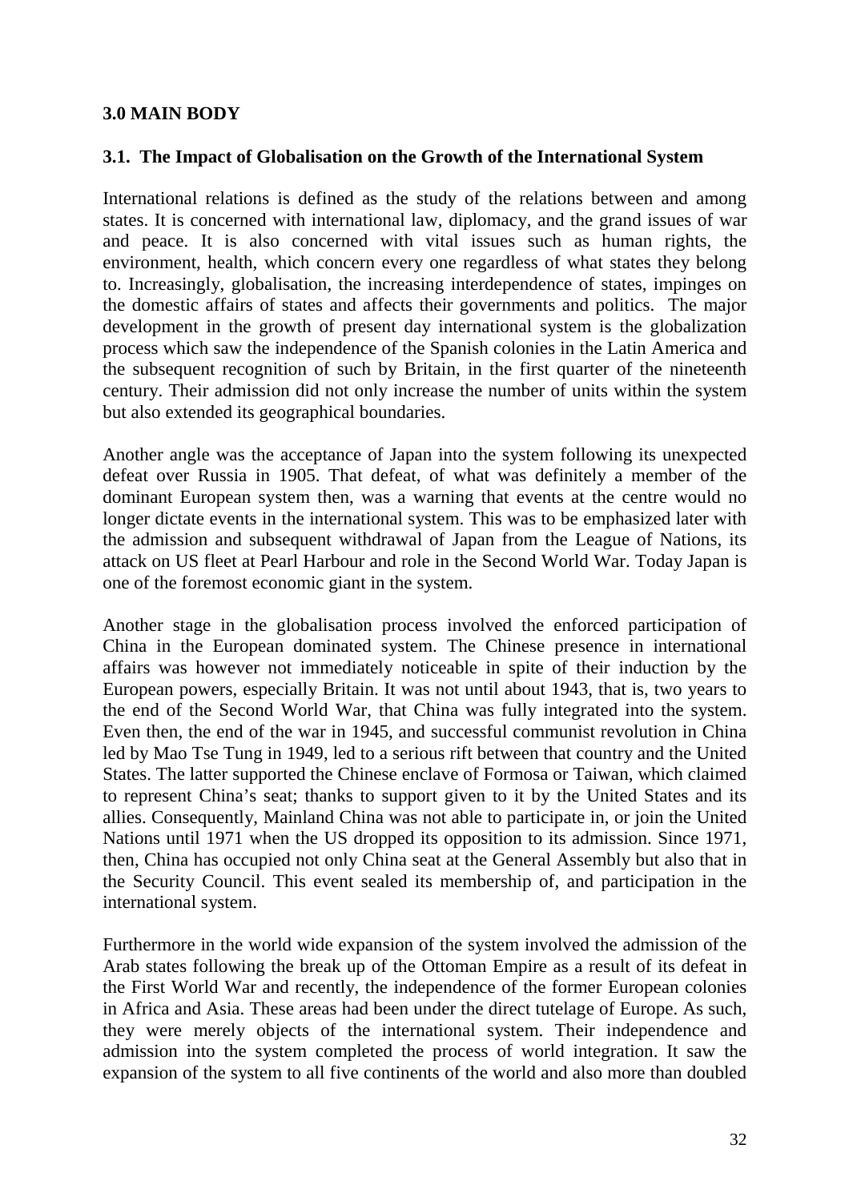## 3.0 MAIN BODY

### 3.1. The Impact of Globalisation on the Growth of the International System

International relations is defined as the study of the relations between and among states. It is concerned with international law, diplomacy, and the grand issues of war and peace. It is also concerned with vital issues such as human rights, the environment, health, which concern every one regardless of what states they belong to. Increasingly, globalisation, the increasing interdependence of states, impinges on the domestic affairs of states and affects their governments and politics. The major development in the growth of present day international system is the globalization process which saw the independence of the Spanish colonies in the Latin America and the subsequent recognition of such by Britain, in the first quarter of the nineteenth century. Their admission did not only increase the number of units within the system but also extended its geographical boundaries.

Another angle was the acceptance of Japan into the system following its unexpected defeat over Russia in 1905. That defeat, of what was definitely a member of the dominant European system then, was a warning that events at the centre would no longer dictate events in the international system. This was to be emphasized later with the admission and subsequent withdrawal of Japan from the League of Nations, its attack on US fleet at Pearl Harbour and role in the Second World War. Today Japan is one of the foremost economic giant in the system.

Another stage in the globalisation process involved the enforced participation of China in the European dominated system. The Chinese presence in international affairs was however not immediately noticeable in spite of their induction by the European powers, especially Britain. It was not until about 1943, that is, two years to the end of the Second World War, that China was fully integrated into the system. Even then, the end of the war in 1945, and successful communist revolution in China led by Mao Tse Tung in 1949, led to a serious rift between that country and the United States. The latter supported the Chinese enclave of Formosa or Taiwan, which claimed to represent China's seat; thanks to support given to it by the United States and its allies. Consequently, Mainland China was not able to participate in, or join the United Nations until 1971 when the US dropped its opposition to its admission. Since 1971, then, China has occupied not only China seat at the General Assembly but also that in the Security Council. This event sealed its membership of, and participation in the international system.

Furthermore in the world wide expansion of the system involved the admission of the Arab states following the break up of the Ottoman Empire as a result of its defeat in the First World War and recently, the independence of the former European colonies in Africa and Asia. These areas had been under the direct tutelage of Europe. As such, they were merely objects of the international system. Their independence and admission into the system completed the process of world integration. It saw the expansion of the system to all five continents of the world and also more than doubled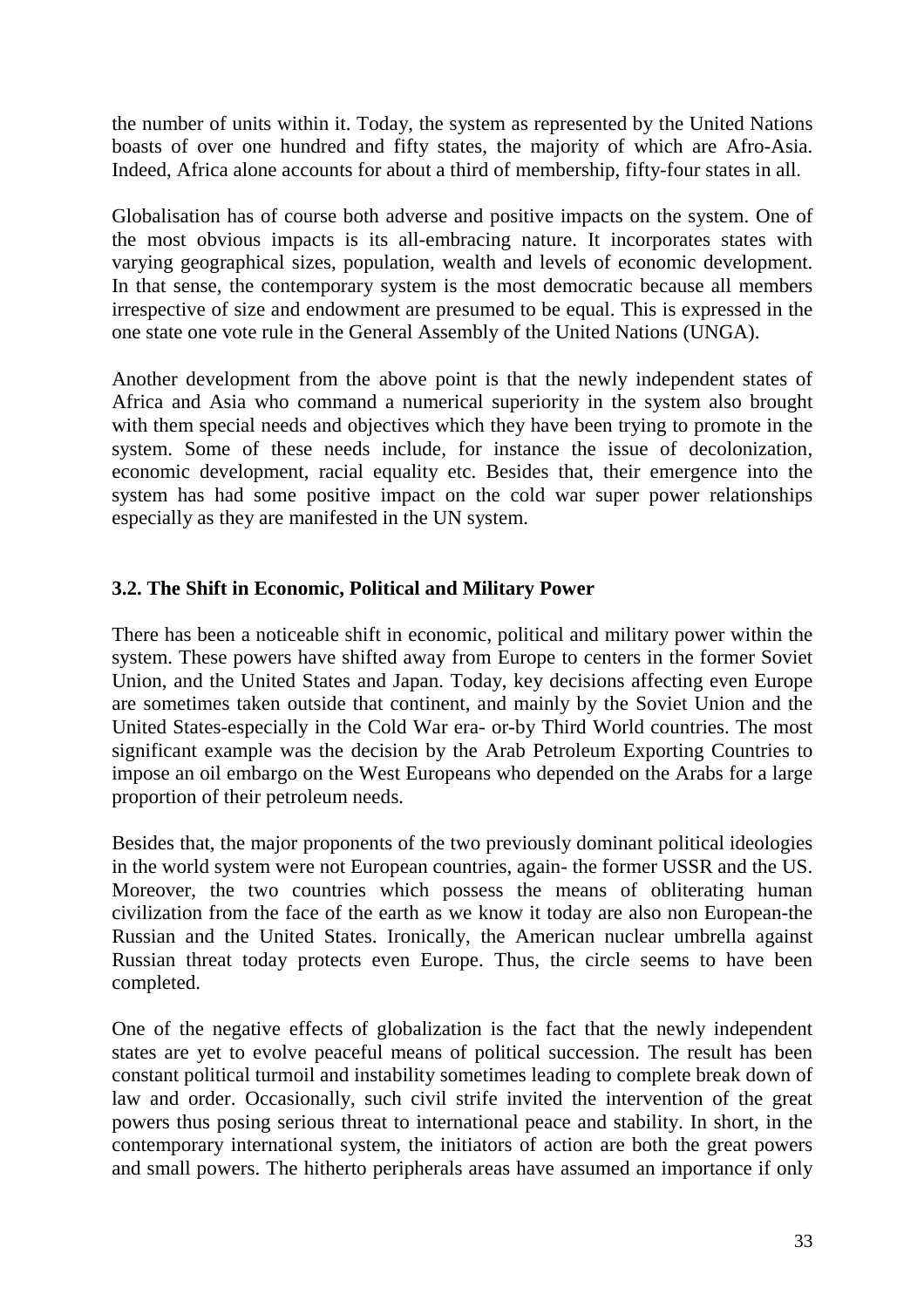the number of units within it. Today, the system as represented by the United Nations boasts of over one hundred and fifty states, the majority of which are Afro-Asia. Indeed, Africa alone accounts for about a third of membership, fifty-four states in all.

Globalisation has of course both adverse and positive impacts on the system. One of the most obvious impacts is its all-embracing nature. It incorporates states with varying geographical sizes, population, wealth and levels of economic development. In that sense, the contemporary system is the most democratic because all members irrespective of size and endowment are presumed to be equal. This is expressed in the one state one vote rule in the General Assembly of the United Nations (UNGA).

Another development from the above point is that the newly independent states of Africa and Asia who command a numerical superiority in the system also brought with them special needs and objectives which they have been trying to promote in the system. Some of these needs include, for instance the issue of decolonization, economic development, racial equality etc. Besides that, their emergence into the system has had some positive impact on the cold war super power relationships especially as they are manifested in the UN system.

### 3.2. The Shift in Economic, Political and Military Power

There has been a noticeable shift in economic, political and military power within the system. These powers have shifted away from Europe to centers in the former Soviet Union, and the United States and Japan. Today, key decisions affecting even Europe are sometimes taken outside that continent, and mainly by the Soviet Union and the United States-especially in the Cold War era- or-by Third World countries. The most significant example was the decision by the Arab Petroleum Exporting Countries to impose an oil embargo on the West Europeans who depended on the Arabs for a large proportion of their petroleum needs.

Besides that, the major proponents of the two previously dominant political ideologies in the world system were not European countries, again- the former USSR and the US. Moreover, the two countries which possess the means of obliterating human civilization from the face of the earth as we know it today are also non European-the Russian and the United States. Ironically, the American nuclear umbrella against Russian threat today protects even Europe. Thus, the circle seems to have been completed.

One of the negative effects of globalization is the fact that the newly independent states are yet to evolve peaceful means of political succession. The result has been constant political turmoil and instability sometimes leading to complete break down of law and order. Occasionally, such civil strife invited the intervention of the great powers thus posing serious threat to international peace and stability. In short, in the contemporary international system, the initiators of action are both the great powers and small powers. The hitherto peripherals areas have assumed an importance if only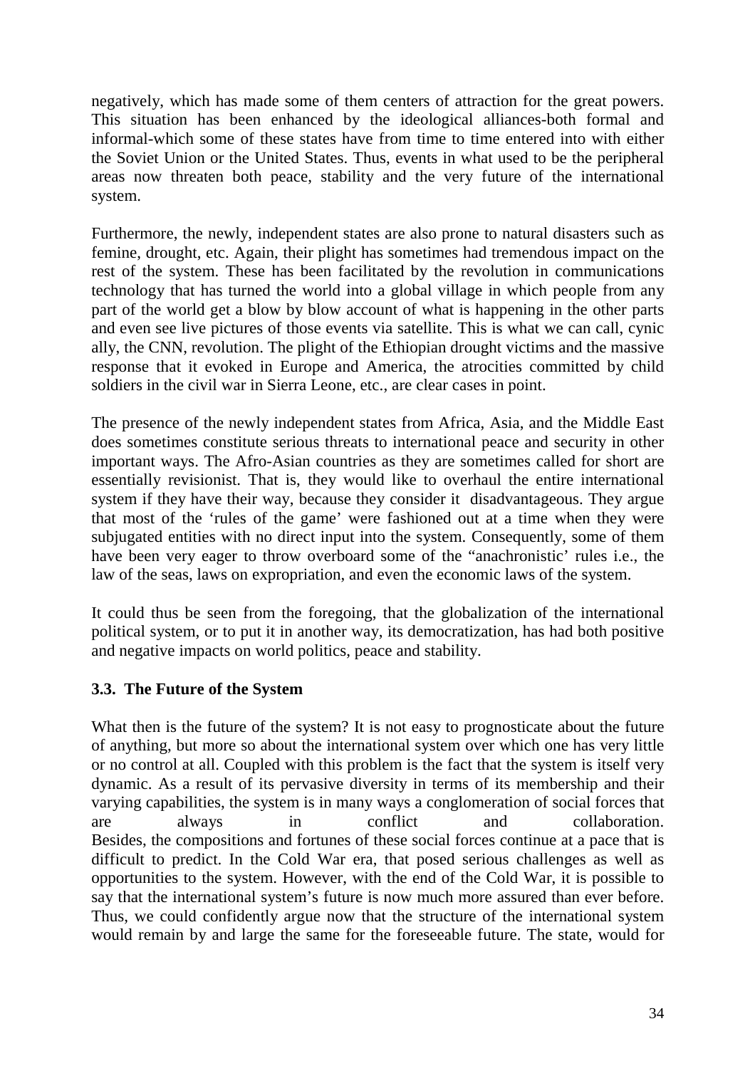negatively, which has made some of them centers of attraction for the great powers. This situation has been enhanced by the ideological alliances-both formal and informal-which some of these states have from time to time entered into with either the Soviet Union or the United States. Thus, events in what used to be the peripheral areas now threaten both peace, stability and the very future of the international system.

Furthermore, the newly, independent states are also prone to natural disasters such as femine, drought, etc. Again, their plight has sometimes had tremendous impact on the rest of the system. These has been facilitated by the revolution in communications technology that has turned the world into a global village in which people from any part of the world get a blow by blow account of what is happening in the other parts and even see live pictures of those events via satellite. This is what we can call, cynic ally, the CNN, revolution. The plight of the Ethiopian drought victims and the massive response that it evoked in Europe and America, the atrocities committed by child soldiers in the civil war in Sierra Leone, etc., are clear cases in point.

The presence of the newly independent states from Africa, Asia, and the Middle East does sometimes constitute serious threats to international peace and security in other important ways. The Afro-Asian countries as they are sometimes called for short are essentially revisionist. That is, they would like to overhaul the entire international system if they have their way, because they consider it disadvantageous. They argue that most of the 'rules of the game' were fashioned out at a time when they were subjugated entities with no direct input into the system. Consequently, some of them have been very eager to throw overboard some of the "anachronistic' rules i.e., the law of the seas, laws on expropriation, and even the economic laws of the system.

It could thus be seen from the foregoing, that the globalization of the international political system, or to put it in another way, its democratization, has had both positive and negative impacts on world politics, peace and stability.

### 3.3. The Future of the System

What then is the future of the system? It is not easy to prognosticate about the future of anything, but more so about the international system over which one has very little or no control at all. Coupled with this problem is the fact that the system is itself very dynamic. As a result of its pervasive diversity in terms of its membership and their varying capabilities, the system is in many ways a conglomeration of social forces that are always in conflict and collaboration. Besides, the compositions and fortunes of these social forces continue at a pace that is difficult to predict. In the Cold War era, that posed serious challenges as well as opportunities to the system. However, with the end of the Cold War, it is possible to say that the international system's future is now much more assured than ever before. Thus, we could confidently argue now that the structure of the international system would remain by and large the same for the foreseeable future. The state, would for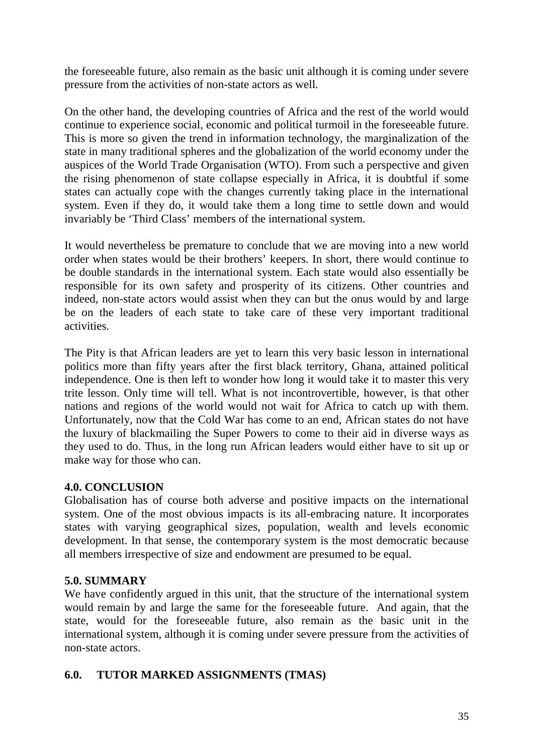the foreseeable future, also remain as the basic unit although it is coming under severe pressure from the activities of non-state actors as well.

On the other hand, the developing countries of Africa and the rest of the world would continue to experience social, economic and political turmoil in the foreseeable future. This is more so given the trend in information technology, the marginalization of the state in many traditional spheres and the globalization of the world economy under the auspices of the World Trade Organisation (WTO). From such a perspective and given the rising phenomenon of state collapse especially in Africa, it is doubtful if some states can actually cope with the changes currently taking place in the international system. Even if they do, it would take them a long time to settle down and would invariably be 'Third Class' members of the international system.

It would nevertheless be premature to conclude that we are moving into a new world order when states would be their brothers' keepers. In short, there would continue to be double standards in the international system. Each state would also essentially be responsible for its own safety and prosperity of its citizens. Other countries and indeed, non-state actors would assist when they can but the onus would by and large be on the leaders of each state to take care of these very important traditional activities.

The Pity is that African leaders are yet to learn this very basic lesson in international politics more than fifty years after the first black territory, Ghana, attained political independence. One is then left to wonder how long it would take it to master this very trite lesson. Only time will tell. What is not incontrovertible, however, is that other nations and regions of the world would not wait for Africa to catch up with them. Unfortunately, now that the Cold War has come to an end, African states do not have the luxury of blackmailing the Super Powers to come to their aid in diverse ways as they used to do. Thus, in the long run African leaders would either have to sit up or make way for those who can.

## 4.0. CONCLUSION

Globalisation has of course both adverse and positive impacts on the international system. One of the most obvious impacts is its all-embracing nature. It incorporates states with varying geographical sizes, population, wealth and levels economic development. In that sense, the contemporary system is the most democratic because all members irrespective of size and endowment are presumed to be equal.

## 5.0. SUMMARY

We have confidently argued in this unit, that the structure of the international system would remain by and large the same for the foreseeable future. And again, that the state, would for the foreseeable future, also remain as the basic unit in the international system, although it is coming under severe pressure from the activities of non-state actors.

## 6.0. TUTOR MARKED ASSIGNMENTS (TMAS)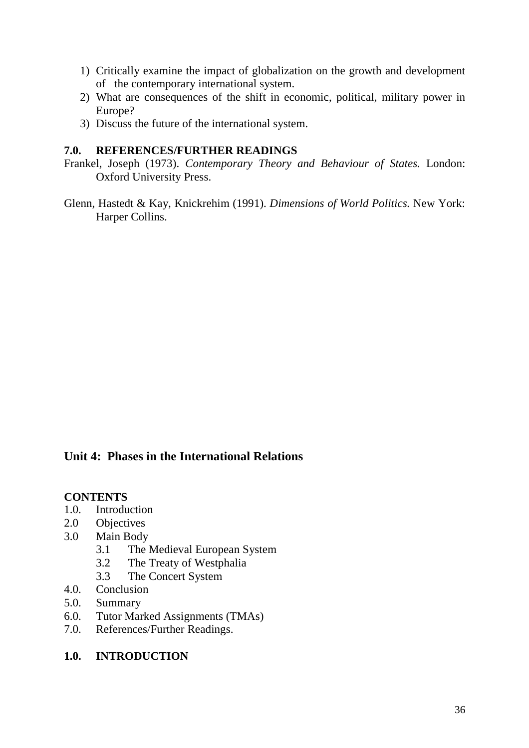1) Critically examine the impact of globalization on the growth and development of the contemporary international system.
2) What are consequences of the shift in economic, political, military power in Europe?
3) Discuss the future of the international system.

### 7.0. REFERENCES/FURTHER READINGS

Frankel, Joseph (1973). *Contemporary Theory and Behaviour of States.* London: Oxford University Press.

Glenn, Hastedt & Kay, Knickrehim (1991). *Dimensions of World Politics.* New York: Harper Collins.

## Unit 4: Phases in the International Relations

**CONTENTS**

1.0. Introduction
2.0 Objectives
3.0 Main Body
   3.1 The Medieval European System
   3.2 The Treaty of Westphalia
   3.3 The Concert System
4.0. Conclusion
5.0. Summary
6.0. Tutor Marked Assignments (TMAs)
7.0. References/Further Readings.

### 1.0. INTRODUCTION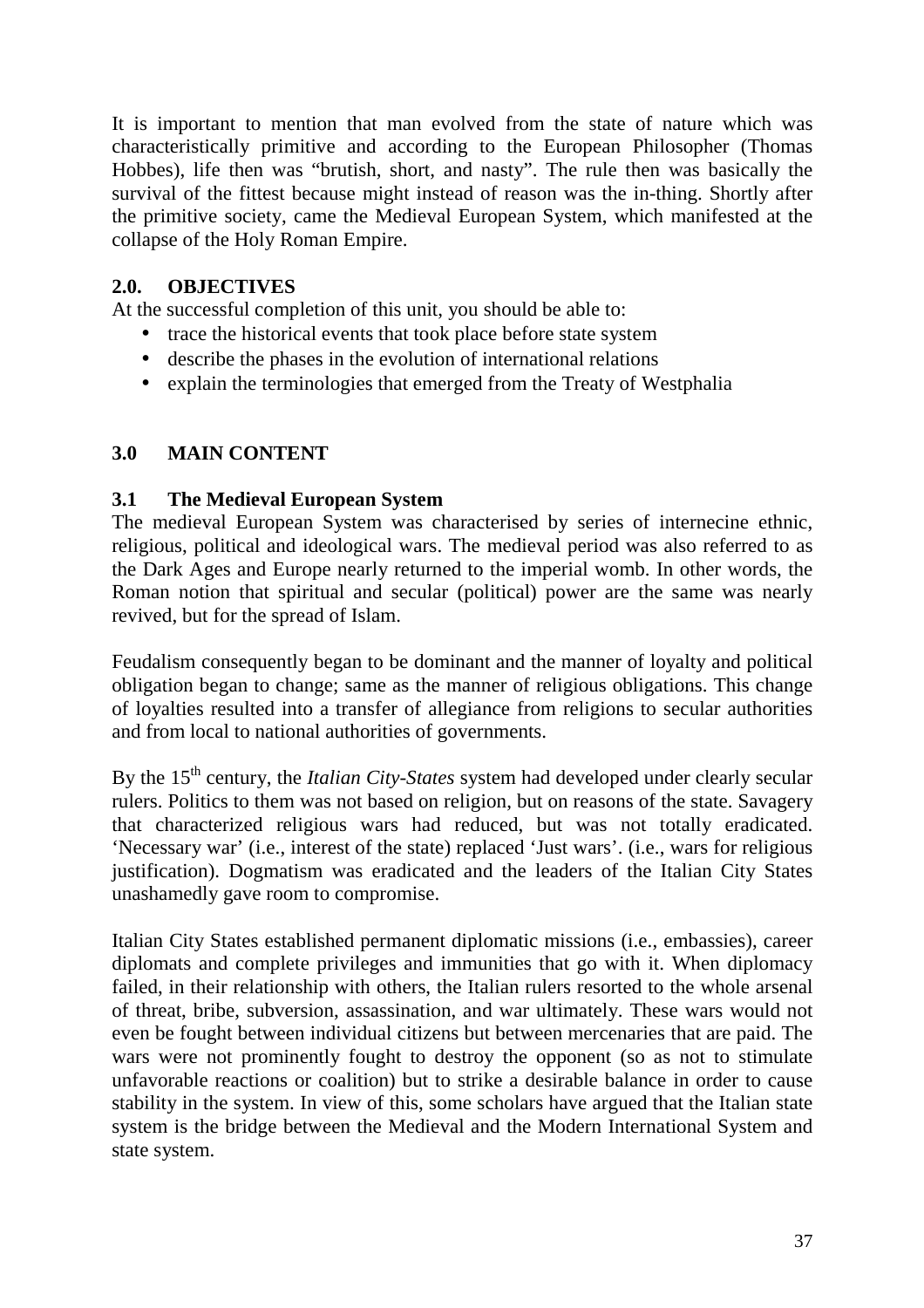It is important to mention that man evolved from the state of nature which was characteristically primitive and according to the European Philosopher (Thomas Hobbes), life then was "brutish, short, and nasty". The rule then was basically the survival of the fittest because might instead of reason was the in-thing. Shortly after the primitive society, came the Medieval European System, which manifested at the collapse of the Holy Roman Empire.

## 2.0. OBJECTIVES

At the successful completion of this unit, you should be able to:

- trace the historical events that took place before state system
- describe the phases in the evolution of international relations
- explain the terminologies that emerged from the Treaty of Westphalia

## 3.0 MAIN CONTENT

### 3.1 The Medieval European System

The medieval European System was characterised by series of internecine ethnic, religious, political and ideological wars. The medieval period was also referred to as the Dark Ages and Europe nearly returned to the imperial womb. In other words, the Roman notion that spiritual and secular (political) power are the same was nearly revived, but for the spread of Islam.

Feudalism consequently began to be dominant and the manner of loyalty and political obligation began to change; same as the manner of religious obligations. This change of loyalties resulted into a transfer of allegiance from religions to secular authorities and from local to national authorities of governments.

By the 15th century, the *Italian City-States* system had developed under clearly secular rulers. Politics to them was not based on religion, but on reasons of the state. Savagery that characterized religious wars had reduced, but was not totally eradicated. 'Necessary war' (i.e., interest of the state) replaced 'Just wars'. (i.e., wars for religious justification). Dogmatism was eradicated and the leaders of the Italian City States unashamedly gave room to compromise.

Italian City States established permanent diplomatic missions (i.e., embassies), career diplomats and complete privileges and immunities that go with it. When diplomacy failed, in their relationship with others, the Italian rulers resorted to the whole arsenal of threat, bribe, subversion, assassination, and war ultimately. These wars would not even be fought between individual citizens but between mercenaries that are paid. The wars were not prominently fought to destroy the opponent (so as not to stimulate unfavorable reactions or coalition) but to strike a desirable balance in order to cause stability in the system. In view of this, some scholars have argued that the Italian state system is the bridge between the Medieval and the Modern International System and state system.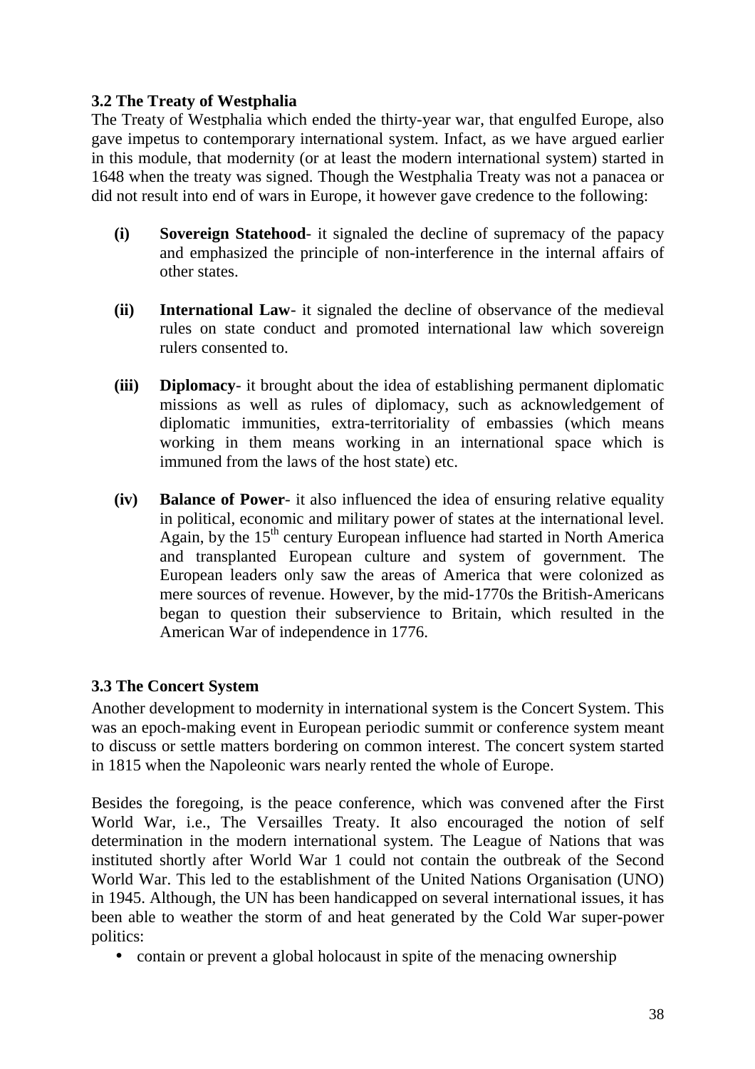### 3.2 The Treaty of Westphalia

The Treaty of Westphalia which ended the thirty-year war, that engulfed Europe, also gave impetus to contemporary international system. Infact, as we have argued earlier in this module, that modernity (or at least the modern international system) started in 1648 when the treaty was signed. Though the Westphalia Treaty was not a panacea or did not result into end of wars in Europe, it however gave credence to the following:

**(i) Sovereign Statehood**- it signaled the decline of supremacy of the papacy and emphasized the principle of non-interference in the internal affairs of other states.

**(ii) International Law**- it signaled the decline of observance of the medieval rules on state conduct and promoted international law which sovereign rulers consented to.

**(iii) Diplomacy**- it brought about the idea of establishing permanent diplomatic missions as well as rules of diplomacy, such as acknowledgement of diplomatic immunities, extra-territoriality of embassies (which means working in them means working in an international space which is immuned from the laws of the host state) etc.

**(iv) Balance of Power**- it also influenced the idea of ensuring relative equality in political, economic and military power of states at the international level. Again, by the 15th century European influence had started in North America and transplanted European culture and system of government. The European leaders only saw the areas of America that were colonized as mere sources of revenue. However, by the mid-1770s the British-Americans began to question their subservience to Britain, which resulted in the American War of independence in 1776.

### 3.3 The Concert System

Another development to modernity in international system is the Concert System. This was an epoch-making event in European periodic summit or conference system meant to discuss or settle matters bordering on common interest. The concert system started in 1815 when the Napoleonic wars nearly rented the whole of Europe.

Besides the foregoing, is the peace conference, which was convened after the First World War, i.e., The Versailles Treaty. It also encouraged the notion of self determination in the modern international system. The League of Nations that was instituted shortly after World War 1 could not contain the outbreak of the Second World War. This led to the establishment of the United Nations Organisation (UNO) in 1945. Although, the UN has been handicapped on several international issues, it has been able to weather the storm of and heat generated by the Cold War super-power politics:

- contain or prevent a global holocaust in spite of the menacing ownership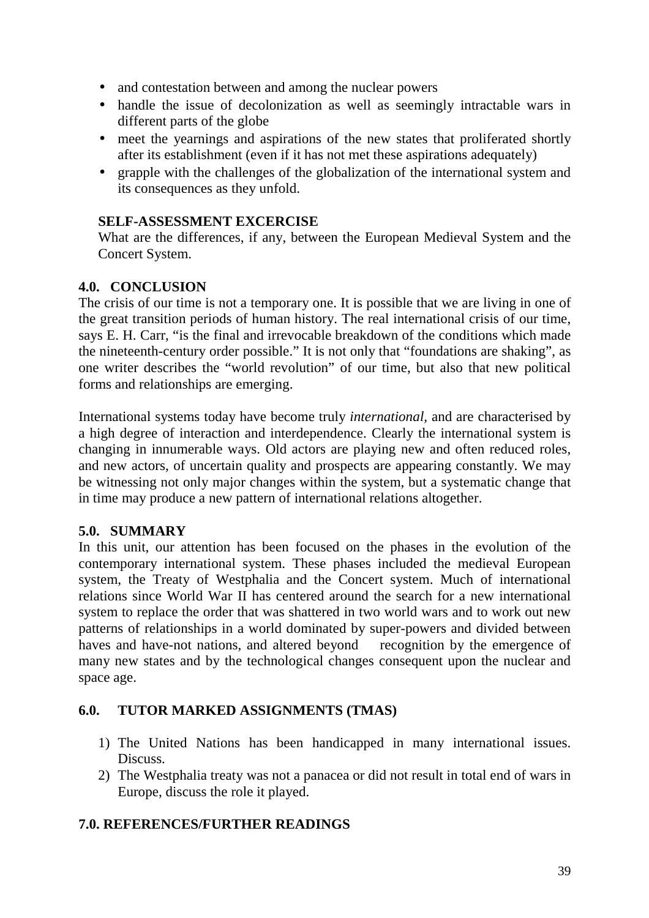- and contestation between and among the nuclear powers
- handle the issue of decolonization as well as seemingly intractable wars in different parts of the globe
- meet the yearnings and aspirations of the new states that proliferated shortly after its establishment (even if it has not met these aspirations adequately)
- grapple with the challenges of the globalization of the international system and its consequences as they unfold.

**SELF-ASSESSMENT EXCERCISE**

What are the differences, if any, between the European Medieval System and the Concert System.

## 4.0. CONCLUSION

The crisis of our time is not a temporary one. It is possible that we are living in one of the great transition periods of human history. The real international crisis of our time, says E. H. Carr, "is the final and irrevocable breakdown of the conditions which made the nineteenth-century order possible." It is not only that "foundations are shaking", as one writer describes the "world revolution" of our time, but also that new political forms and relationships are emerging.

International systems today have become truly *international,* and are characterised by a high degree of interaction and interdependence. Clearly the international system is changing in innumerable ways. Old actors are playing new and often reduced roles, and new actors, of uncertain quality and prospects are appearing constantly. We may be witnessing not only major changes within the system, but a systematic change that in time may produce a new pattern of international relations altogether.

## 5.0. SUMMARY

In this unit, our attention has been focused on the phases in the evolution of the contemporary international system. These phases included the medieval European system, the Treaty of Westphalia and the Concert system. Much of international relations since World War II has centered around the search for a new international system to replace the order that was shattered in two world wars and to work out new patterns of relationships in a world dominated by super-powers and divided between haves and have-not nations, and altered beyond recognition by the emergence of many new states and by the technological changes consequent upon the nuclear and space age.

## 6.0. TUTOR MARKED ASSIGNMENTS (TMAS)

1) The United Nations has been handicapped in many international issues. Discuss.
2) The Westphalia treaty was not a panacea or did not result in total end of wars in Europe, discuss the role it played.

## 7.0. REFERENCES/FURTHER READINGS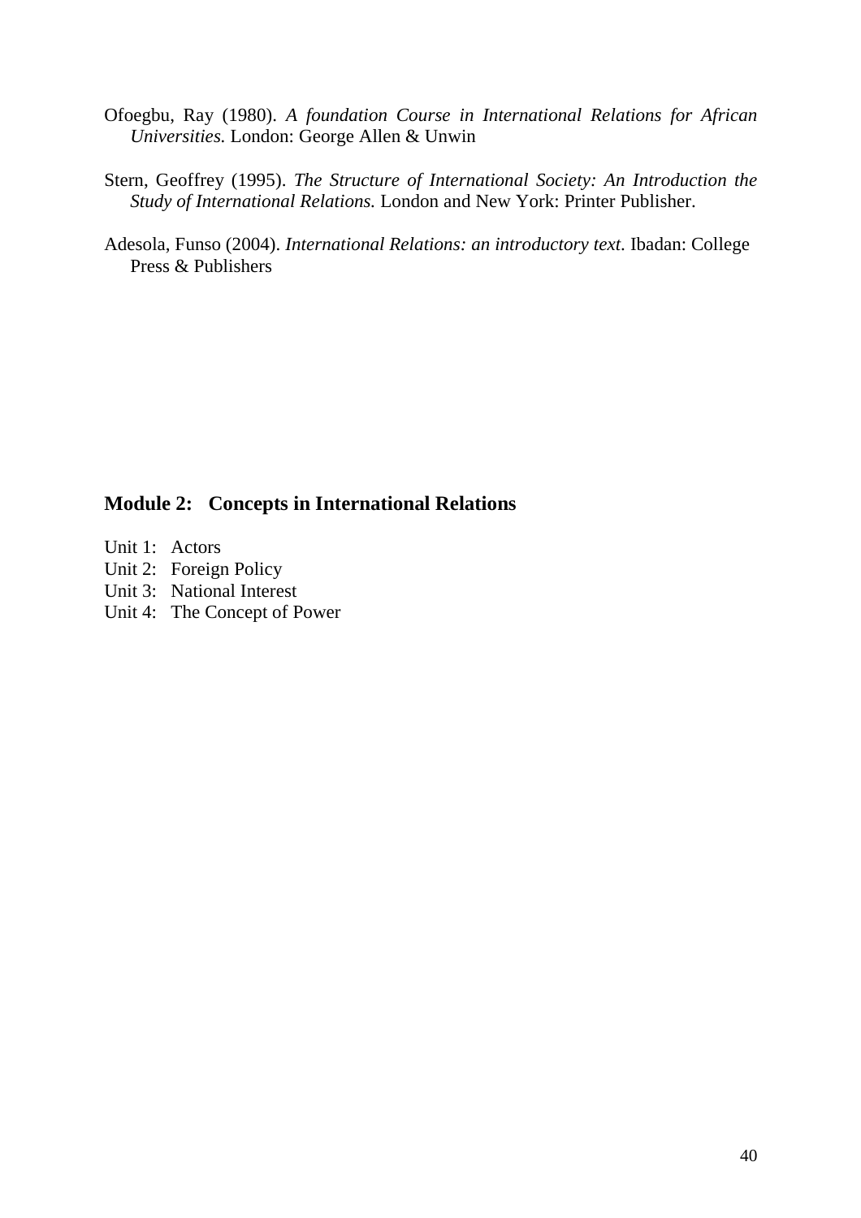Ofoegbu, Ray (1980). *A foundation Course in International Relations for African Universities.* London: George Allen & Unwin

Stern, Geoffrey (1995). *The Structure of International Society: An Introduction the Study of International Relations.* London and New York: Printer Publisher.

Adesola, Funso (2004). *International Relations: an introductory text*. Ibadan: College Press & Publishers

## Module 2: Concepts in International Relations

Unit 1: Actors
Unit 2: Foreign Policy
Unit 3: National Interest
Unit 4: The Concept of Power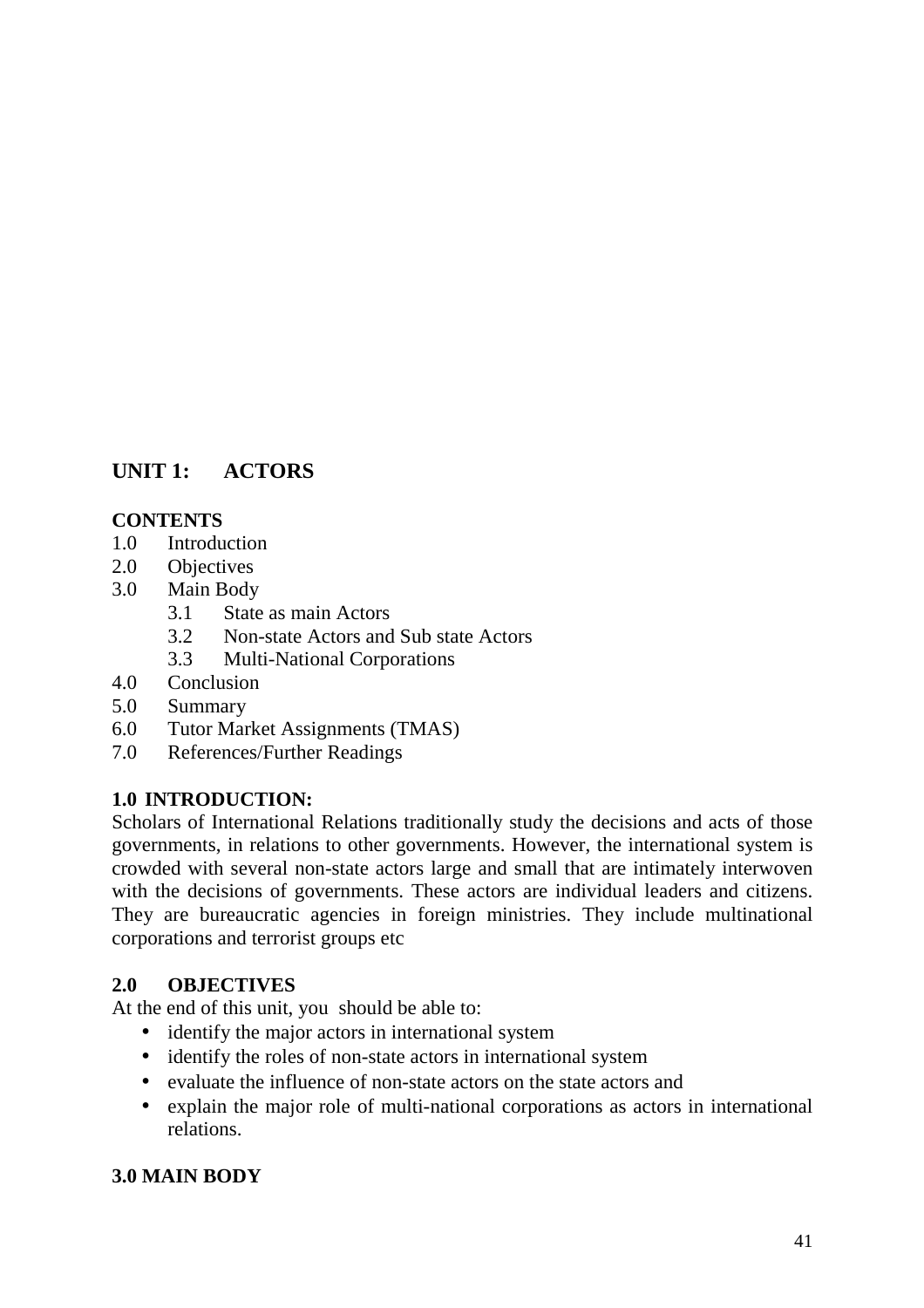## UNIT 1: ACTORS

**CONTENTS**

1.0 Introduction
2.0 Objectives
3.0 Main Body
    3.1 State as main Actors
    3.2 Non-state Actors and Sub state Actors
    3.3 Multi-National Corporations
4.0 Conclusion
5.0 Summary
6.0 Tutor Market Assignments (TMAS)
7.0 References/Further Readings

### 1.0 INTRODUCTION:

Scholars of International Relations traditionally study the decisions and acts of those governments, in relations to other governments. However, the international system is crowded with several non-state actors large and small that are intimately interwoven with the decisions of governments. These actors are individual leaders and citizens. They are bureaucratic agencies in foreign ministries. They include multinational corporations and terrorist groups etc

### 2.0 OBJECTIVES

At the end of this unit, you should be able to:

- identify the major actors in international system
- identify the roles of non-state actors in international system
- evaluate the influence of non-state actors on the state actors and
- explain the major role of multi-national corporations as actors in international relations.

### 3.0 MAIN BODY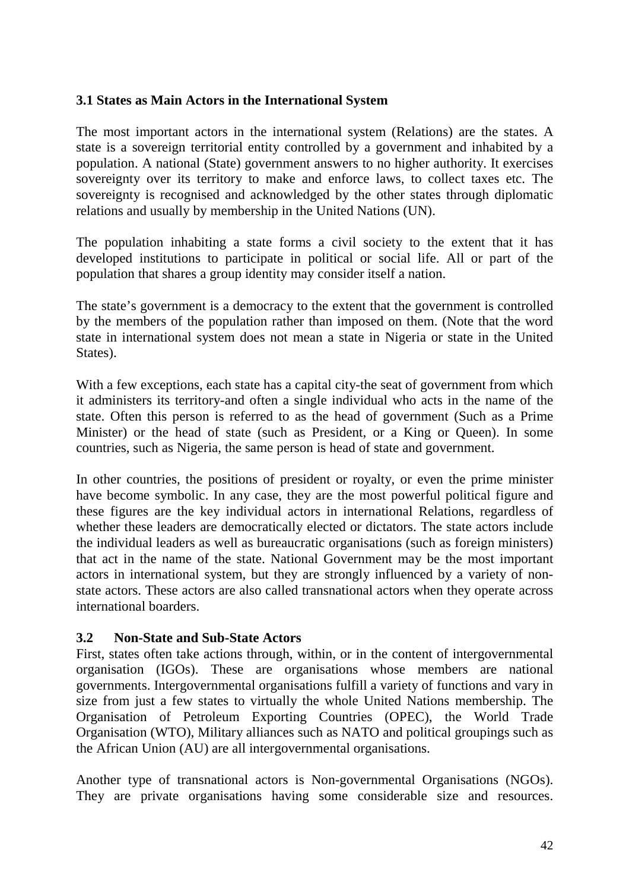### 3.1 States as Main Actors in the International System

The most important actors in the international system (Relations) are the states. A state is a sovereign territorial entity controlled by a government and inhabited by a population. A national (State) government answers to no higher authority. It exercises sovereignty over its territory to make and enforce laws, to collect taxes etc. The sovereignty is recognised and acknowledged by the other states through diplomatic relations and usually by membership in the United Nations (UN).

The population inhabiting a state forms a civil society to the extent that it has developed institutions to participate in political or social life. All or part of the population that shares a group identity may consider itself a nation.

The state's government is a democracy to the extent that the government is controlled by the members of the population rather than imposed on them. (Note that the word state in international system does not mean a state in Nigeria or state in the United States).

With a few exceptions, each state has a capital city-the seat of government from which it administers its territory-and often a single individual who acts in the name of the state. Often this person is referred to as the head of government (Such as a Prime Minister) or the head of state (such as President, or a King or Queen). In some countries, such as Nigeria, the same person is head of state and government.

In other countries, the positions of president or royalty, or even the prime minister have become symbolic. In any case, they are the most powerful political figure and these figures are the key individual actors in international Relations, regardless of whether these leaders are democratically elected or dictators. The state actors include the individual leaders as well as bureaucratic organisations (such as foreign ministers) that act in the name of the state. National Government may be the most important actors in international system, but they are strongly influenced by a variety of non-state actors. These actors are also called transnational actors when they operate across international boarders.

### 3.2 Non-State and Sub-State Actors

First, states often take actions through, within, or in the content of intergovernmental organisation (IGOs). These are organisations whose members are national governments. Intergovernmental organisations fulfill a variety of functions and vary in size from just a few states to virtually the whole United Nations membership. The Organisation of Petroleum Exporting Countries (OPEC), the World Trade Organisation (WTO), Military alliances such as NATO and political groupings such as the African Union (AU) are all intergovernmental organisations.

Another type of transnational actors is Non-governmental Organisations (NGOs). They are private organisations having some considerable size and resources.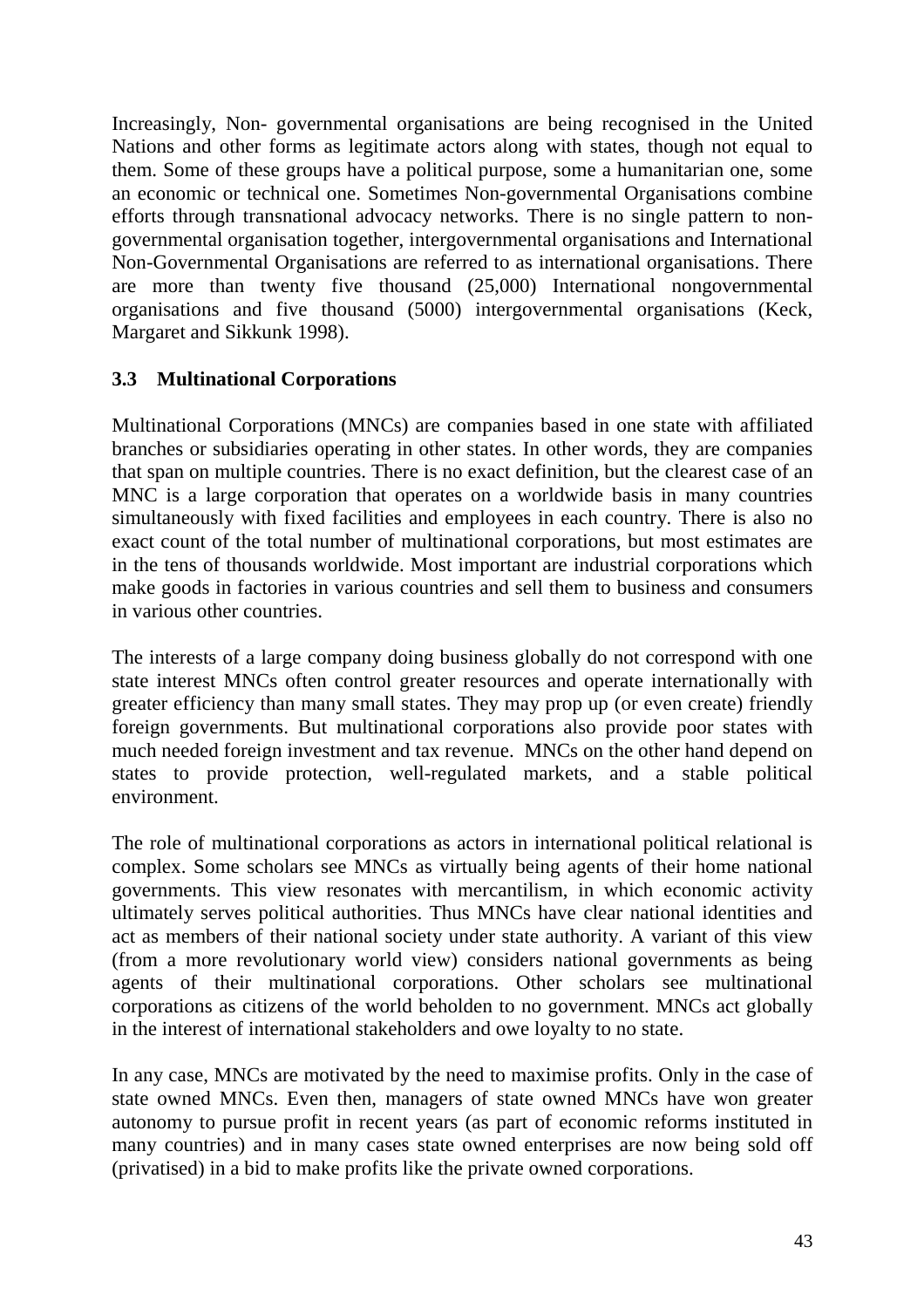Increasingly, Non- governmental organisations are being recognised in the United Nations and other forms as legitimate actors along with states, though not equal to them. Some of these groups have a political purpose, some a humanitarian one, some an economic or technical one. Sometimes Non-governmental Organisations combine efforts through transnational advocacy networks. There is no single pattern to non-governmental organisation together, intergovernmental organisations and International Non-Governmental Organisations are referred to as international organisations. There are more than twenty five thousand (25,000) International nongovernmental organisations and five thousand (5000) intergovernmental organisations (Keck, Margaret and Sikkunk 1998).

### 3.3 Multinational Corporations

Multinational Corporations (MNCs) are companies based in one state with affiliated branches or subsidiaries operating in other states. In other words, they are companies that span on multiple countries. There is no exact definition, but the clearest case of an MNC is a large corporation that operates on a worldwide basis in many countries simultaneously with fixed facilities and employees in each country. There is also no exact count of the total number of multinational corporations, but most estimates are in the tens of thousands worldwide. Most important are industrial corporations which make goods in factories in various countries and sell them to business and consumers in various other countries.

The interests of a large company doing business globally do not correspond with one state interest MNCs often control greater resources and operate internationally with greater efficiency than many small states. They may prop up (or even create) friendly foreign governments. But multinational corporations also provide poor states with much needed foreign investment and tax revenue. MNCs on the other hand depend on states to provide protection, well-regulated markets, and a stable political environment.

The role of multinational corporations as actors in international political relational is complex. Some scholars see MNCs as virtually being agents of their home national governments. This view resonates with mercantilism, in which economic activity ultimately serves political authorities. Thus MNCs have clear national identities and act as members of their national society under state authority. A variant of this view (from a more revolutionary world view) considers national governments as being agents of their multinational corporations. Other scholars see multinational corporations as citizens of the world beholden to no government. MNCs act globally in the interest of international stakeholders and owe loyalty to no state.

In any case, MNCs are motivated by the need to maximise profits. Only in the case of state owned MNCs. Even then, managers of state owned MNCs have won greater autonomy to pursue profit in recent years (as part of economic reforms instituted in many countries) and in many cases state owned enterprises are now being sold off (privatised) in a bid to make profits like the private owned corporations.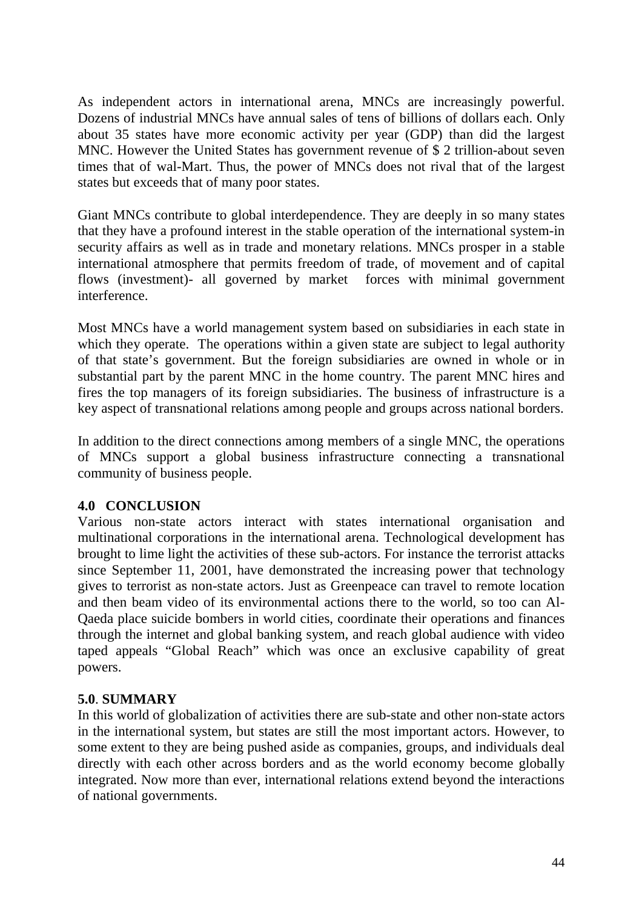As independent actors in international arena, MNCs are increasingly powerful. Dozens of industrial MNCs have annual sales of tens of billions of dollars each. Only about 35 states have more economic activity per year (GDP) than did the largest MNC. However the United States has government revenue of $ 2 trillion-about seven times that of wal-Mart. Thus, the power of MNCs does not rival that of the largest states but exceeds that of many poor states.

Giant MNCs contribute to global interdependence. They are deeply in so many states that they have a profound interest in the stable operation of the international system-in security affairs as well as in trade and monetary relations. MNCs prosper in a stable international atmosphere that permits freedom of trade, of movement and of capital flows (investment)- all governed by market forces with minimal government interference.

Most MNCs have a world management system based on subsidiaries in each state in which they operate. The operations within a given state are subject to legal authority of that state's government. But the foreign subsidiaries are owned in whole or in substantial part by the parent MNC in the home country. The parent MNC hires and fires the top managers of its foreign subsidiaries. The business of infrastructure is a key aspect of transnational relations among people and groups across national borders.

In addition to the direct connections among members of a single MNC, the operations of MNCs support a global business infrastructure connecting a transnational community of business people.

## 4.0 CONCLUSION

Various non-state actors interact with states international organisation and multinational corporations in the international arena. Technological development has brought to lime light the activities of these sub-actors. For instance the terrorist attacks since September 11, 2001, have demonstrated the increasing power that technology gives to terrorist as non-state actors. Just as Greenpeace can travel to remote location and then beam video of its environmental actions there to the world, so too can Al-Qaeda place suicide bombers in world cities, coordinate their operations and finances through the internet and global banking system, and reach global audience with video taped appeals "Global Reach" which was once an exclusive capability of great powers.

## 5.0. SUMMARY

In this world of globalization of activities there are sub-state and other non-state actors in the international system, but states are still the most important actors. However, to some extent to they are being pushed aside as companies, groups, and individuals deal directly with each other across borders and as the world economy become globally integrated. Now more than ever, international relations extend beyond the interactions of national governments.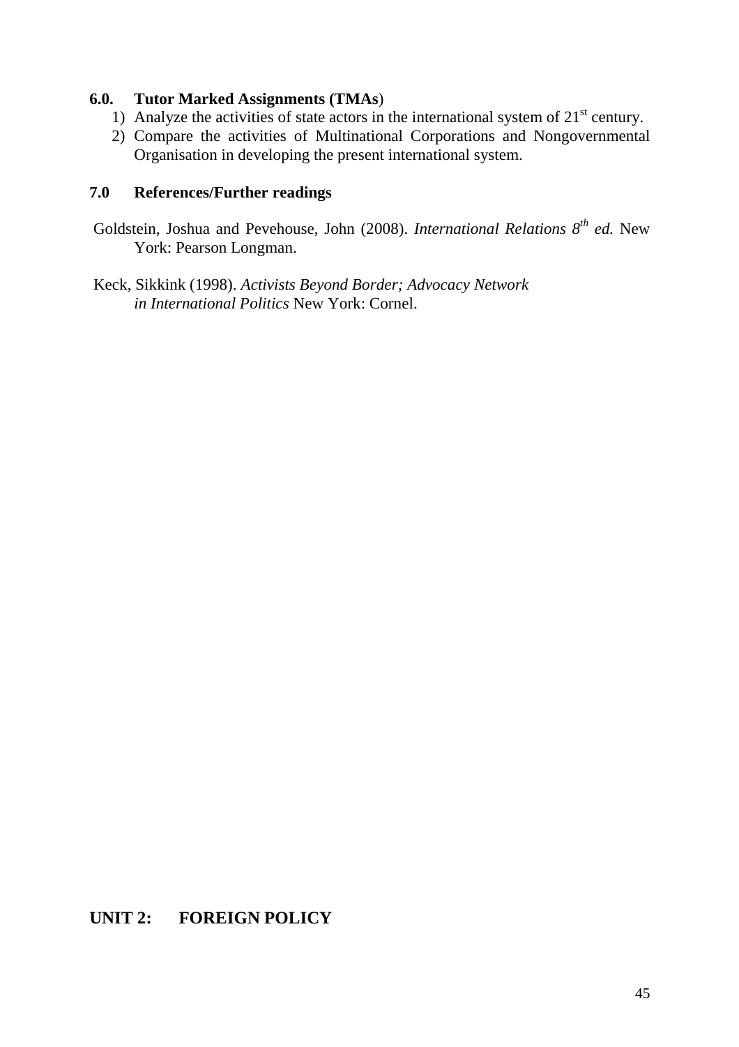## 6.0. Tutor Marked Assignments (TMAs)

1) Analyze the activities of state actors in the international system of 21st century.
2) Compare the activities of Multinational Corporations and Nongovernmental Organisation in developing the present international system.

## 7.0 References/Further readings

Goldstein, Joshua and Pevehouse, John (2008). *International Relations 8th ed.* New York: Pearson Longman.

Keck, Sikkink (1998). *Activists Beyond Border; Advocacy Network in International Politics* New York: Cornel.

# UNIT 2: FOREIGN POLICY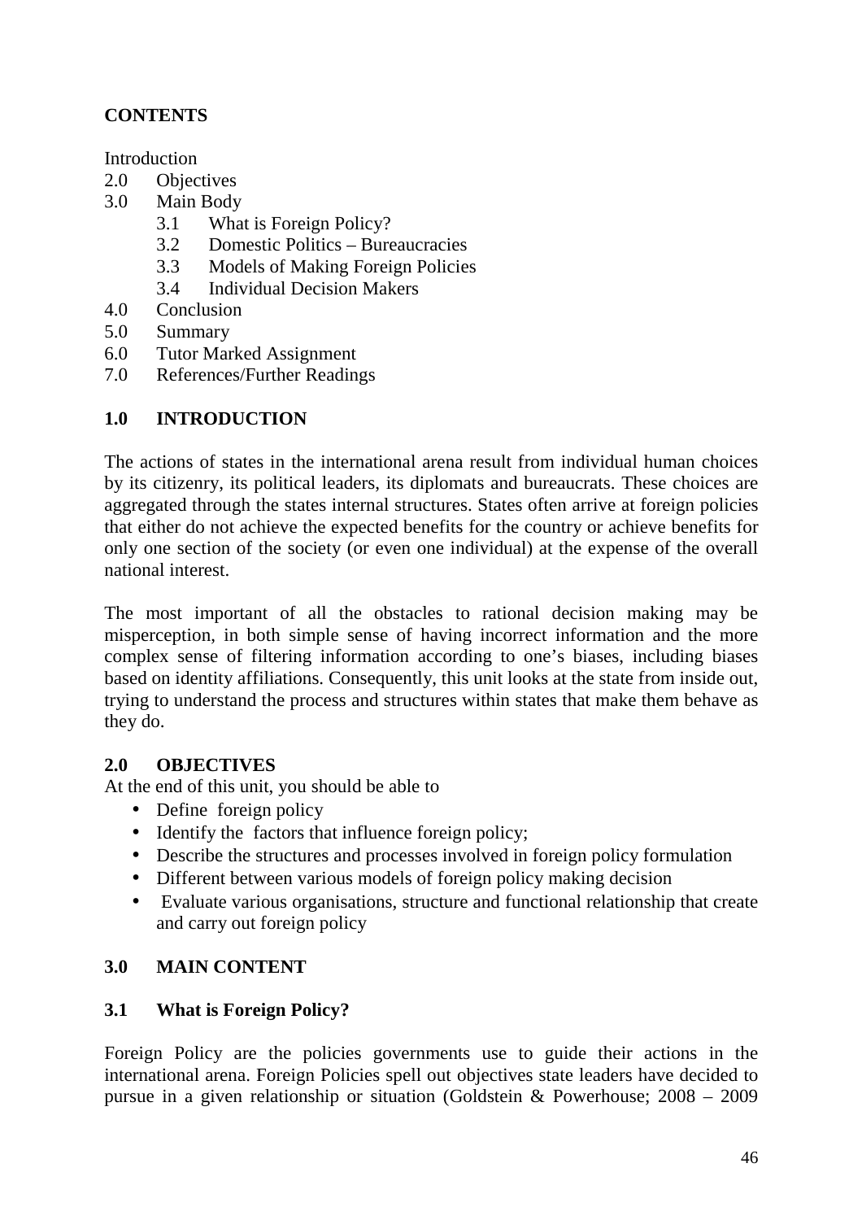**CONTENTS**

Introduction
2.0 Objectives
3.0 Main Body
  3.1 What is Foreign Policy?
  3.2 Domestic Politics – Bureaucracies
  3.3 Models of Making Foreign Policies
  3.4 Individual Decision Makers
4.0 Conclusion
5.0 Summary
6.0 Tutor Marked Assignment
7.0 References/Further Readings

## 1.0 INTRODUCTION

The actions of states in the international arena result from individual human choices by its citizenry, its political leaders, its diplomats and bureaucrats. These choices are aggregated through the states internal structures. States often arrive at foreign policies that either do not achieve the expected benefits for the country or achieve benefits for only one section of the society (or even one individual) at the expense of the overall national interest.

The most important of all the obstacles to rational decision making may be misperception, in both simple sense of having incorrect information and the more complex sense of filtering information according to one's biases, including biases based on identity affiliations. Consequently, this unit looks at the state from inside out, trying to understand the process and structures within states that make them behave as they do.

## 2.0 OBJECTIVES

At the end of this unit, you should be able to

- Define foreign policy
- Identify the factors that influence foreign policy;
- Describe the structures and processes involved in foreign policy formulation
- Different between various models of foreign policy making decision
- Evaluate various organisations, structure and functional relationship that create and carry out foreign policy

## 3.0 MAIN CONTENT

### 3.1 What is Foreign Policy?

Foreign Policy are the policies governments use to guide their actions in the international arena. Foreign Policies spell out objectives state leaders have decided to pursue in a given relationship or situation (Goldstein & Powerhouse; 2008 – 2009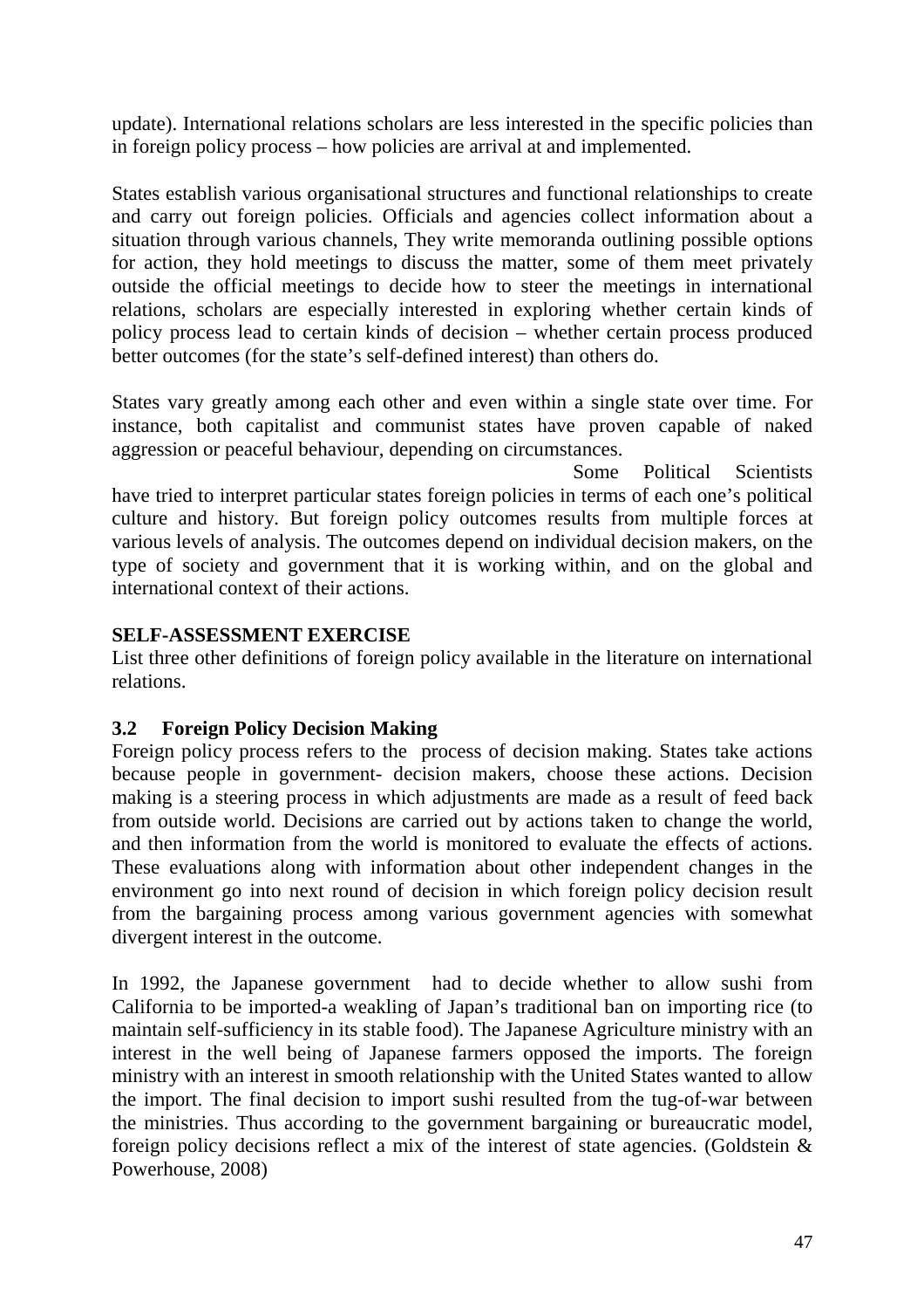update). International relations scholars are less interested in the specific policies than in foreign policy process – how policies are arrival at and implemented.

States establish various organisational structures and functional relationships to create and carry out foreign policies. Officials and agencies collect information about a situation through various channels, They write memoranda outlining possible options for action, they hold meetings to discuss the matter, some of them meet privately outside the official meetings to decide how to steer the meetings in international relations, scholars are especially interested in exploring whether certain kinds of policy process lead to certain kinds of decision – whether certain process produced better outcomes (for the state's self-defined interest) than others do.

States vary greatly among each other and even within a single state over time. For instance, both capitalist and communist states have proven capable of naked aggression or peaceful behaviour, depending on circumstances.

Some Political Scientists have tried to interpret particular states foreign policies in terms of each one's political culture and history. But foreign policy outcomes results from multiple forces at various levels of analysis. The outcomes depend on individual decision makers, on the type of society and government that it is working within, and on the global and international context of their actions.

**SELF-ASSESSMENT EXERCISE**

List three other definitions of foreign policy available in the literature on international relations.

### 3.2 Foreign Policy Decision Making

Foreign policy process refers to the process of decision making. States take actions because people in government- decision makers, choose these actions. Decision making is a steering process in which adjustments are made as a result of feed back from outside world. Decisions are carried out by actions taken to change the world, and then information from the world is monitored to evaluate the effects of actions. These evaluations along with information about other independent changes in the environment go into next round of decision in which foreign policy decision result from the bargaining process among various government agencies with somewhat divergent interest in the outcome.

In 1992, the Japanese government had to decide whether to allow sushi from California to be imported-a weakling of Japan's traditional ban on importing rice (to maintain self-sufficiency in its stable food). The Japanese Agriculture ministry with an interest in the well being of Japanese farmers opposed the imports. The foreign ministry with an interest in smooth relationship with the United States wanted to allow the import. The final decision to import sushi resulted from the tug-of-war between the ministries. Thus according to the government bargaining or bureaucratic model, foreign policy decisions reflect a mix of the interest of state agencies. (Goldstein & Powerhouse, 2008)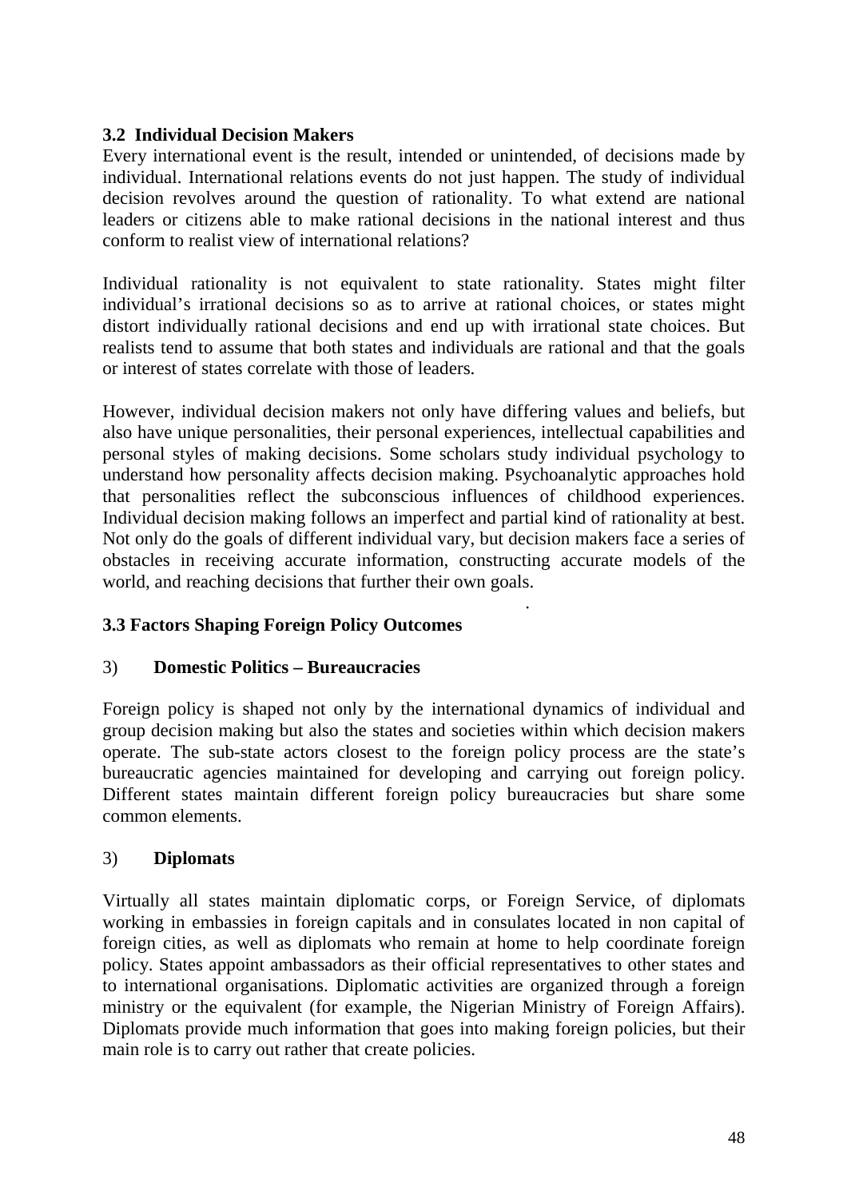### 3.2 Individual Decision Makers

Every international event is the result, intended or unintended, of decisions made by individual. International relations events do not just happen. The study of individual decision revolves around the question of rationality. To what extend are national leaders or citizens able to make rational decisions in the national interest and thus conform to realist view of international relations?

Individual rationality is not equivalent to state rationality. States might filter individual's irrational decisions so as to arrive at rational choices, or states might distort individually rational decisions and end up with irrational state choices. But realists tend to assume that both states and individuals are rational and that the goals or interest of states correlate with those of leaders.

However, individual decision makers not only have differing values and beliefs, but also have unique personalities, their personal experiences, intellectual capabilities and personal styles of making decisions. Some scholars study individual psychology to understand how personality affects decision making. Psychoanalytic approaches hold that personalities reflect the subconscious influences of childhood experiences. Individual decision making follows an imperfect and partial kind of rationality at best. Not only do the goals of different individual vary, but decision makers face a series of obstacles in receiving accurate information, constructing accurate models of the world, and reaching decisions that further their own goals.

### 3.3 Factors Shaping Foreign Policy Outcomes

3) **Domestic Politics – Bureaucracies**

Foreign policy is shaped not only by the international dynamics of individual and group decision making but also the states and societies within which decision makers operate. The sub-state actors closest to the foreign policy process are the state's bureaucratic agencies maintained for developing and carrying out foreign policy. Different states maintain different foreign policy bureaucracies but share some common elements.

3) **Diplomats**

Virtually all states maintain diplomatic corps, or Foreign Service, of diplomats working in embassies in foreign capitals and in consulates located in non capital of foreign cities, as well as diplomats who remain at home to help coordinate foreign policy. States appoint ambassadors as their official representatives to other states and to international organisations. Diplomatic activities are organized through a foreign ministry or the equivalent (for example, the Nigerian Ministry of Foreign Affairs). Diplomats provide much information that goes into making foreign policies, but their main role is to carry out rather that create policies.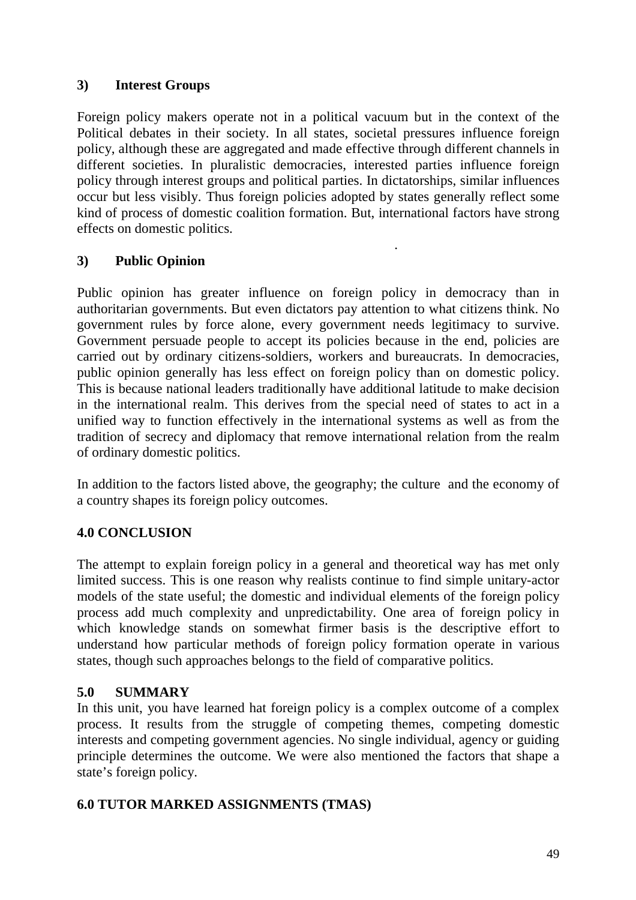### 3) Interest Groups

Foreign policy makers operate not in a political vacuum but in the context of the Political debates in their society. In all states, societal pressures influence foreign policy, although these are aggregated and made effective through different channels in different societies. In pluralistic democracies, interested parties influence foreign policy through interest groups and political parties. In dictatorships, similar influences occur but less visibly. Thus foreign policies adopted by states generally reflect some kind of process of domestic coalition formation. But, international factors have strong effects on domestic politics.

### 3) Public Opinion

Public opinion has greater influence on foreign policy in democracy than in authoritarian governments. But even dictators pay attention to what citizens think. No government rules by force alone, every government needs legitimacy to survive. Government persuade people to accept its policies because in the end, policies are carried out by ordinary citizens-soldiers, workers and bureaucrats. In democracies, public opinion generally has less effect on foreign policy than on domestic policy. This is because national leaders traditionally have additional latitude to make decision in the international realm. This derives from the special need of states to act in a unified way to function effectively in the international systems as well as from the tradition of secrecy and diplomacy that remove international relation from the realm of ordinary domestic politics.

In addition to the factors listed above, the geography; the culture and the economy of a country shapes its foreign policy outcomes.

## 4.0 CONCLUSION

The attempt to explain foreign policy in a general and theoretical way has met only limited success. This is one reason why realists continue to find simple unitary-actor models of the state useful; the domestic and individual elements of the foreign policy process add much complexity and unpredictability. One area of foreign policy in which knowledge stands on somewhat firmer basis is the descriptive effort to understand how particular methods of foreign policy formation operate in various states, though such approaches belongs to the field of comparative politics.

## 5.0 SUMMARY

In this unit, you have learned hat foreign policy is a complex outcome of a complex process. It results from the struggle of competing themes, competing domestic interests and competing government agencies. No single individual, agency or guiding principle determines the outcome. We were also mentioned the factors that shape a state's foreign policy.

## 6.0 TUTOR MARKED ASSIGNMENTS (TMAS)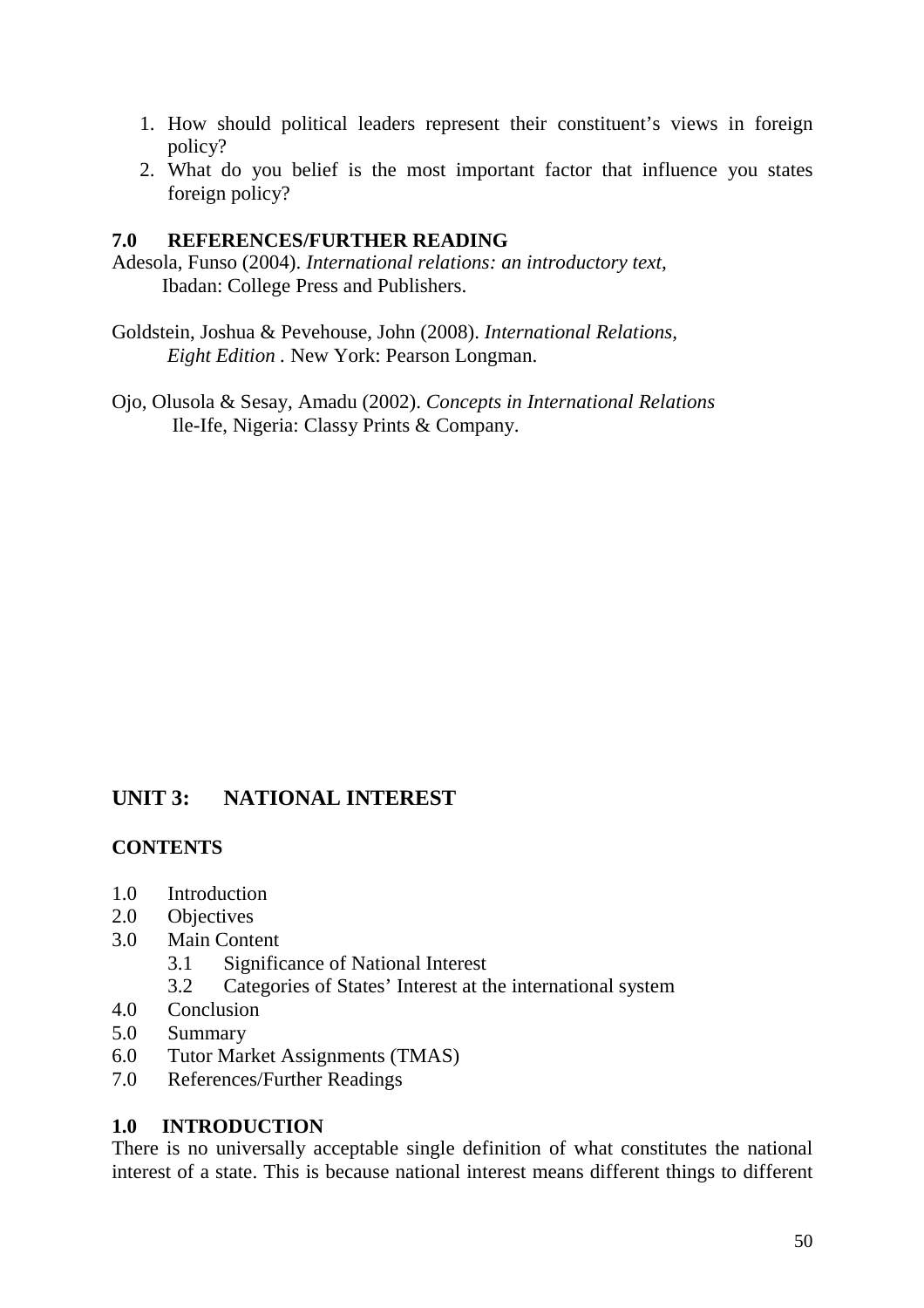1. How should political leaders represent their constituent's views in foreign policy?
2. What do you belief is the most important factor that influence you states foreign policy?

## 7.0 REFERENCES/FURTHER READING

Adesola, Funso (2004). *International relations: an introductory text,* Ibadan: College Press and Publishers.

Goldstein, Joshua & Pevehouse, John (2008). *International Relations, Eight Edition* . New York: Pearson Longman.

Ojo, Olusola & Sesay, Amadu (2002). *Concepts in International Relations* Ile-Ife, Nigeria: Classy Prints & Company.

# UNIT 3: NATIONAL INTEREST

**CONTENTS**

- 1.0 Introduction
- 2.0 Objectives
- 3.0 Main Content
  - 3.1 Significance of National Interest
  - 3.2 Categories of States' Interest at the international system
- 4.0 Conclusion
- 5.0 Summary
- 6.0 Tutor Market Assignments (TMAS)
- 7.0 References/Further Readings

## 1.0 INTRODUCTION

There is no universally acceptable single definition of what constitutes the national interest of a state. This is because national interest means different things to different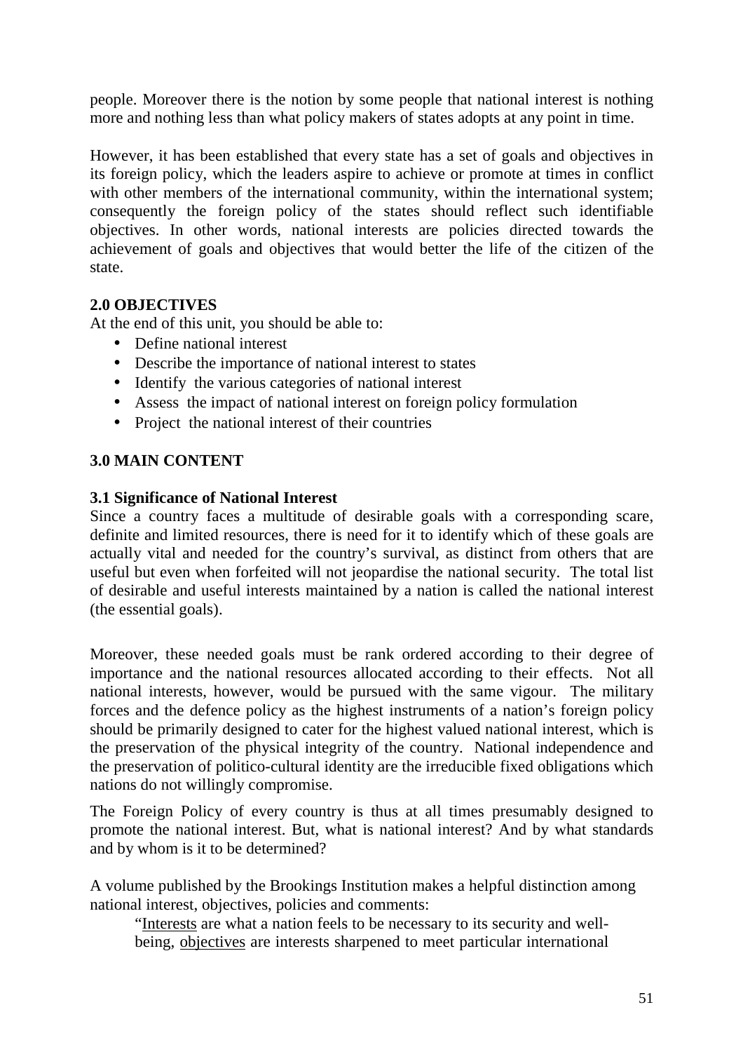people. Moreover there is the notion by some people that national interest is nothing more and nothing less than what policy makers of states adopts at any point in time.

However, it has been established that every state has a set of goals and objectives in its foreign policy, which the leaders aspire to achieve or promote at times in conflict with other members of the international community, within the international system; consequently the foreign policy of the states should reflect such identifiable objectives. In other words, national interests are policies directed towards the achievement of goals and objectives that would better the life of the citizen of the state.

**2.0 OBJECTIVES**

At the end of this unit, you should be able to:

- Define national interest
- Describe the importance of national interest to states
- Identify the various categories of national interest
- Assess the impact of national interest on foreign policy formulation
- Project the national interest of their countries

**3.0 MAIN CONTENT**

**3.1 Significance of National Interest**

Since a country faces a multitude of desirable goals with a corresponding scare, definite and limited resources, there is need for it to identify which of these goals are actually vital and needed for the country's survival, as distinct from others that are useful but even when forfeited will not jeopardise the national security. The total list of desirable and useful interests maintained by a nation is called the national interest (the essential goals).

Moreover, these needed goals must be rank ordered according to their degree of importance and the national resources allocated according to their effects. Not all national interests, however, would be pursued with the same vigour. The military forces and the defence policy as the highest instruments of a nation's foreign policy should be primarily designed to cater for the highest valued national interest, which is the preservation of the physical integrity of the country. National independence and the preservation of politico-cultural identity are the irreducible fixed obligations which nations do not willingly compromise.

The Foreign Policy of every country is thus at all times presumably designed to promote the national interest. But, what is national interest? And by what standards and by whom is it to be determined?

A volume published by the Brookings Institution makes a helpful distinction among national interest, objectives, policies and comments:

> "<u>Interests</u> are what a nation feels to be necessary to its security and well-being, <u>objectives</u> are interests sharpened to meet particular international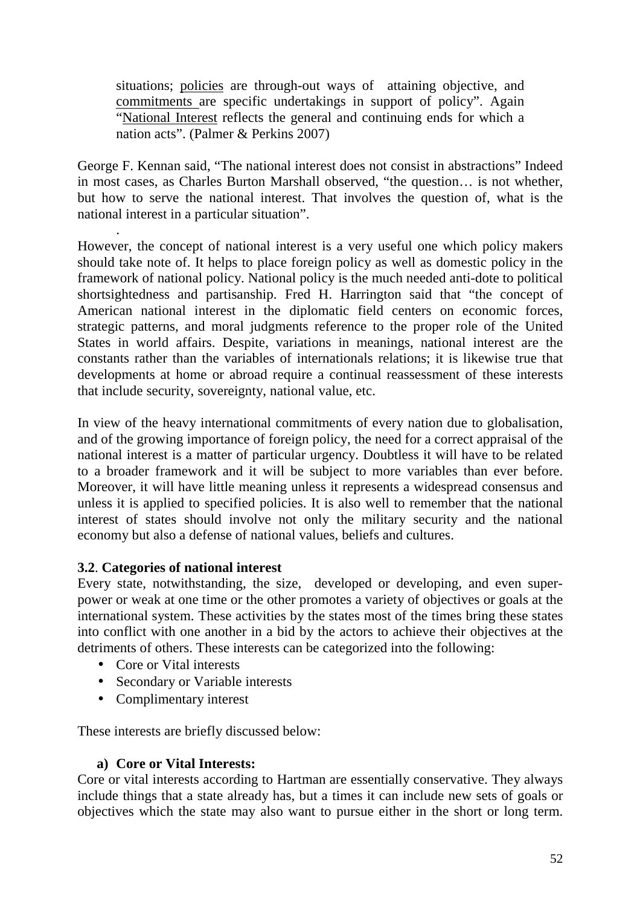> situations; policies are through-out ways of attaining objective, and commitments are specific undertakings in support of policy". Again "National Interest reflects the general and continuing ends for which a nation acts". (Palmer & Perkins 2007)

George F. Kennan said, "The national interest does not consist in abstractions" Indeed in most cases, as Charles Burton Marshall observed, "the question… is not whether, but how to serve the national interest. That involves the question of, what is the national interest in a particular situation".

.

However, the concept of national interest is a very useful one which policy makers should take note of. It helps to place foreign policy as well as domestic policy in the framework of national policy. National policy is the much needed anti-dote to political shortsightedness and partisanship. Fred H. Harrington said that "the concept of American national interest in the diplomatic field centers on economic forces, strategic patterns, and moral judgments reference to the proper role of the United States in world affairs. Despite, variations in meanings, national interest are the constants rather than the variables of internationals relations; it is likewise true that developments at home or abroad require a continual reassessment of these interests that include security, sovereignty, national value, etc.

In view of the heavy international commitments of every nation due to globalisation, and of the growing importance of foreign policy, the need for a correct appraisal of the national interest is a matter of particular urgency. Doubtless it will have to be related to a broader framework and it will be subject to more variables than ever before. Moreover, it will have little meaning unless it represents a widespread consensus and unless it is applied to specified policies. It is also well to remember that the national interest of states should involve not only the military security and the national economy but also a defense of national values, beliefs and cultures.

### 3.2. Categories of national interest

Every state, notwithstanding, the size, developed or developing, and even super-power or weak at one time or the other promotes a variety of objectives or goals at the international system. These activities by the states most of the times bring these states into conflict with one another in a bid by the actors to achieve their objectives at the detriments of others. These interests can be categorized into the following:

- Core or Vital interests
- Secondary or Variable interests
- Complimentary interest

These interests are briefly discussed below:

#### a) Core or Vital Interests:

Core or vital interests according to Hartman are essentially conservative. They always include things that a state already has, but a times it can include new sets of goals or objectives which the state may also want to pursue either in the short or long term.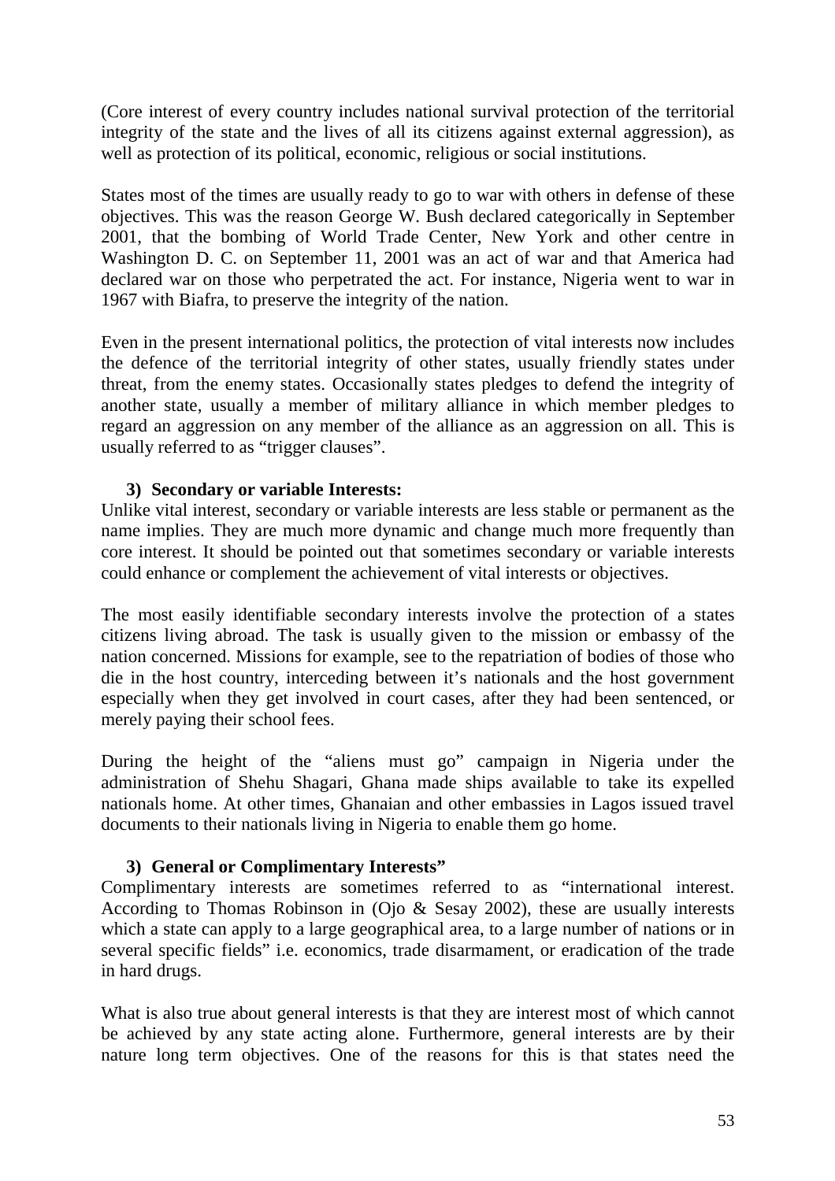(Core interest of every country includes national survival protection of the territorial integrity of the state and the lives of all its citizens against external aggression), as well as protection of its political, economic, religious or social institutions.

States most of the times are usually ready to go to war with others in defense of these objectives. This was the reason George W. Bush declared categorically in September 2001, that the bombing of World Trade Center, New York and other centre in Washington D. C. on September 11, 2001 was an act of war and that America had declared war on those who perpetrated the act. For instance, Nigeria went to war in 1967 with Biafra, to preserve the integrity of the nation.

Even in the present international politics, the protection of vital interests now includes the defence of the territorial integrity of other states, usually friendly states under threat, from the enemy states. Occasionally states pledges to defend the integrity of another state, usually a member of military alliance in which member pledges to regard an aggression on any member of the alliance as an aggression on all. This is usually referred to as "trigger clauses".

**3) Secondary or variable Interests:**

Unlike vital interest, secondary or variable interests are less stable or permanent as the name implies. They are much more dynamic and change much more frequently than core interest. It should be pointed out that sometimes secondary or variable interests could enhance or complement the achievement of vital interests or objectives.

The most easily identifiable secondary interests involve the protection of a states citizens living abroad. The task is usually given to the mission or embassy of the nation concerned. Missions for example, see to the repatriation of bodies of those who die in the host country, interceding between it's nationals and the host government especially when they get involved in court cases, after they had been sentenced, or merely paying their school fees.

During the height of the "aliens must go" campaign in Nigeria under the administration of Shehu Shagari, Ghana made ships available to take its expelled nationals home. At other times, Ghanaian and other embassies in Lagos issued travel documents to their nationals living in Nigeria to enable them go home.

**3) General or Complimentary Interests"**

Complimentary interests are sometimes referred to as "international interest. According to Thomas Robinson in (Ojo & Sesay 2002), these are usually interests which a state can apply to a large geographical area, to a large number of nations or in several specific fields" i.e. economics, trade disarmament, or eradication of the trade in hard drugs.

What is also true about general interests is that they are interest most of which cannot be achieved by any state acting alone. Furthermore, general interests are by their nature long term objectives. One of the reasons for this is that states need the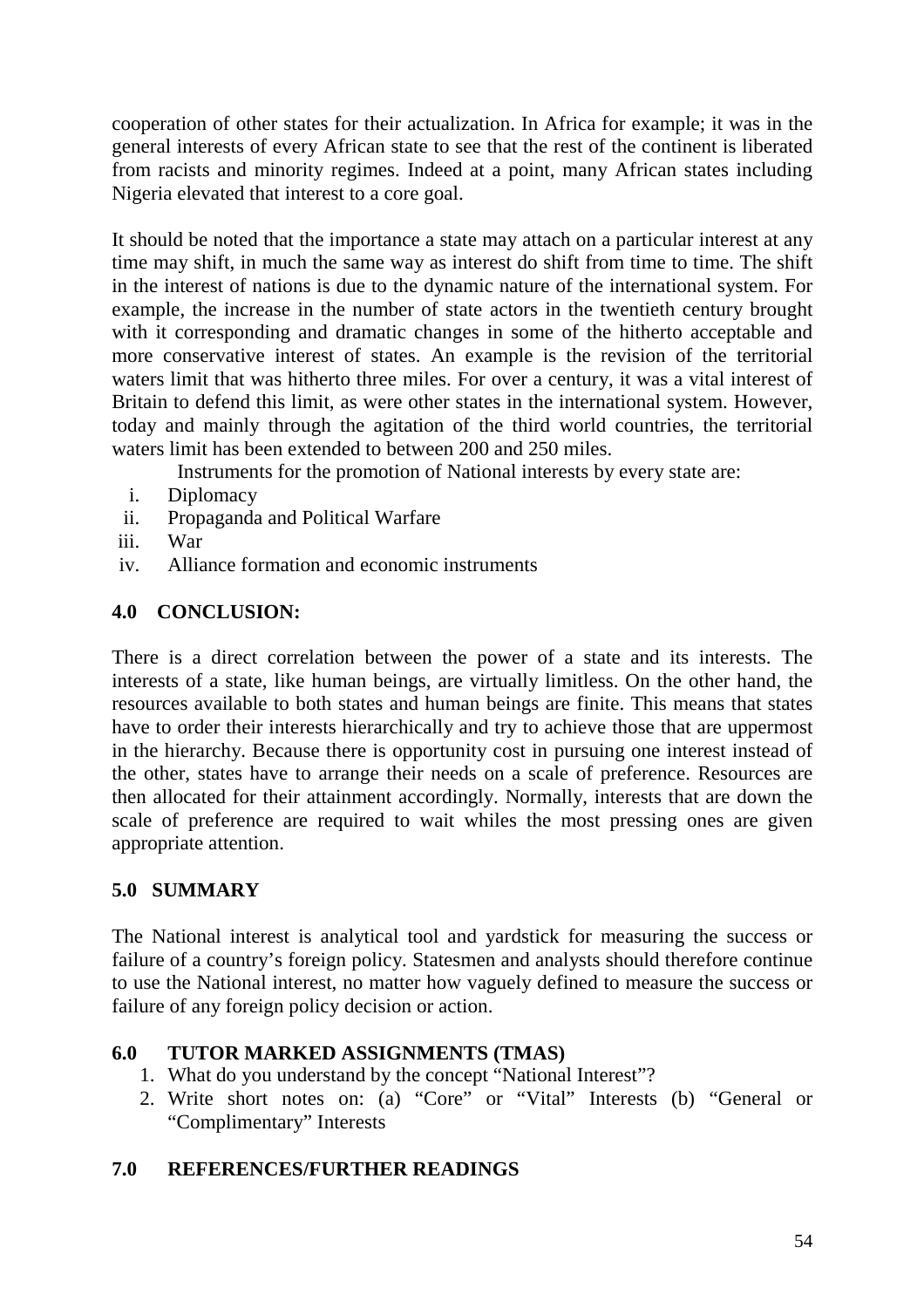cooperation of other states for their actualization. In Africa for example; it was in the general interests of every African state to see that the rest of the continent is liberated from racists and minority regimes. Indeed at a point, many African states including Nigeria elevated that interest to a core goal.

It should be noted that the importance a state may attach on a particular interest at any time may shift, in much the same way as interest do shift from time to time. The shift in the interest of nations is due to the dynamic nature of the international system. For example, the increase in the number of state actors in the twentieth century brought with it corresponding and dramatic changes in some of the hitherto acceptable and more conservative interest of states. An example is the revision of the territorial waters limit that was hitherto three miles. For over a century, it was a vital interest of Britain to defend this limit, as were other states in the international system. However, today and mainly through the agitation of the third world countries, the territorial waters limit has been extended to between 200 and 250 miles.

Instruments for the promotion of National interests by every state are:

i. Diplomacy
ii. Propaganda and Political Warfare
iii. War
iv. Alliance formation and economic instruments

## 4.0 CONCLUSION:

There is a direct correlation between the power of a state and its interests. The interests of a state, like human beings, are virtually limitless. On the other hand, the resources available to both states and human beings are finite. This means that states have to order their interests hierarchically and try to achieve those that are uppermost in the hierarchy. Because there is opportunity cost in pursuing one interest instead of the other, states have to arrange their needs on a scale of preference. Resources are then allocated for their attainment accordingly. Normally, interests that are down the scale of preference are required to wait whiles the most pressing ones are given appropriate attention.

## 5.0 SUMMARY

The National interest is analytical tool and yardstick for measuring the success or failure of a country's foreign policy. Statesmen and analysts should therefore continue to use the National interest, no matter how vaguely defined to measure the success or failure of any foreign policy decision or action.

## 6.0 TUTOR MARKED ASSIGNMENTS (TMAS)

1. What do you understand by the concept "National Interest"?
2. Write short notes on: (a) "Core" or "Vital" Interests (b) "General or "Complimentary" Interests

## 7.0 REFERENCES/FURTHER READINGS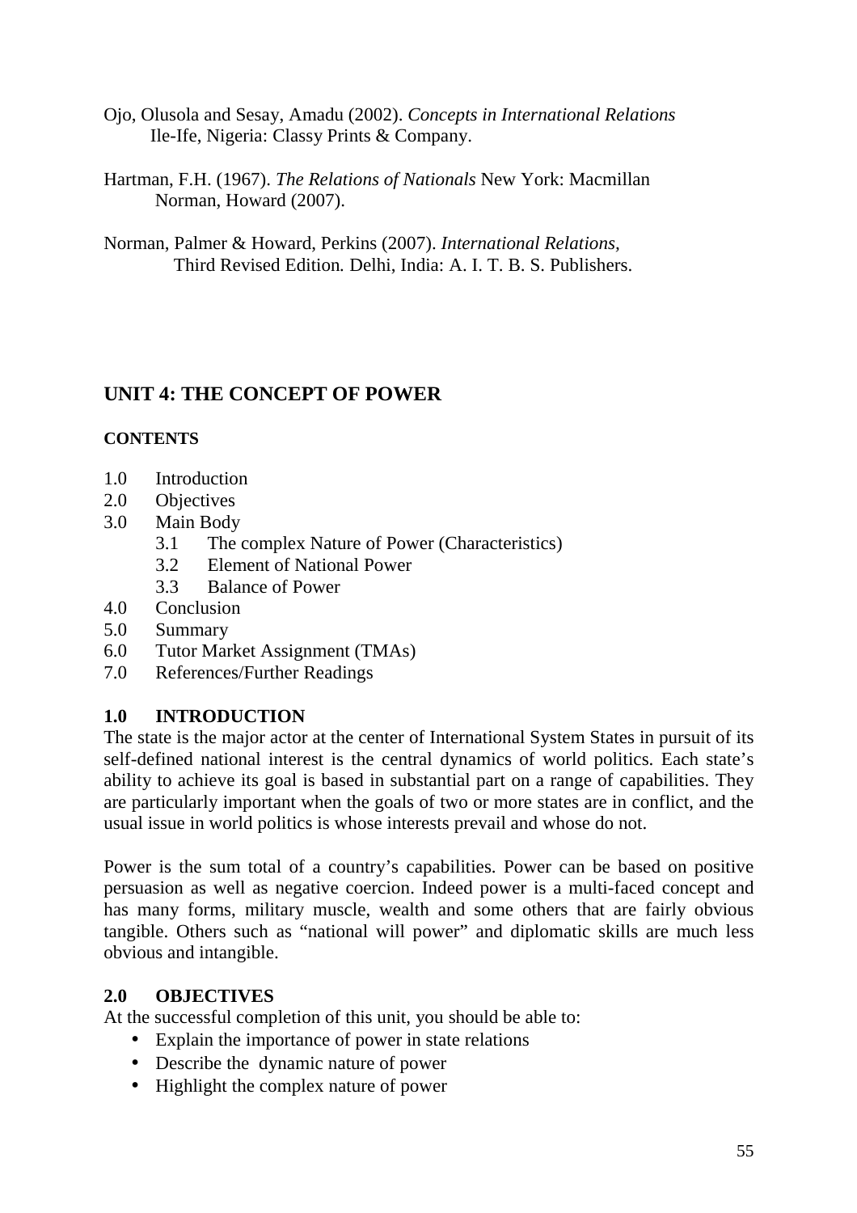Ojo, Olusola and Sesay, Amadu (2002). *Concepts in International Relations* Ile-Ife, Nigeria: Classy Prints & Company.

Hartman, F.H. (1967). *The Relations of Nationals* New York: Macmillan Norman, Howard (2007).

Norman, Palmer & Howard, Perkins (2007). *International Relations,* Third Revised Edition*.* Delhi, India: A. I. T. B. S. Publishers.

## UNIT 4: THE CONCEPT OF POWER

**CONTENTS**

- 1.0 Introduction
- 2.0 Objectives
- 3.0 Main Body
    - 3.1 The complex Nature of Power (Characteristics)
    - 3.2 Element of National Power
    - 3.3 Balance of Power
- 4.0 Conclusion
- 5.0 Summary
- 6.0 Tutor Market Assignment (TMAs)
- 7.0 References/Further Readings

### 1.0 INTRODUCTION

The state is the major actor at the center of International System States in pursuit of its self-defined national interest is the central dynamics of world politics. Each state's ability to achieve its goal is based in substantial part on a range of capabilities. They are particularly important when the goals of two or more states are in conflict, and the usual issue in world politics is whose interests prevail and whose do not.

Power is the sum total of a country's capabilities. Power can be based on positive persuasion as well as negative coercion. Indeed power is a multi-faced concept and has many forms, military muscle, wealth and some others that are fairly obvious tangible. Others such as "national will power" and diplomatic skills are much less obvious and intangible.

### 2.0 OBJECTIVES

At the successful completion of this unit, you should be able to:

- Explain the importance of power in state relations
- Describe the dynamic nature of power
- Highlight the complex nature of power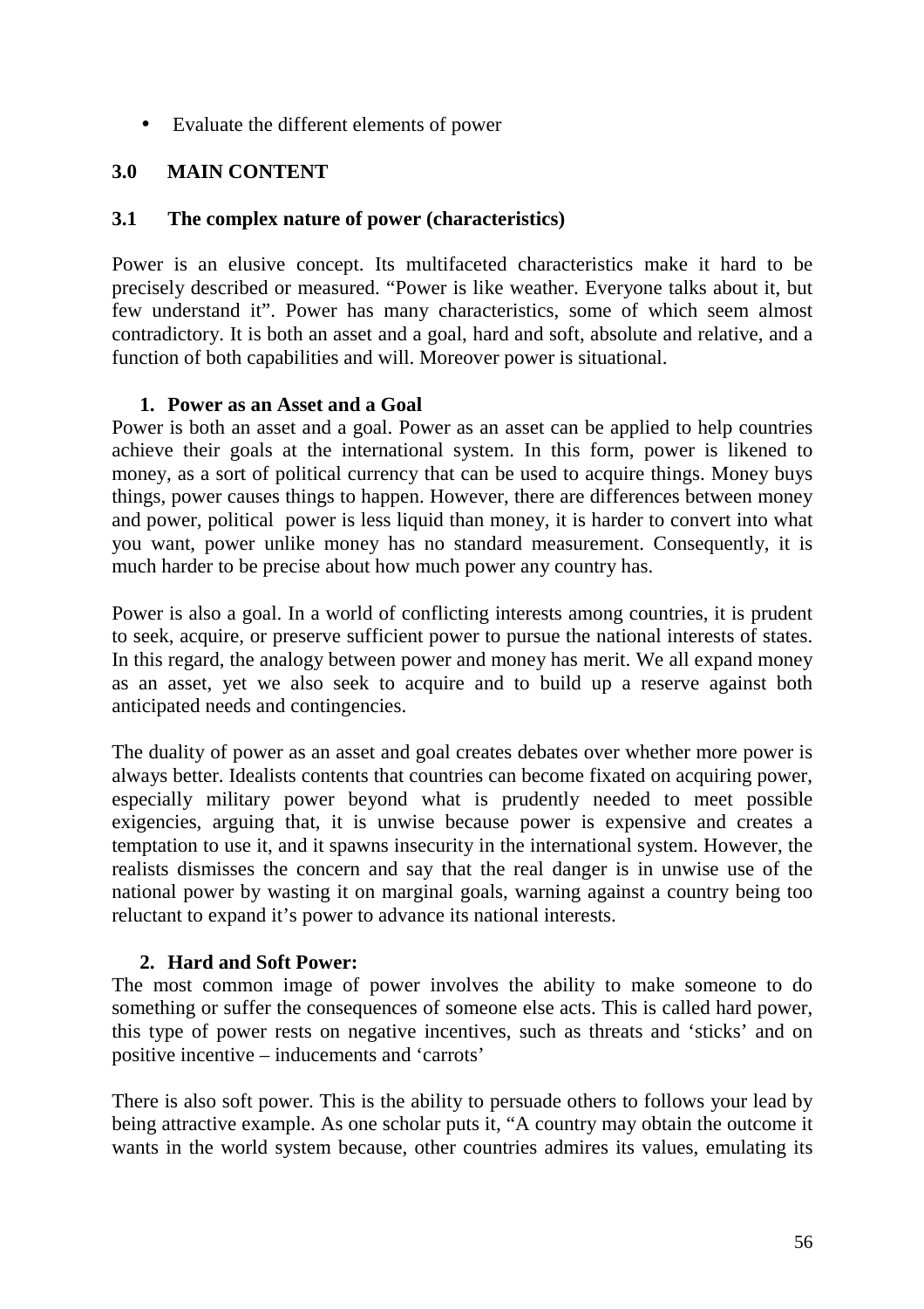- Evaluate the different elements of power

## 3.0 MAIN CONTENT

### 3.1 The complex nature of power (characteristics)

Power is an elusive concept. Its multifaceted characteristics make it hard to be precisely described or measured. "Power is like weather. Everyone talks about it, but few understand it". Power has many characteristics, some of which seem almost contradictory. It is both an asset and a goal, hard and soft, absolute and relative, and a function of both capabilities and will. Moreover power is situational.

1. **Power as an Asset and a Goal**

Power is both an asset and a goal. Power as an asset can be applied to help countries achieve their goals at the international system. In this form, power is likened to money, as a sort of political currency that can be used to acquire things. Money buys things, power causes things to happen. However, there are differences between money and power, political power is less liquid than money, it is harder to convert into what you want, power unlike money has no standard measurement. Consequently, it is much harder to be precise about how much power any country has.

Power is also a goal. In a world of conflicting interests among countries, it is prudent to seek, acquire, or preserve sufficient power to pursue the national interests of states. In this regard, the analogy between power and money has merit. We all expand money as an asset, yet we also seek to acquire and to build up a reserve against both anticipated needs and contingencies.

The duality of power as an asset and goal creates debates over whether more power is always better. Idealists contents that countries can become fixated on acquiring power, especially military power beyond what is prudently needed to meet possible exigencies, arguing that, it is unwise because power is expensive and creates a temptation to use it, and it spawns insecurity in the international system. However, the realists dismisses the concern and say that the real danger is in unwise use of the national power by wasting it on marginal goals, warning against a country being too reluctant to expand it's power to advance its national interests.

2. **Hard and Soft Power:**

The most common image of power involves the ability to make someone to do something or suffer the consequences of someone else acts. This is called hard power, this type of power rests on negative incentives, such as threats and 'sticks' and on positive incentive – inducements and 'carrots'

There is also soft power. This is the ability to persuade others to follows your lead by being attractive example. As one scholar puts it, "A country may obtain the outcome it wants in the world system because, other countries admires its values, emulating its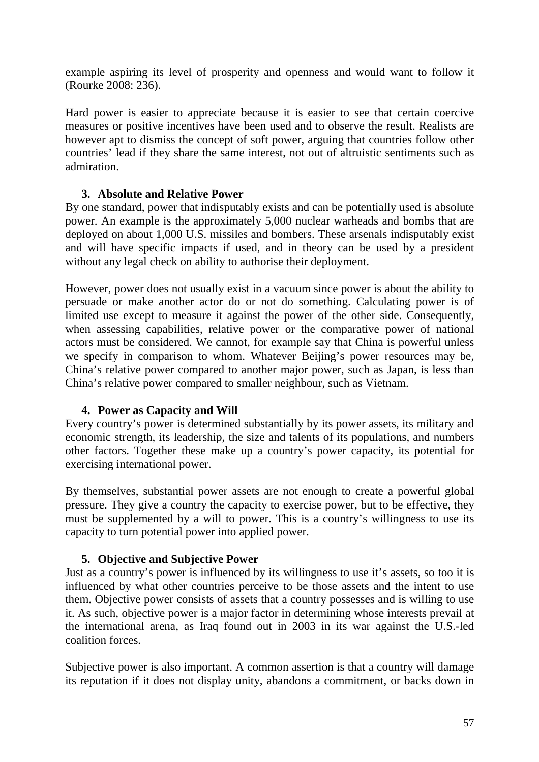example aspiring its level of prosperity and openness and would want to follow it (Rourke 2008: 236).

Hard power is easier to appreciate because it is easier to see that certain coercive measures or positive incentives have been used and to observe the result. Realists are however apt to dismiss the concept of soft power, arguing that countries follow other countries' lead if they share the same interest, not out of altruistic sentiments such as admiration.

### 3. Absolute and Relative Power

By one standard, power that indisputably exists and can be potentially used is absolute power. An example is the approximately 5,000 nuclear warheads and bombs that are deployed on about 1,000 U.S. missiles and bombers. These arsenals indisputably exist and will have specific impacts if used, and in theory can be used by a president without any legal check on ability to authorise their deployment.

However, power does not usually exist in a vacuum since power is about the ability to persuade or make another actor do or not do something. Calculating power is of limited use except to measure it against the power of the other side. Consequently, when assessing capabilities, relative power or the comparative power of national actors must be considered. We cannot, for example say that China is powerful unless we specify in comparison to whom. Whatever Beijing's power resources may be, China's relative power compared to another major power, such as Japan, is less than China's relative power compared to smaller neighbour, such as Vietnam.

### 4. Power as Capacity and Will

Every country's power is determined substantially by its power assets, its military and economic strength, its leadership, the size and talents of its populations, and numbers other factors. Together these make up a country's power capacity, its potential for exercising international power.

By themselves, substantial power assets are not enough to create a powerful global pressure. They give a country the capacity to exercise power, but to be effective, they must be supplemented by a will to power. This is a country's willingness to use its capacity to turn potential power into applied power.

### 5. Objective and Subjective Power

Just as a country's power is influenced by its willingness to use it's assets, so too it is influenced by what other countries perceive to be those assets and the intent to use them. Objective power consists of assets that a country possesses and is willing to use it. As such, objective power is a major factor in determining whose interests prevail at the international arena, as Iraq found out in 2003 in its war against the U.S.-led coalition forces.

Subjective power is also important. A common assertion is that a country will damage its reputation if it does not display unity, abandons a commitment, or backs down in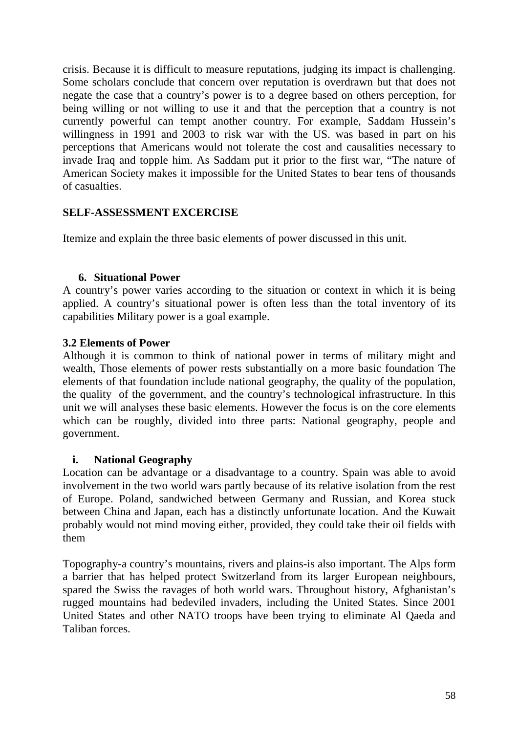crisis. Because it is difficult to measure reputations, judging its impact is challenging. Some scholars conclude that concern over reputation is overdrawn but that does not negate the case that a country's power is to a degree based on others perception, for being willing or not willing to use it and that the perception that a country is not currently powerful can tempt another country. For example, Saddam Hussein's willingness in 1991 and 2003 to risk war with the US. was based in part on his perceptions that Americans would not tolerate the cost and causalities necessary to invade Iraq and topple him. As Saddam put it prior to the first war, "The nature of American Society makes it impossible for the United States to bear tens of thousands of casualties.

**SELF-ASSESSMENT EXCERCISE**

Itemize and explain the three basic elements of power discussed in this unit.

6. **Situational Power**

A country's power varies according to the situation or context in which it is being applied. A country's situational power is often less than the total inventory of its capabilities Military power is a goal example.

**3.2 Elements of Power**

Although it is common to think of national power in terms of military might and wealth, Those elements of power rests substantially on a more basic foundation The elements of that foundation include national geography, the quality of the population, the quality of the government, and the country's technological infrastructure. In this unit we will analyses these basic elements. However the focus is on the core elements which can be roughly, divided into three parts: National geography, people and government.

i. **National Geography**

Location can be advantage or a disadvantage to a country. Spain was able to avoid involvement in the two world wars partly because of its relative isolation from the rest of Europe. Poland, sandwiched between Germany and Russian, and Korea stuck between China and Japan, each has a distinctly unfortunate location. And the Kuwait probably would not mind moving either, provided, they could take their oil fields with them

Topography-a country's mountains, rivers and plains-is also important. The Alps form a barrier that has helped protect Switzerland from its larger European neighbours, spared the Swiss the ravages of both world wars. Throughout history, Afghanistan's rugged mountains had bedeviled invaders, including the United States. Since 2001 United States and other NATO troops have been trying to eliminate Al Qaeda and Taliban forces.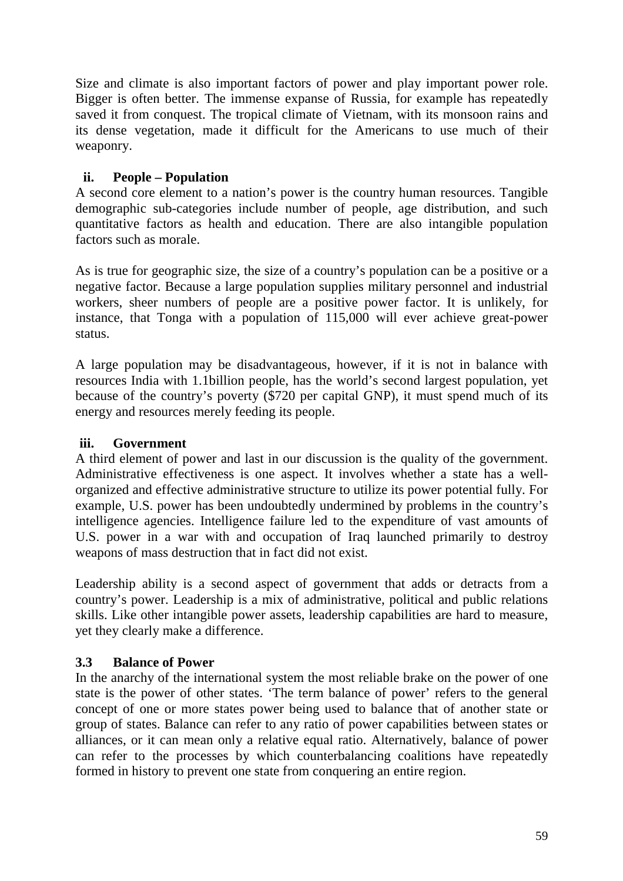Size and climate is also important factors of power and play important power role. Bigger is often better. The immense expanse of Russia, for example has repeatedly saved it from conquest. The tropical climate of Vietnam, with its monsoon rains and its dense vegetation, made it difficult for the Americans to use much of their weaponry.

**ii. People – Population**

A second core element to a nation's power is the country human resources. Tangible demographic sub-categories include number of people, age distribution, and such quantitative factors as health and education. There are also intangible population factors such as morale.

As is true for geographic size, the size of a country's population can be a positive or a negative factor. Because a large population supplies military personnel and industrial workers, sheer numbers of people are a positive power factor. It is unlikely, for instance, that Tonga with a population of 115,000 will ever achieve great-power status.

A large population may be disadvantageous, however, if it is not in balance with resources India with 1.1billion people, has the world's second largest population, yet because of the country's poverty ($720 per capital GNP), it must spend much of its energy and resources merely feeding its people.

**iii. Government**

A third element of power and last in our discussion is the quality of the government. Administrative effectiveness is one aspect. It involves whether a state has a well-organized and effective administrative structure to utilize its power potential fully. For example, U.S. power has been undoubtedly undermined by problems in the country's intelligence agencies. Intelligence failure led to the expenditure of vast amounts of U.S. power in a war with and occupation of Iraq launched primarily to destroy weapons of mass destruction that in fact did not exist.

Leadership ability is a second aspect of government that adds or detracts from a country's power. Leadership is a mix of administrative, political and public relations skills. Like other intangible power assets, leadership capabilities are hard to measure, yet they clearly make a difference.

### 3.3 Balance of Power

In the anarchy of the international system the most reliable brake on the power of one state is the power of other states. 'The term balance of power' refers to the general concept of one or more states power being used to balance that of another state or group of states. Balance can refer to any ratio of power capabilities between states or alliances, or it can mean only a relative equal ratio. Alternatively, balance of power can refer to the processes by which counterbalancing coalitions have repeatedly formed in history to prevent one state from conquering an entire region.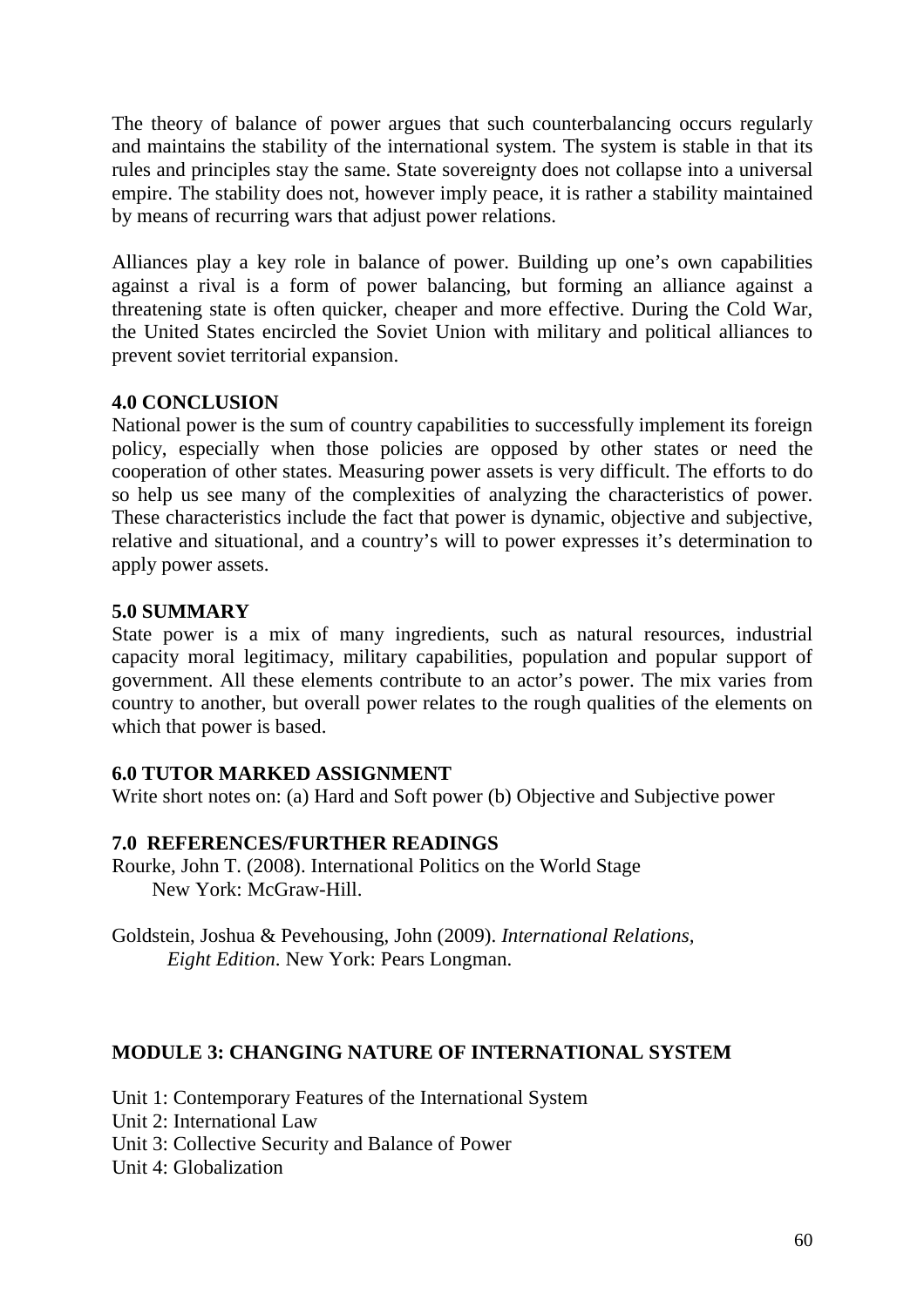The theory of balance of power argues that such counterbalancing occurs regularly and maintains the stability of the international system. The system is stable in that its rules and principles stay the same. State sovereignty does not collapse into a universal empire. The stability does not, however imply peace, it is rather a stability maintained by means of recurring wars that adjust power relations.

Alliances play a key role in balance of power. Building up one's own capabilities against a rival is a form of power balancing, but forming an alliance against a threatening state is often quicker, cheaper and more effective. During the Cold War, the United States encircled the Soviet Union with military and political alliances to prevent soviet territorial expansion.

## 4.0 CONCLUSION

National power is the sum of country capabilities to successfully implement its foreign policy, especially when those policies are opposed by other states or need the cooperation of other states. Measuring power assets is very difficult. The efforts to do so help us see many of the complexities of analyzing the characteristics of power. These characteristics include the fact that power is dynamic, objective and subjective, relative and situational, and a country's will to power expresses it's determination to apply power assets.

## 5.0 SUMMARY

State power is a mix of many ingredients, such as natural resources, industrial capacity moral legitimacy, military capabilities, population and popular support of government. All these elements contribute to an actor's power. The mix varies from country to another, but overall power relates to the rough qualities of the elements on which that power is based.

## 6.0 TUTOR MARKED ASSIGNMENT

Write short notes on: (a) Hard and Soft power (b) Objective and Subjective power

## 7.0 REFERENCES/FURTHER READINGS

Rourke, John T. (2008). International Politics on the World Stage New York: McGraw-Hill.

Goldstein, Joshua & Pevehousing, John (2009). *International Relations, Eight Edition*. New York: Pears Longman.

# MODULE 3: CHANGING NATURE OF INTERNATIONAL SYSTEM

Unit 1: Contemporary Features of the International System
Unit 2: International Law
Unit 3: Collective Security and Balance of Power
Unit 4: Globalization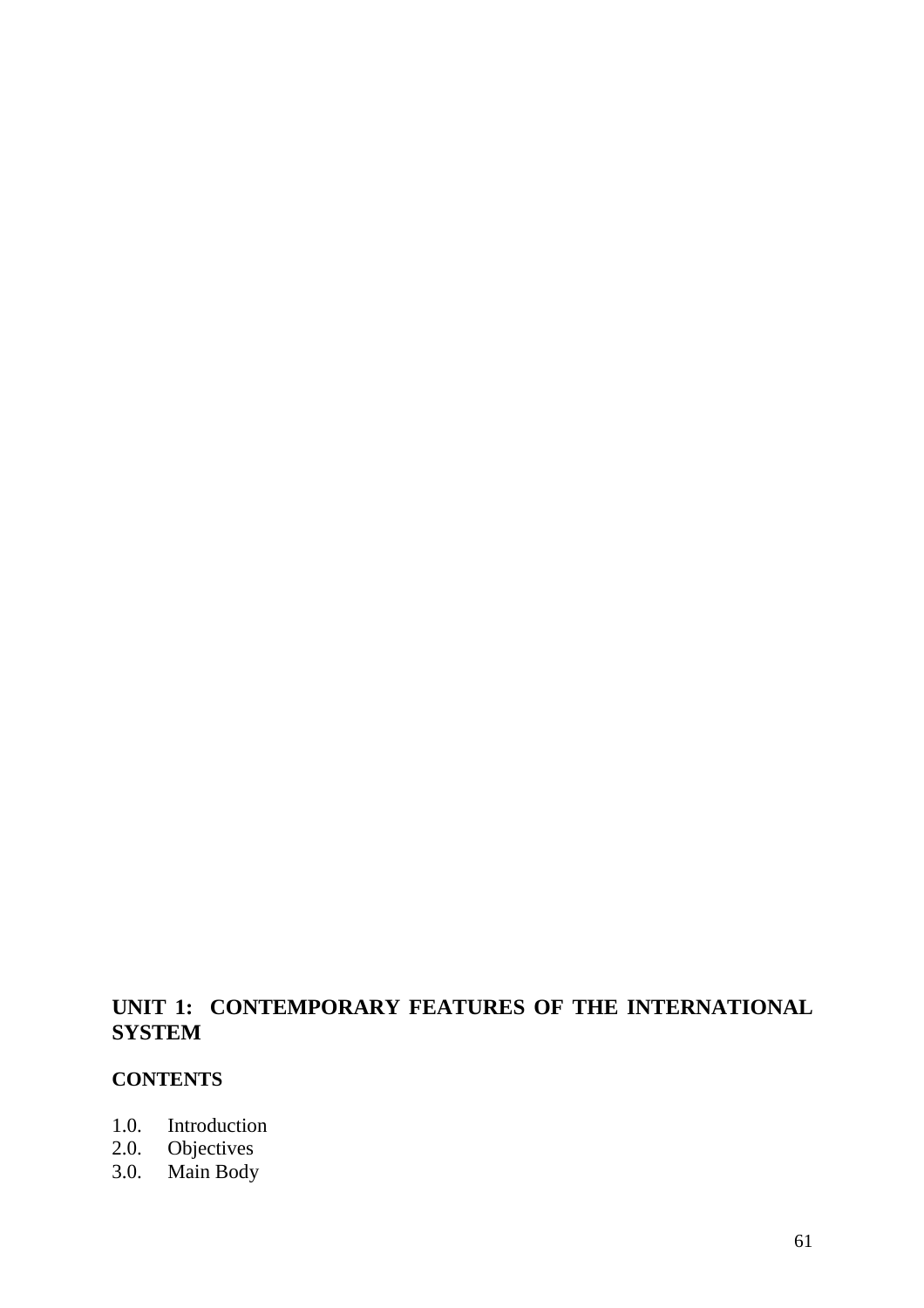## UNIT 1: CONTEMPORARY FEATURES OF THE INTERNATIONAL SYSTEM

**CONTENTS**

1.0. Introduction
2.0. Objectives
3.0. Main Body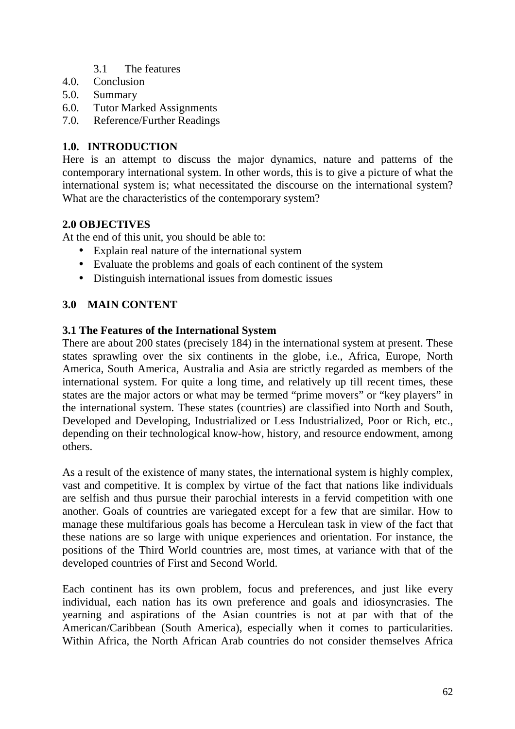3.1 The features

4.0. Conclusion

5.0. Summary

6.0. Tutor Marked Assignments

7.0. Reference/Further Readings

## 1.0. INTRODUCTION

Here is an attempt to discuss the major dynamics, nature and patterns of the contemporary international system. In other words, this is to give a picture of what the international system is; what necessitated the discourse on the international system? What are the characteristics of the contemporary system?

## 2.0 OBJECTIVES

At the end of this unit, you should be able to:

- Explain real nature of the international system
- Evaluate the problems and goals of each continent of the system
- Distinguish international issues from domestic issues

## 3.0 MAIN CONTENT

### 3.1 The Features of the International System

There are about 200 states (precisely 184) in the international system at present. These states sprawling over the six continents in the globe, i.e., Africa, Europe, North America, South America, Australia and Asia are strictly regarded as members of the international system. For quite a long time, and relatively up till recent times, these states are the major actors or what may be termed "prime movers" or "key players" in the international system. These states (countries) are classified into North and South, Developed and Developing, Industrialized or Less Industrialized, Poor or Rich, etc., depending on their technological know-how, history, and resource endowment, among others.

As a result of the existence of many states, the international system is highly complex, vast and competitive. It is complex by virtue of the fact that nations like individuals are selfish and thus pursue their parochial interests in a fervid competition with one another. Goals of countries are variegated except for a few that are similar. How to manage these multifarious goals has become a Herculean task in view of the fact that these nations are so large with unique experiences and orientation. For instance, the positions of the Third World countries are, most times, at variance with that of the developed countries of First and Second World.

Each continent has its own problem, focus and preferences, and just like every individual, each nation has its own preference and goals and idiosyncrasies. The yearning and aspirations of the Asian countries is not at par with that of the American/Caribbean (South America), especially when it comes to particularities. Within Africa, the North African Arab countries do not consider themselves Africa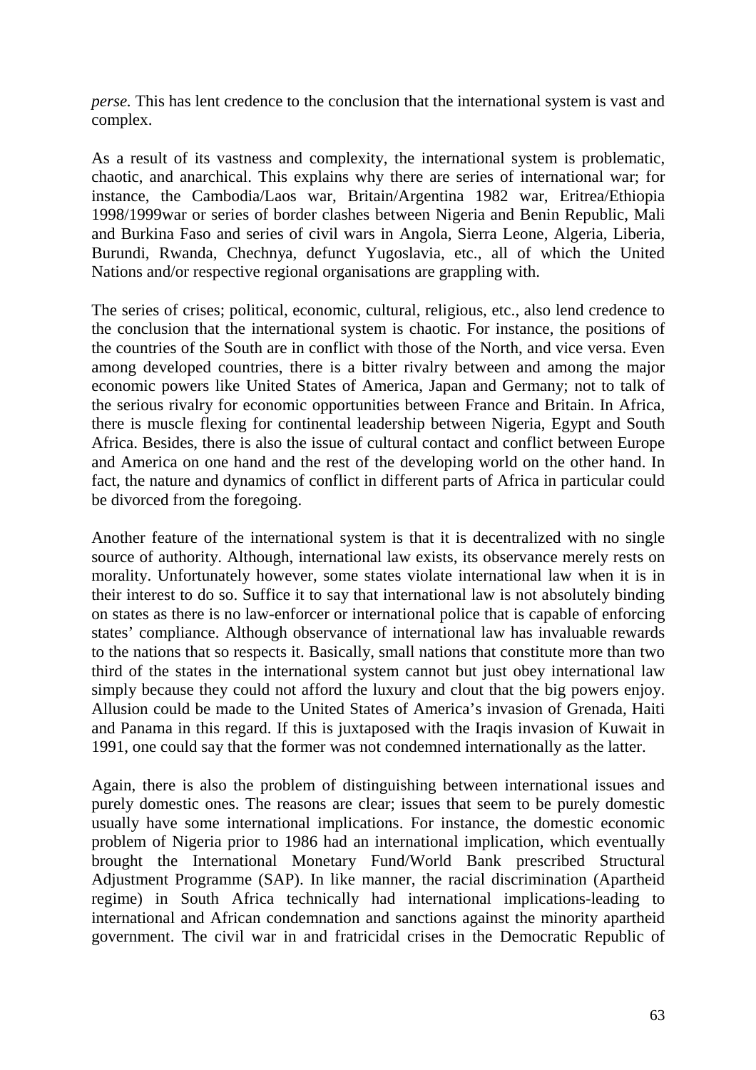*perse.* This has lent credence to the conclusion that the international system is vast and complex.

As a result of its vastness and complexity, the international system is problematic, chaotic, and anarchical. This explains why there are series of international war; for instance, the Cambodia/Laos war, Britain/Argentina 1982 war, Eritrea/Ethiopia 1998/1999war or series of border clashes between Nigeria and Benin Republic, Mali and Burkina Faso and series of civil wars in Angola, Sierra Leone, Algeria, Liberia, Burundi, Rwanda, Chechnya, defunct Yugoslavia, etc., all of which the United Nations and/or respective regional organisations are grappling with.

The series of crises; political, economic, cultural, religious, etc., also lend credence to the conclusion that the international system is chaotic. For instance, the positions of the countries of the South are in conflict with those of the North, and vice versa. Even among developed countries, there is a bitter rivalry between and among the major economic powers like United States of America, Japan and Germany; not to talk of the serious rivalry for economic opportunities between France and Britain. In Africa, there is muscle flexing for continental leadership between Nigeria, Egypt and South Africa. Besides, there is also the issue of cultural contact and conflict between Europe and America on one hand and the rest of the developing world on the other hand. In fact, the nature and dynamics of conflict in different parts of Africa in particular could be divorced from the foregoing.

Another feature of the international system is that it is decentralized with no single source of authority. Although, international law exists, its observance merely rests on morality. Unfortunately however, some states violate international law when it is in their interest to do so. Suffice it to say that international law is not absolutely binding on states as there is no law-enforcer or international police that is capable of enforcing states' compliance. Although observance of international law has invaluable rewards to the nations that so respects it. Basically, small nations that constitute more than two third of the states in the international system cannot but just obey international law simply because they could not afford the luxury and clout that the big powers enjoy. Allusion could be made to the United States of America's invasion of Grenada, Haiti and Panama in this regard. If this is juxtaposed with the Iraqis invasion of Kuwait in 1991, one could say that the former was not condemned internationally as the latter.

Again, there is also the problem of distinguishing between international issues and purely domestic ones. The reasons are clear; issues that seem to be purely domestic usually have some international implications. For instance, the domestic economic problem of Nigeria prior to 1986 had an international implication, which eventually brought the International Monetary Fund/World Bank prescribed Structural Adjustment Programme (SAP). In like manner, the racial discrimination (Apartheid regime) in South Africa technically had international implications-leading to international and African condemnation and sanctions against the minority apartheid government. The civil war in and fratricidal crises in the Democratic Republic of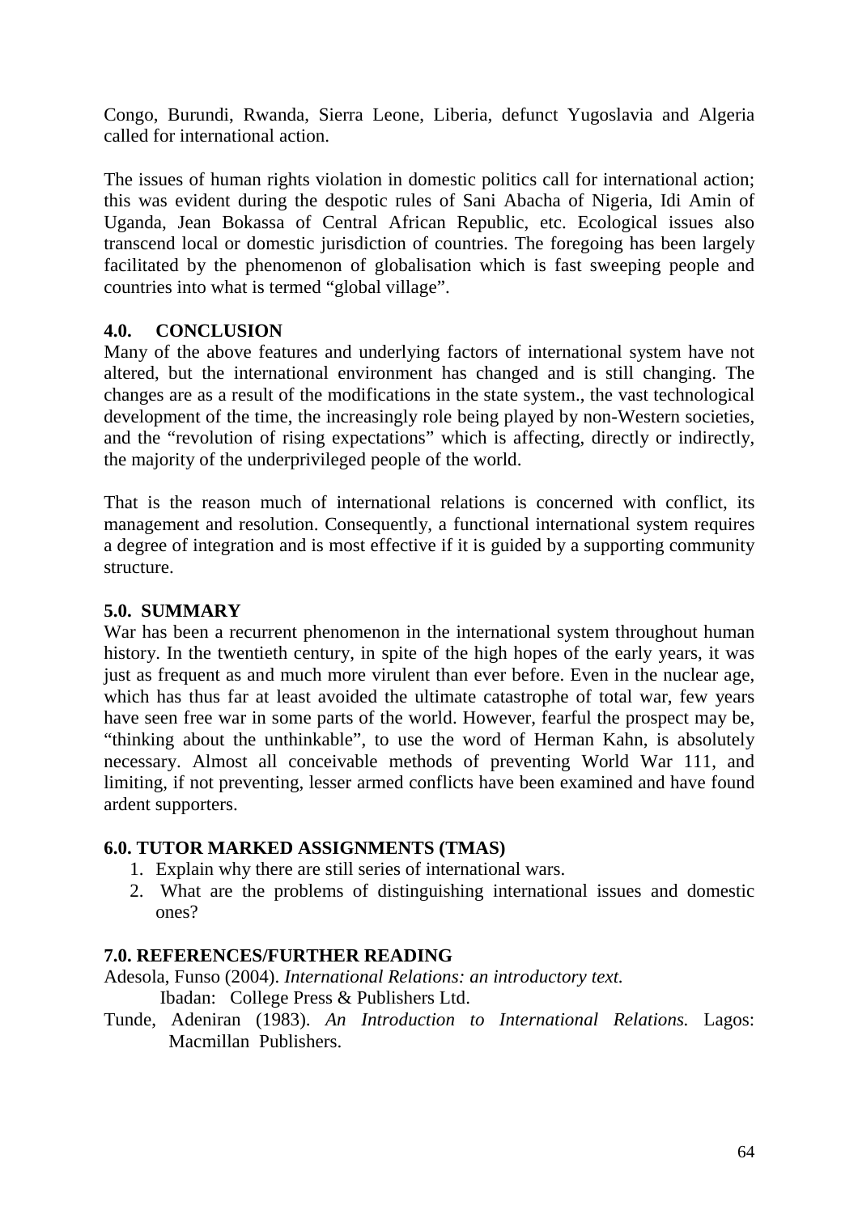Congo, Burundi, Rwanda, Sierra Leone, Liberia, defunct Yugoslavia and Algeria called for international action.

The issues of human rights violation in domestic politics call for international action; this was evident during the despotic rules of Sani Abacha of Nigeria, Idi Amin of Uganda, Jean Bokassa of Central African Republic, etc. Ecological issues also transcend local or domestic jurisdiction of countries. The foregoing has been largely facilitated by the phenomenon of globalisation which is fast sweeping people and countries into what is termed "global village".

## 4.0. CONCLUSION

Many of the above features and underlying factors of international system have not altered, but the international environment has changed and is still changing. The changes are as a result of the modifications in the state system., the vast technological development of the time, the increasingly role being played by non-Western societies, and the "revolution of rising expectations" which is affecting, directly or indirectly, the majority of the underprivileged people of the world.

That is the reason much of international relations is concerned with conflict, its management and resolution. Consequently, a functional international system requires a degree of integration and is most effective if it is guided by a supporting community structure.

## 5.0. SUMMARY

War has been a recurrent phenomenon in the international system throughout human history. In the twentieth century, in spite of the high hopes of the early years, it was just as frequent as and much more virulent than ever before. Even in the nuclear age, which has thus far at least avoided the ultimate catastrophe of total war, few years have seen free war in some parts of the world. However, fearful the prospect may be, "thinking about the unthinkable", to use the word of Herman Kahn, is absolutely necessary. Almost all conceivable methods of preventing World War 111, and limiting, if not preventing, lesser armed conflicts have been examined and have found ardent supporters.

## 6.0. TUTOR MARKED ASSIGNMENTS (TMAS)

1. Explain why there are still series of international wars.
2. What are the problems of distinguishing international issues and domestic ones?

## 7.0. REFERENCES/FURTHER READING

Adesola, Funso (2004). *International Relations: an introductory text.* Ibadan: College Press & Publishers Ltd.

Tunde, Adeniran (1983). *An Introduction to International Relations.* Lagos: Macmillan Publishers.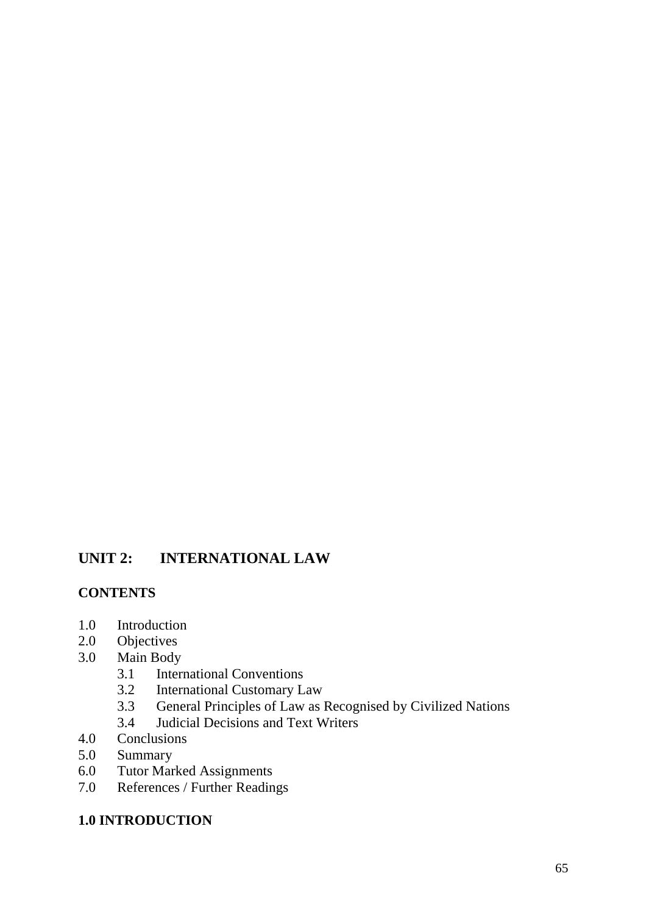## UNIT 2: INTERNATIONAL LAW

**CONTENTS**

1.0 Introduction
2.0 Objectives
3.0 Main Body
    3.1 International Conventions
    3.2 International Customary Law
    3.3 General Principles of Law as Recognised by Civilized Nations
    3.4 Judicial Decisions and Text Writers
4.0 Conclusions
5.0 Summary
6.0 Tutor Marked Assignments
7.0 References / Further Readings

### 1.0 INTRODUCTION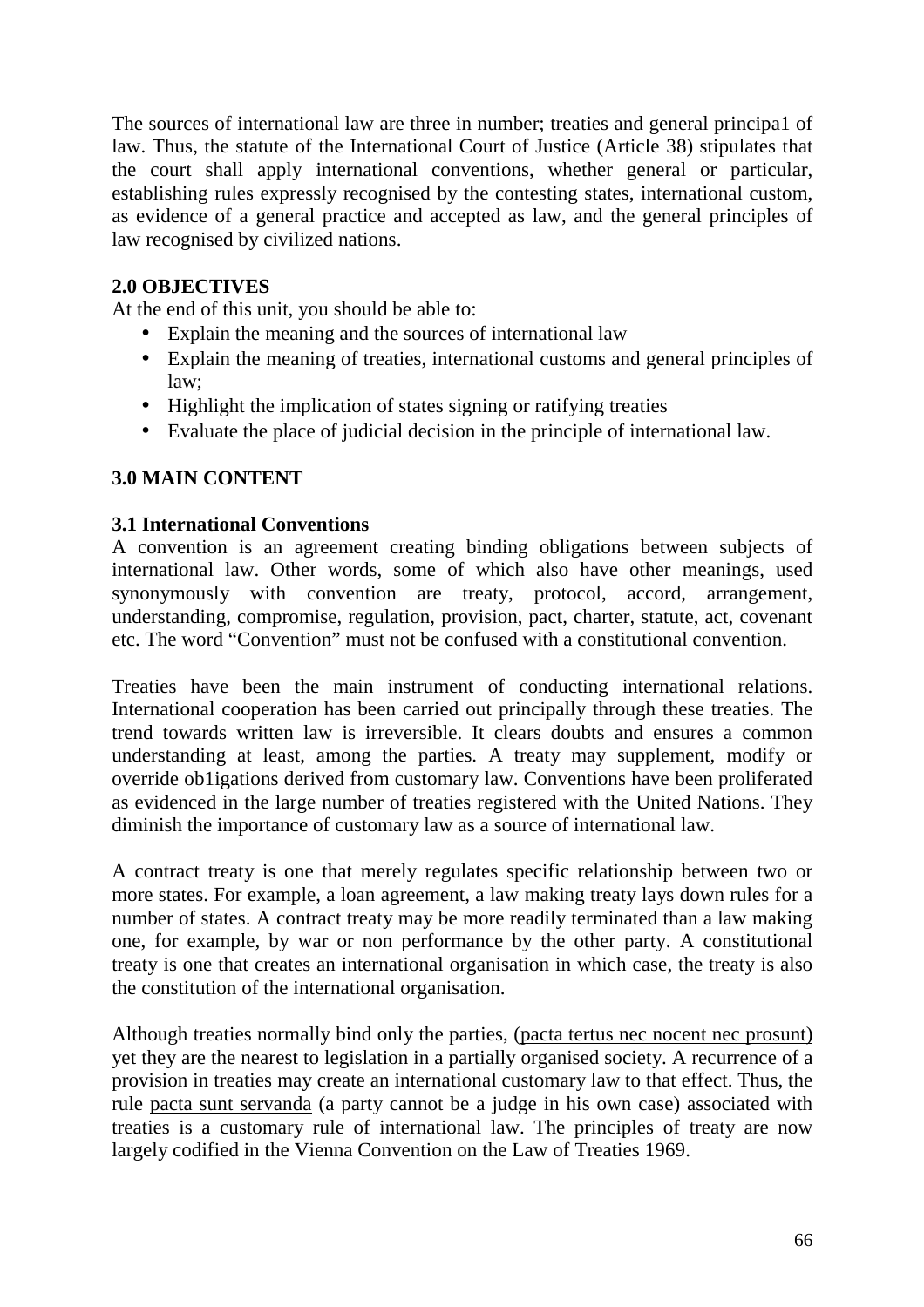The sources of international law are three in number; treaties and general principa1 of law. Thus, the statute of the International Court of Justice (Article 38) stipulates that the court shall apply international conventions, whether general or particular, establishing rules expressly recognised by the contesting states, international custom, as evidence of a general practice and accepted as law, and the general principles of law recognised by civilized nations.

## 2.0 OBJECTIVES

At the end of this unit, you should be able to:

- Explain the meaning and the sources of international law
- Explain the meaning of treaties, international customs and general principles of law;
- Highlight the implication of states signing or ratifying treaties
- Evaluate the place of judicial decision in the principle of international law.

## 3.0 MAIN CONTENT

### 3.1 International Conventions

A convention is an agreement creating binding obligations between subjects of international law. Other words, some of which also have other meanings, used synonymously with convention are treaty, protocol, accord, arrangement, understanding, compromise, regulation, provision, pact, charter, statute, act, covenant etc. The word "Convention" must not be confused with a constitutional convention.

Treaties have been the main instrument of conducting international relations. International cooperation has been carried out principally through these treaties. The trend towards written law is irreversible. It clears doubts and ensures a common understanding at least, among the parties. A treaty may supplement, modify or override ob1igations derived from customary law. Conventions have been proliferated as evidenced in the large number of treaties registered with the United Nations. They diminish the importance of customary law as a source of international law.

A contract treaty is one that merely regulates specific relationship between two or more states. For example, a loan agreement, a law making treaty lays down rules for a number of states. A contract treaty may be more readily terminated than a law making one, for example, by war or non performance by the other party. A constitutional treaty is one that creates an international organisation in which case, the treaty is also the constitution of the international organisation.

Although treaties normally bind only the parties, (pacta tertus nec nocent nec prosunt) yet they are the nearest to legislation in a partially organised society. A recurrence of a provision in treaties may create an international customary law to that effect. Thus, the rule pacta sunt servanda (a party cannot be a judge in his own case) associated with treaties is a customary rule of international law. The principles of treaty are now largely codified in the Vienna Convention on the Law of Treaties 1969.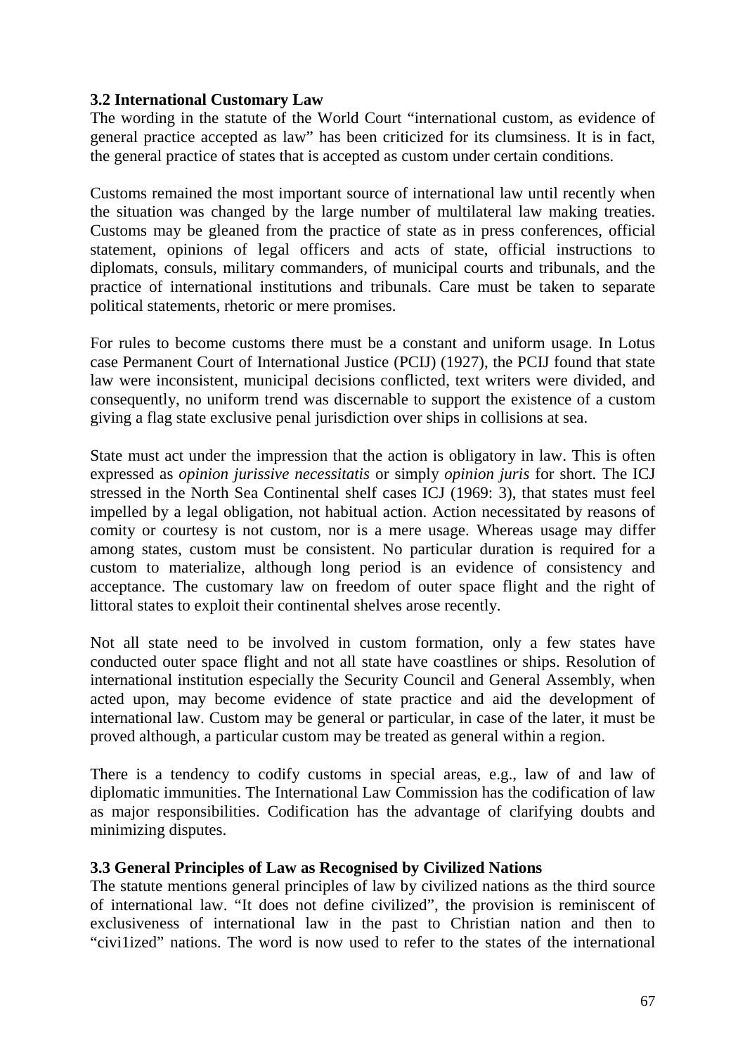**3.2 International Customary Law**

The wording in the statute of the World Court "international custom, as evidence of general practice accepted as law" has been criticized for its clumsiness. It is in fact, the general practice of states that is accepted as custom under certain conditions.

Customs remained the most important source of international law until recently when the situation was changed by the large number of multilateral law making treaties. Customs may be gleaned from the practice of state as in press conferences, official statement, opinions of legal officers and acts of state, official instructions to diplomats, consuls, military commanders, of municipal courts and tribunals, and the practice of international institutions and tribunals. Care must be taken to separate political statements, rhetoric or mere promises.

For rules to become customs there must be a constant and uniform usage. In Lotus case Permanent Court of International Justice (PCIJ) (1927), the PCIJ found that state law were inconsistent, municipal decisions conflicted, text writers were divided, and consequently, no uniform trend was discernable to support the existence of a custom giving a flag state exclusive penal jurisdiction over ships in collisions at sea.

State must act under the impression that the action is obligatory in law. This is often expressed as *opinion jurissive necessitatis* or simply *opinion juris* for short. The ICJ stressed in the North Sea Continental shelf cases ICJ (1969: 3), that states must feel impelled by a legal obligation, not habitual action. Action necessitated by reasons of comity or courtesy is not custom, nor is a mere usage. Whereas usage may differ among states, custom must be consistent. No particular duration is required for a custom to materialize, although long period is an evidence of consistency and acceptance. The customary law on freedom of outer space flight and the right of littoral states to exploit their continental shelves arose recently.

Not all state need to be involved in custom formation, only a few states have conducted outer space flight and not all state have coastlines or ships. Resolution of international institution especially the Security Council and General Assembly, when acted upon, may become evidence of state practice and aid the development of international law. Custom may be general or particular, in case of the later, it must be proved although, a particular custom may be treated as general within a region.

There is a tendency to codify customs in special areas, e.g., law of and law of diplomatic immunities. The International Law Commission has the codification of law as major responsibilities. Codification has the advantage of clarifying doubts and minimizing disputes.

**3.3 General Principles of Law as Recognised by Civilized Nations**

The statute mentions general principles of law by civilized nations as the third source of international law. "It does not define civilized", the provision is reminiscent of exclusiveness of international law in the past to Christian nation and then to "civi1ized" nations. The word is now used to refer to the states of the international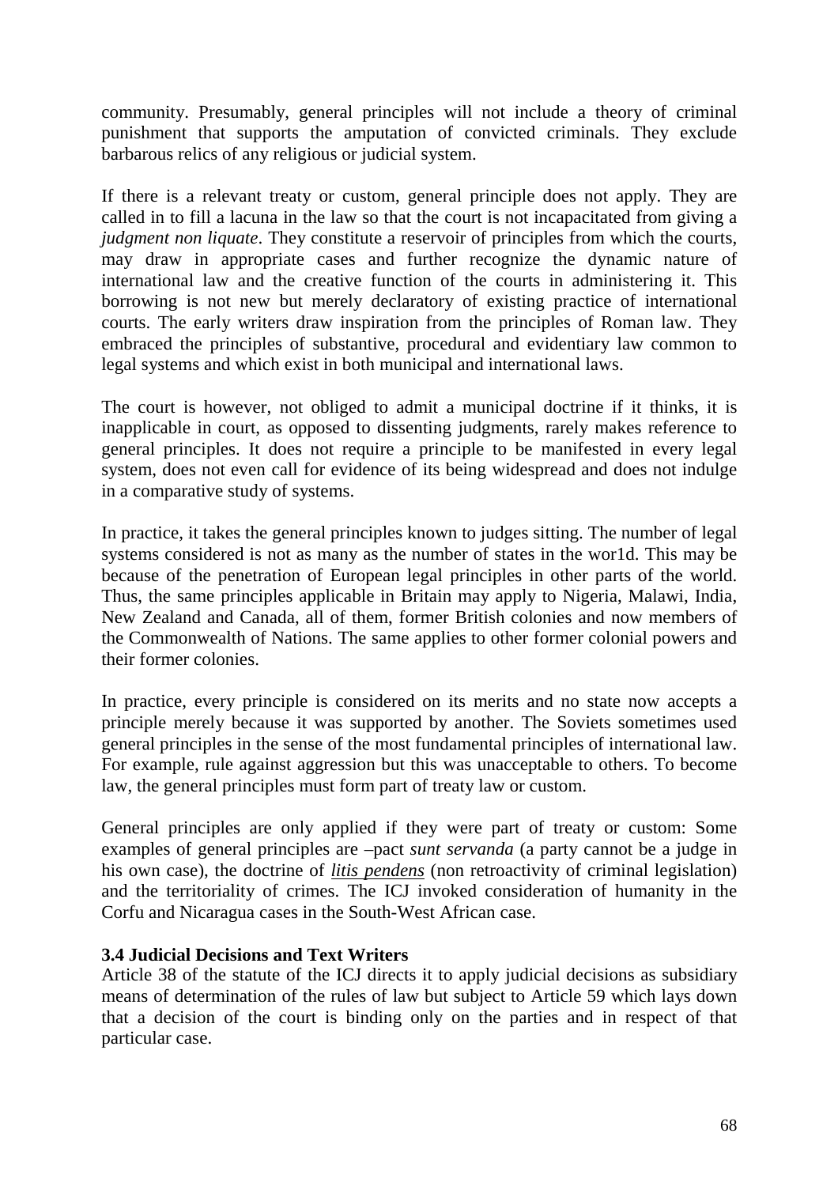community. Presumably, general principles will not include a theory of criminal punishment that supports the amputation of convicted criminals. They exclude barbarous relics of any religious or judicial system.

If there is a relevant treaty or custom, general principle does not apply. They are called in to fill a lacuna in the law so that the court is not incapacitated from giving a *judgment non liquate*. They constitute a reservoir of principles from which the courts, may draw in appropriate cases and further recognize the dynamic nature of international law and the creative function of the courts in administering it. This borrowing is not new but merely declaratory of existing practice of international courts. The early writers draw inspiration from the principles of Roman law. They embraced the principles of substantive, procedural and evidentiary law common to legal systems and which exist in both municipal and international laws.

The court is however, not obliged to admit a municipal doctrine if it thinks, it is inapplicable in court, as opposed to dissenting judgments, rarely makes reference to general principles. It does not require a principle to be manifested in every legal system, does not even call for evidence of its being widespread and does not indulge in a comparative study of systems.

In practice, it takes the general principles known to judges sitting. The number of legal systems considered is not as many as the number of states in the wor1d. This may be because of the penetration of European legal principles in other parts of the world. Thus, the same principles applicable in Britain may apply to Nigeria, Malawi, India, New Zealand and Canada, all of them, former British colonies and now members of the Commonwealth of Nations. The same applies to other former colonial powers and their former colonies.

In practice, every principle is considered on its merits and no state now accepts a principle merely because it was supported by another. The Soviets sometimes used general principles in the sense of the most fundamental principles of international law. For example, rule against aggression but this was unacceptable to others. To become law, the general principles must form part of treaty law or custom.

General principles are only applied if they were part of treaty or custom: Some examples of general principles are –pact *sunt servanda* (a party cannot be a judge in his own case), the doctrine of *litis pendens* (non retroactivity of criminal legislation) and the territoriality of crimes. The ICJ invoked consideration of humanity in the Corfu and Nicaragua cases in the South-West African case.

**3.4 Judicial Decisions and Text Writers**

Article 38 of the statute of the ICJ directs it to apply judicial decisions as subsidiary means of determination of the rules of law but subject to Article 59 which lays down that a decision of the court is binding only on the parties and in respect of that particular case.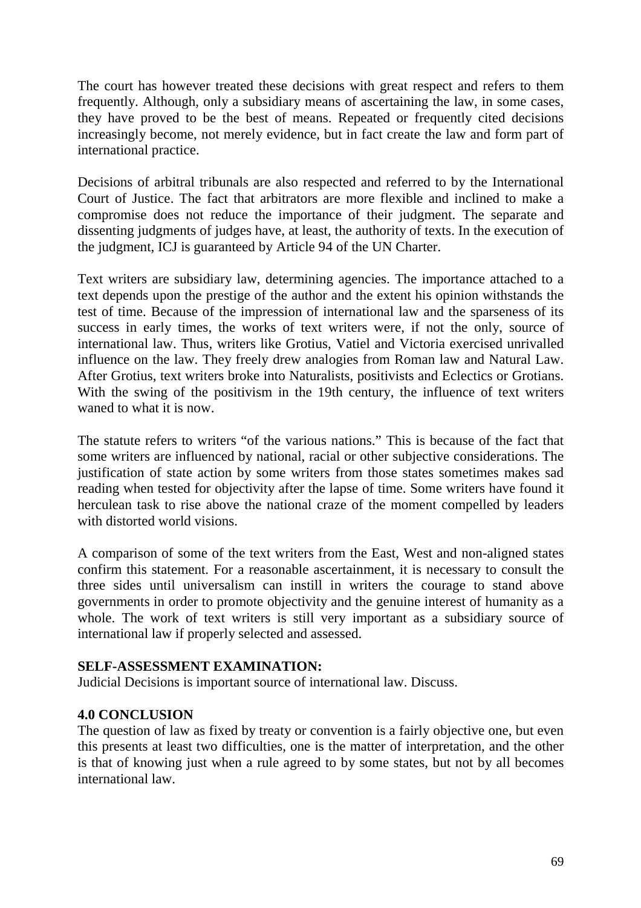The court has however treated these decisions with great respect and refers to them frequently. Although, only a subsidiary means of ascertaining the law, in some cases, they have proved to be the best of means. Repeated or frequently cited decisions increasingly become, not merely evidence, but in fact create the law and form part of international practice.

Decisions of arbitral tribunals are also respected and referred to by the International Court of Justice. The fact that arbitrators are more flexible and inclined to make a compromise does not reduce the importance of their judgment. The separate and dissenting judgments of judges have, at least, the authority of texts. In the execution of the judgment, ICJ is guaranteed by Article 94 of the UN Charter.

Text writers are subsidiary law, determining agencies. The importance attached to a text depends upon the prestige of the author and the extent his opinion withstands the test of time. Because of the impression of international law and the sparseness of its success in early times, the works of text writers were, if not the only, source of international law. Thus, writers like Grotius, Vatiel and Victoria exercised unrivalled influence on the law. They freely drew analogies from Roman law and Natural Law. After Grotius, text writers broke into Naturalists, positivists and Eclectics or Grotians. With the swing of the positivism in the 19th century, the influence of text writers waned to what it is now.

The statute refers to writers "of the various nations." This is because of the fact that some writers are influenced by national, racial or other subjective considerations. The justification of state action by some writers from those states sometimes makes sad reading when tested for objectivity after the lapse of time. Some writers have found it herculean task to rise above the national craze of the moment compelled by leaders with distorted world visions.

A comparison of some of the text writers from the East, West and non-aligned states confirm this statement. For a reasonable ascertainment, it is necessary to consult the three sides until universalism can instill in writers the courage to stand above governments in order to promote objectivity and the genuine interest of humanity as a whole. The work of text writers is still very important as a subsidiary source of international law if properly selected and assessed.

**SELF-ASSESSMENT EXAMINATION:**
Judicial Decisions is important source of international law. Discuss.

**4.0 CONCLUSION**
The question of law as fixed by treaty or convention is a fairly objective one, but even this presents at least two difficulties, one is the matter of interpretation, and the other is that of knowing just when a rule agreed to by some states, but not by all becomes international law.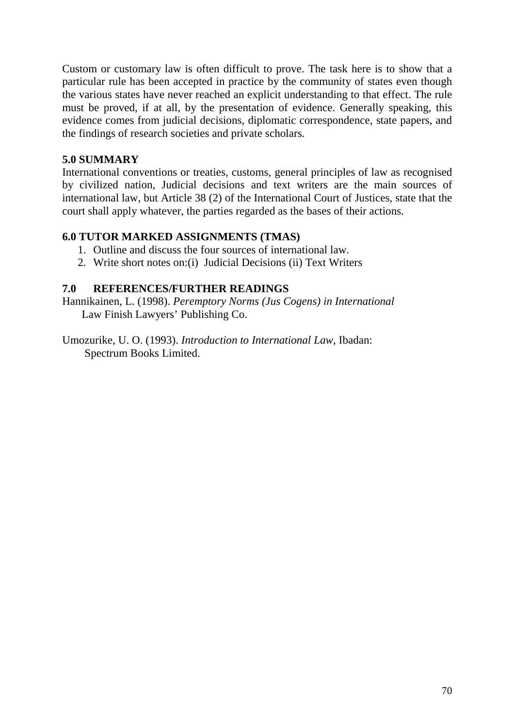Custom or customary law is often difficult to prove. The task here is to show that a particular rule has been accepted in practice by the community of states even though the various states have never reached an explicit understanding to that effect. The rule must be proved, if at all, by the presentation of evidence. Generally speaking, this evidence comes from judicial decisions, diplomatic correspondence, state papers, and the findings of research societies and private scholars.

## 5.0 SUMMARY

International conventions or treaties, customs, general principles of law as recognised by civilized nation, Judicial decisions and text writers are the main sources of international law, but Article 38 (2) of the International Court of Justices, state that the court shall apply whatever, the parties regarded as the bases of their actions.

## 6.0 TUTOR MARKED ASSIGNMENTS (TMAS)

1. Outline and discuss the four sources of international law.
2. Write short notes on:(i) Judicial Decisions (ii) Text Writers

## 7.0 REFERENCES/FURTHER READINGS

Hannikainen, L. (1998). *Peremptory Norms (Jus Cogens) in International* Law Finish Lawyers' Publishing Co.

Umozurike, U. O. (1993). *Introduction to International Law*, Ibadan: Spectrum Books Limited.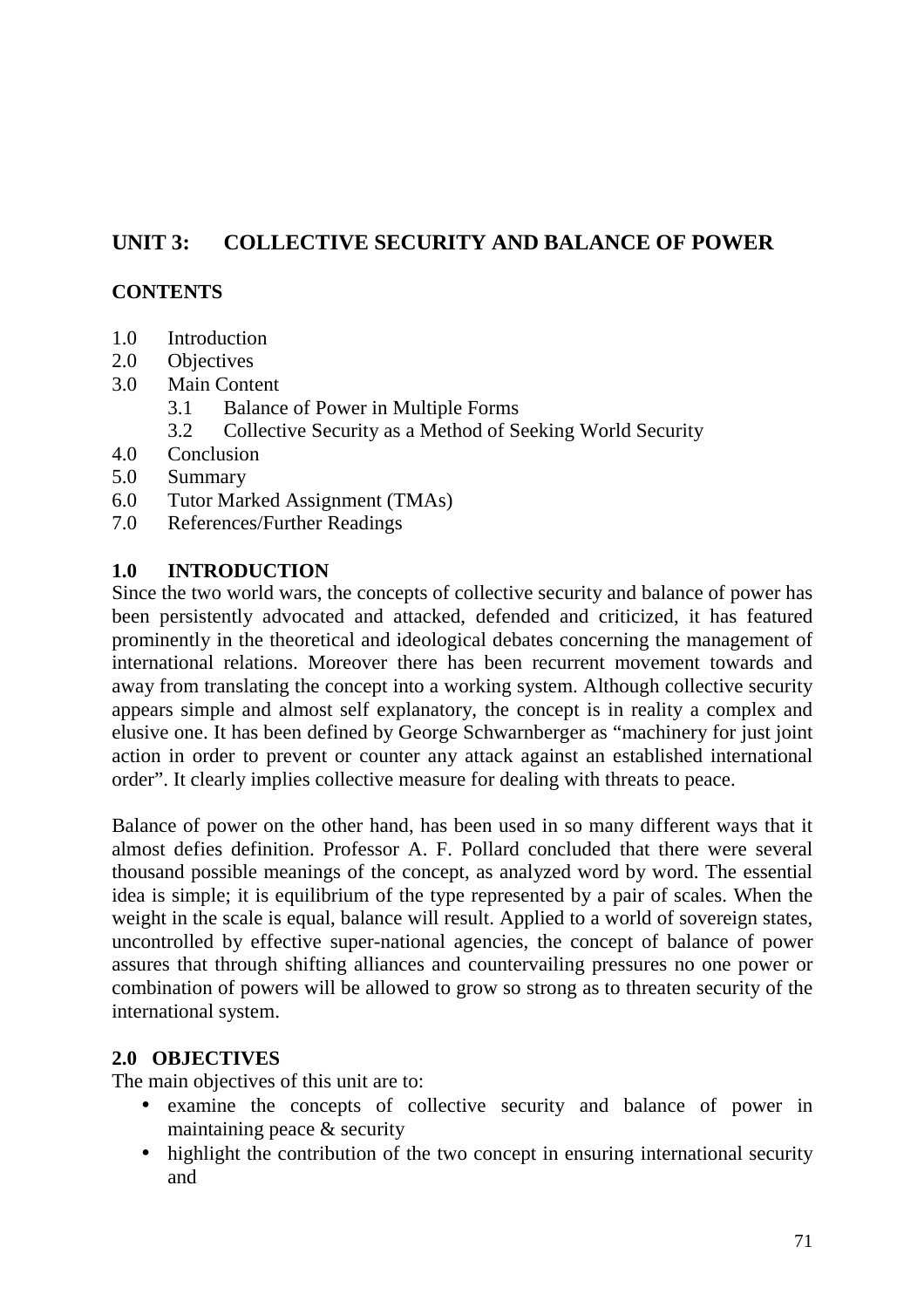## UNIT 3: COLLECTIVE SECURITY AND BALANCE OF POWER

### CONTENTS

1.0 Introduction
2.0 Objectives
3.0 Main Content
    3.1 Balance of Power in Multiple Forms
    3.2 Collective Security as a Method of Seeking World Security
4.0 Conclusion
5.0 Summary
6.0 Tutor Marked Assignment (TMAs)
7.0 References/Further Readings

### 1.0 INTRODUCTION

Since the two world wars, the concepts of collective security and balance of power has been persistently advocated and attacked, defended and criticized, it has featured prominently in the theoretical and ideological debates concerning the management of international relations. Moreover there has been recurrent movement towards and away from translating the concept into a working system. Although collective security appears simple and almost self explanatory, the concept is in reality a complex and elusive one. It has been defined by George Schwarnberger as "machinery for just joint action in order to prevent or counter any attack against an established international order". It clearly implies collective measure for dealing with threats to peace.

Balance of power on the other hand, has been used in so many different ways that it almost defies definition. Professor A. F. Pollard concluded that there were several thousand possible meanings of the concept, as analyzed word by word. The essential idea is simple; it is equilibrium of the type represented by a pair of scales. When the weight in the scale is equal, balance will result. Applied to a world of sovereign states, uncontrolled by effective super-national agencies, the concept of balance of power assures that through shifting alliances and countervailing pressures no one power or combination of powers will be allowed to grow so strong as to threaten security of the international system.

### 2.0 OBJECTIVES

The main objectives of this unit are to:

- examine the concepts of collective security and balance of power in maintaining peace & security
- highlight the contribution of the two concept in ensuring international security and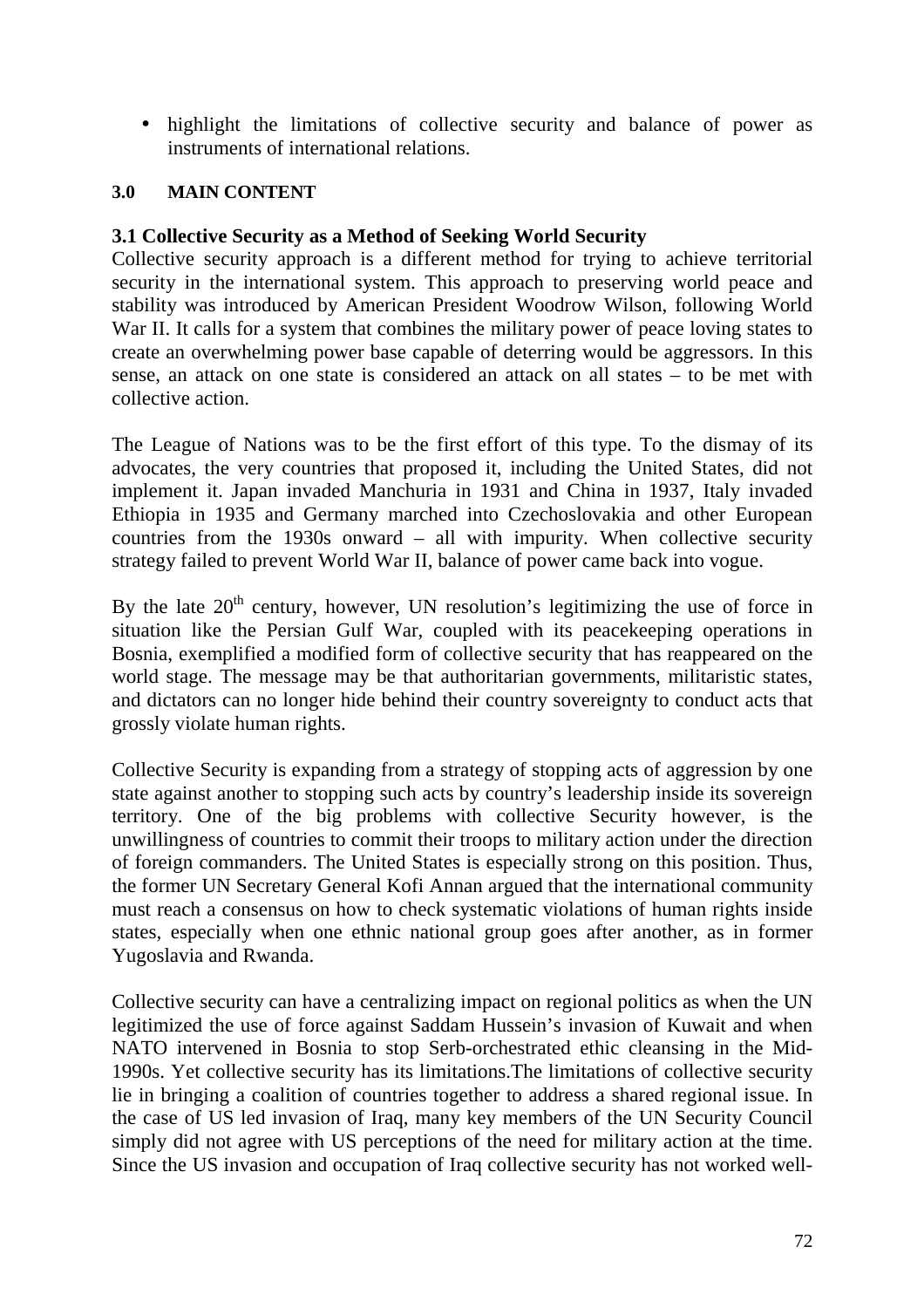- highlight the limitations of collective security and balance of power as instruments of international relations.

## 3.0 MAIN CONTENT

### 3.1 Collective Security as a Method of Seeking World Security

Collective security approach is a different method for trying to achieve territorial security in the international system. This approach to preserving world peace and stability was introduced by American President Woodrow Wilson, following World War II. It calls for a system that combines the military power of peace loving states to create an overwhelming power base capable of deterring would be aggressors. In this sense, an attack on one state is considered an attack on all states – to be met with collective action.

The League of Nations was to be the first effort of this type. To the dismay of its advocates, the very countries that proposed it, including the United States, did not implement it. Japan invaded Manchuria in 1931 and China in 1937, Italy invaded Ethiopia in 1935 and Germany marched into Czechoslovakia and other European countries from the 1930s onward – all with impurity. When collective security strategy failed to prevent World War II, balance of power came back into vogue.

By the late 20th century, however, UN resolution's legitimizing the use of force in situation like the Persian Gulf War, coupled with its peacekeeping operations in Bosnia, exemplified a modified form of collective security that has reappeared on the world stage. The message may be that authoritarian governments, militaristic states, and dictators can no longer hide behind their country sovereignty to conduct acts that grossly violate human rights.

Collective Security is expanding from a strategy of stopping acts of aggression by one state against another to stopping such acts by country's leadership inside its sovereign territory. One of the big problems with collective Security however, is the unwillingness of countries to commit their troops to military action under the direction of foreign commanders. The United States is especially strong on this position. Thus, the former UN Secretary General Kofi Annan argued that the international community must reach a consensus on how to check systematic violations of human rights inside states, especially when one ethnic national group goes after another, as in former Yugoslavia and Rwanda.

Collective security can have a centralizing impact on regional politics as when the UN legitimized the use of force against Saddam Hussein's invasion of Kuwait and when NATO intervened in Bosnia to stop Serb-orchestrated ethic cleansing in the Mid-1990s. Yet collective security has its limitations.The limitations of collective security lie in bringing a coalition of countries together to address a shared regional issue. In the case of US led invasion of Iraq, many key members of the UN Security Council simply did not agree with US perceptions of the need for military action at the time. Since the US invasion and occupation of Iraq collective security has not worked well-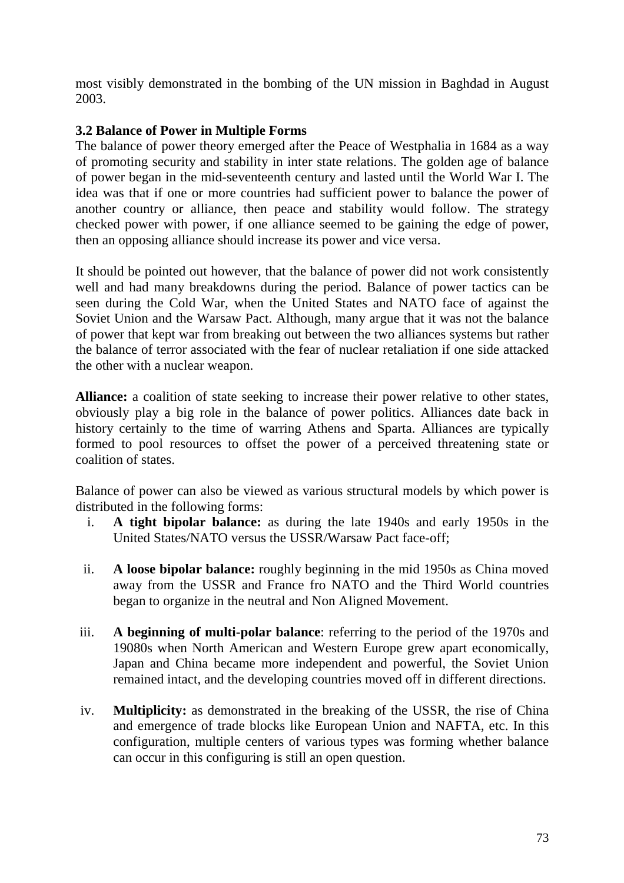most visibly demonstrated in the bombing of the UN mission in Baghdad in August 2003.

### 3.2 Balance of Power in Multiple Forms

The balance of power theory emerged after the Peace of Westphalia in 1684 as a way of promoting security and stability in inter state relations. The golden age of balance of power began in the mid-seventeenth century and lasted until the World War I. The idea was that if one or more countries had sufficient power to balance the power of another country or alliance, then peace and stability would follow. The strategy checked power with power, if one alliance seemed to be gaining the edge of power, then an opposing alliance should increase its power and vice versa.

It should be pointed out however, that the balance of power did not work consistently well and had many breakdowns during the period. Balance of power tactics can be seen during the Cold War, when the United States and NATO face of against the Soviet Union and the Warsaw Pact. Although, many argue that it was not the balance of power that kept war from breaking out between the two alliances systems but rather the balance of terror associated with the fear of nuclear retaliation if one side attacked the other with a nuclear weapon.

**Alliance:** a coalition of state seeking to increase their power relative to other states, obviously play a big role in the balance of power politics. Alliances date back in history certainly to the time of warring Athens and Sparta. Alliances are typically formed to pool resources to offset the power of a perceived threatening state or coalition of states.

Balance of power can also be viewed as various structural models by which power is distributed in the following forms:

i. **A tight bipolar balance:** as during the late 1940s and early 1950s in the United States/NATO versus the USSR/Warsaw Pact face-off;

ii. **A loose bipolar balance:** roughly beginning in the mid 1950s as China moved away from the USSR and France fro NATO and the Third World countries began to organize in the neutral and Non Aligned Movement.

iii. **A beginning of multi-polar balance**: referring to the period of the 1970s and 19080s when North American and Western Europe grew apart economically, Japan and China became more independent and powerful, the Soviet Union remained intact, and the developing countries moved off in different directions.

iv. **Multiplicity:** as demonstrated in the breaking of the USSR, the rise of China and emergence of trade blocks like European Union and NAFTA, etc. In this configuration, multiple centers of various types was forming whether balance can occur in this configuring is still an open question.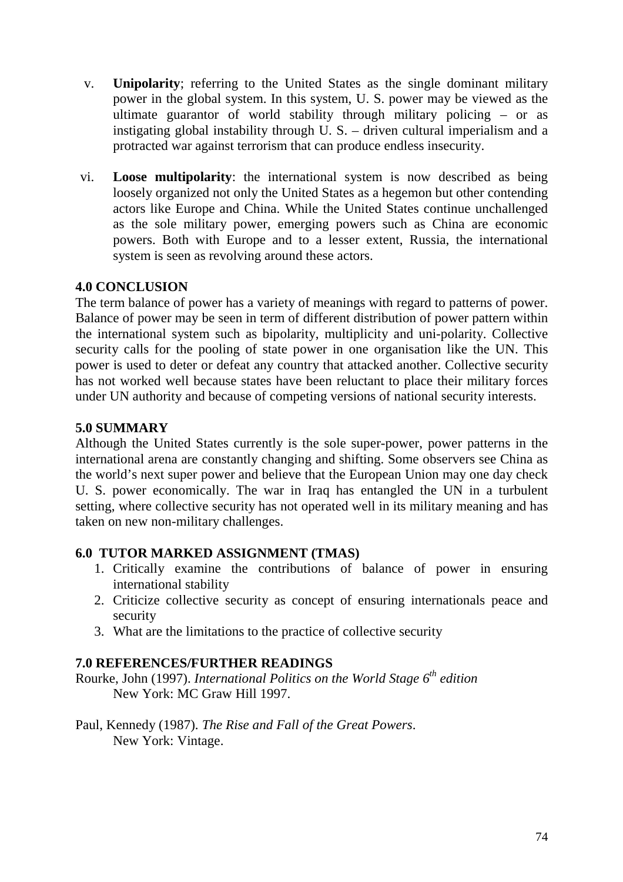v. **Unipolarity**; referring to the United States as the single dominant military power in the global system. In this system, U. S. power may be viewed as the ultimate guarantor of world stability through military policing – or as instigating global instability through U. S. – driven cultural imperialism and a protracted war against terrorism that can produce endless insecurity.

vi. **Loose multipolarity**: the international system is now described as being loosely organized not only the United States as a hegemon but other contending actors like Europe and China. While the United States continue unchallenged as the sole military power, emerging powers such as China are economic powers. Both with Europe and to a lesser extent, Russia, the international system is seen as revolving around these actors.

## 4.0 CONCLUSION

The term balance of power has a variety of meanings with regard to patterns of power. Balance of power may be seen in term of different distribution of power pattern within the international system such as bipolarity, multiplicity and uni-polarity. Collective security calls for the pooling of state power in one organisation like the UN. This power is used to deter or defeat any country that attacked another. Collective security has not worked well because states have been reluctant to place their military forces under UN authority and because of competing versions of national security interests.

## 5.0 SUMMARY

Although the United States currently is the sole super-power, power patterns in the international arena are constantly changing and shifting. Some observers see China as the world's next super power and believe that the European Union may one day check U. S. power economically. The war in Iraq has entangled the UN in a turbulent setting, where collective security has not operated well in its military meaning and has taken on new non-military challenges.

## 6.0 TUTOR MARKED ASSIGNMENT (TMAS)

1. Critically examine the contributions of balance of power in ensuring international stability
2. Criticize collective security as concept of ensuring internationals peace and security
3. What are the limitations to the practice of collective security

## 7.0 REFERENCES/FURTHER READINGS

Rourke, John (1997). *International Politics on the World Stage 6th edition* New York: MC Graw Hill 1997.

Paul, Kennedy (1987). *The Rise and Fall of the Great Powers*. New York: Vintage.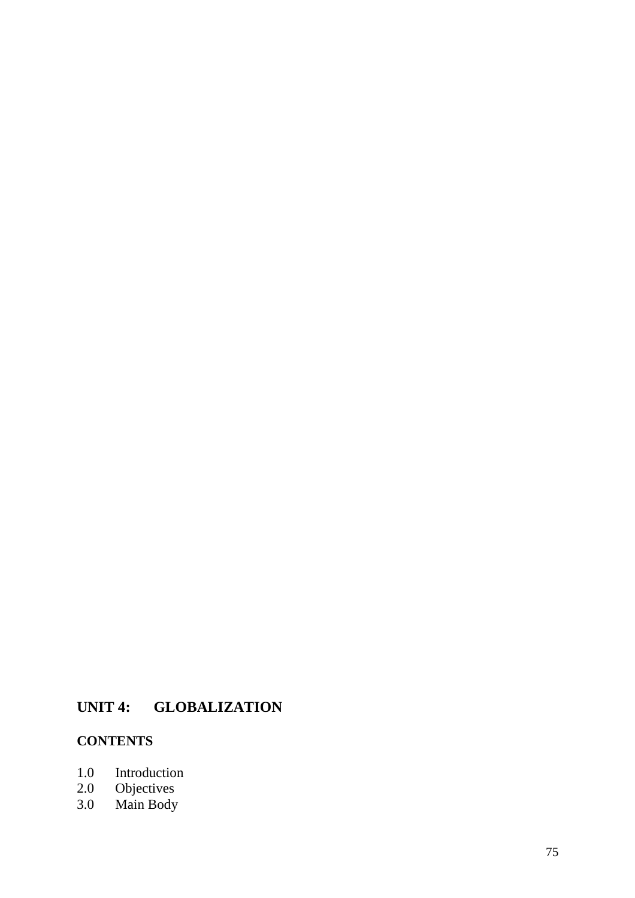## UNIT 4: GLOBALIZATION

**CONTENTS**

1.0 Introduction
2.0 Objectives
3.0 Main Body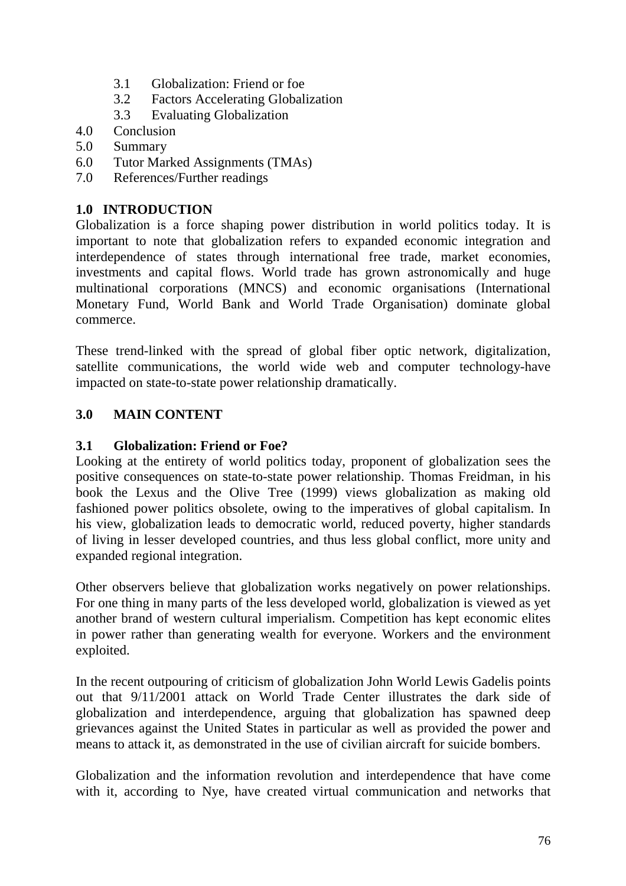3.1 Globalization: Friend or foe
3.2 Factors Accelerating Globalization
3.3 Evaluating Globalization

4.0 Conclusion
5.0 Summary
6.0 Tutor Marked Assignments (TMAs)
7.0 References/Further readings

## 1.0 INTRODUCTION

Globalization is a force shaping power distribution in world politics today. It is important to note that globalization refers to expanded economic integration and interdependence of states through international free trade, market economies, investments and capital flows. World trade has grown astronomically and huge multinational corporations (MNCS) and economic organisations (International Monetary Fund, World Bank and World Trade Organisation) dominate global commerce.

These trend-linked with the spread of global fiber optic network, digitalization, satellite communications, the world wide web and computer technology-have impacted on state-to-state power relationship dramatically.

## 3.0 MAIN CONTENT

### 3.1 Globalization: Friend or Foe?

Looking at the entirety of world politics today, proponent of globalization sees the positive consequences on state-to-state power relationship. Thomas Freidman, in his book the Lexus and the Olive Tree (1999) views globalization as making old fashioned power politics obsolete, owing to the imperatives of global capitalism. In his view, globalization leads to democratic world, reduced poverty, higher standards of living in lesser developed countries, and thus less global conflict, more unity and expanded regional integration.

Other observers believe that globalization works negatively on power relationships. For one thing in many parts of the less developed world, globalization is viewed as yet another brand of western cultural imperialism. Competition has kept economic elites in power rather than generating wealth for everyone. Workers and the environment exploited.

In the recent outpouring of criticism of globalization John World Lewis Gadelis points out that 9/11/2001 attack on World Trade Center illustrates the dark side of globalization and interdependence, arguing that globalization has spawned deep grievances against the United States in particular as well as provided the power and means to attack it, as demonstrated in the use of civilian aircraft for suicide bombers.

Globalization and the information revolution and interdependence that have come with it, according to Nye, have created virtual communication and networks that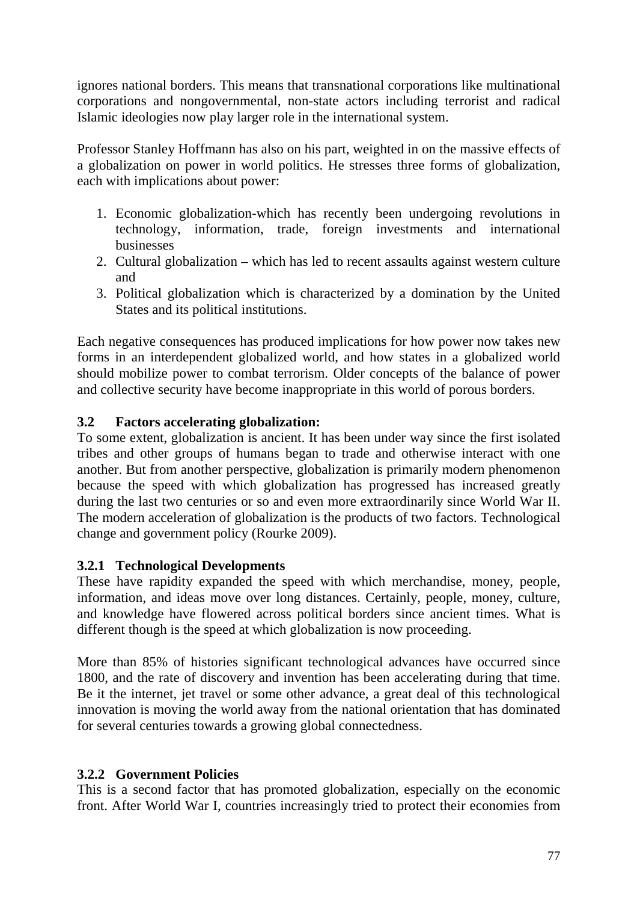ignores national borders. This means that transnational corporations like multinational corporations and nongovernmental, non-state actors including terrorist and radical Islamic ideologies now play larger role in the international system.

Professor Stanley Hoffmann has also on his part, weighted in on the massive effects of a globalization on power in world politics. He stresses three forms of globalization, each with implications about power:

1. Economic globalization-which has recently been undergoing revolutions in technology, information, trade, foreign investments and international businesses
2. Cultural globalization – which has led to recent assaults against western culture and
3. Political globalization which is characterized by a domination by the United States and its political institutions.

Each negative consequences has produced implications for how power now takes new forms in an interdependent globalized world, and how states in a globalized world should mobilize power to combat terrorism. Older concepts of the balance of power and collective security have become inappropriate in this world of porous borders.

### 3.2 Factors accelerating globalization:

To some extent, globalization is ancient. It has been under way since the first isolated tribes and other groups of humans began to trade and otherwise interact with one another. But from another perspective, globalization is primarily modern phenomenon because the speed with which globalization has progressed has increased greatly during the last two centuries or so and even more extraordinarily since World War II. The modern acceleration of globalization is the products of two factors. Technological change and government policy (Rourke 2009).

#### 3.2.1 Technological Developments

These have rapidity expanded the speed with which merchandise, money, people, information, and ideas move over long distances. Certainly, people, money, culture, and knowledge have flowered across political borders since ancient times. What is different though is the speed at which globalization is now proceeding.

More than 85% of histories significant technological advances have occurred since 1800, and the rate of discovery and invention has been accelerating during that time. Be it the internet, jet travel or some other advance, a great deal of this technological innovation is moving the world away from the national orientation that has dominated for several centuries towards a growing global connectedness.

#### 3.2.2 Government Policies

This is a second factor that has promoted globalization, especially on the economic front. After World War I, countries increasingly tried to protect their economies from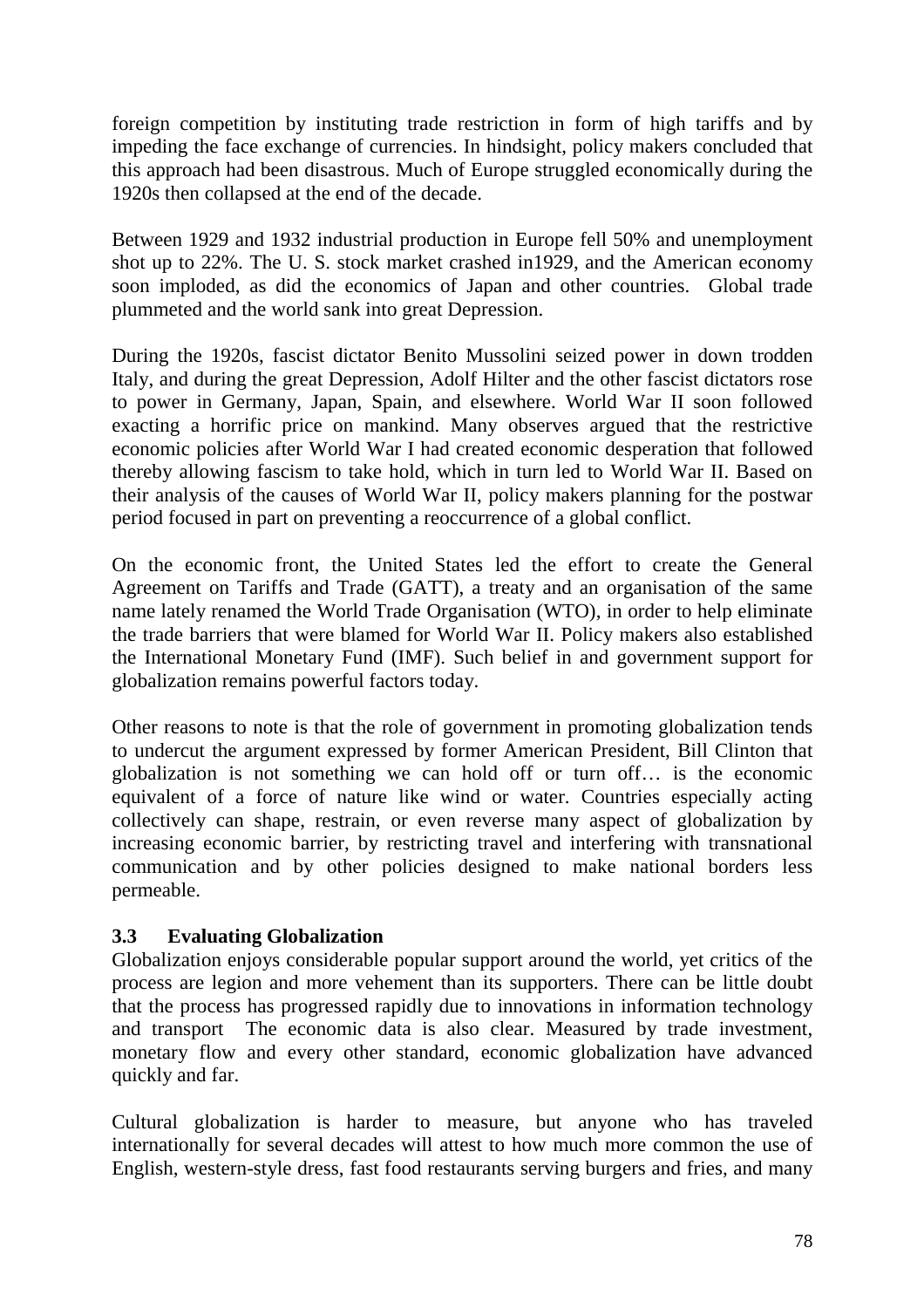foreign competition by instituting trade restriction in form of high tariffs and by impeding the face exchange of currencies. In hindsight, policy makers concluded that this approach had been disastrous. Much of Europe struggled economically during the 1920s then collapsed at the end of the decade.

Between 1929 and 1932 industrial production in Europe fell 50% and unemployment shot up to 22%. The U. S. stock market crashed in1929, and the American economy soon imploded, as did the economics of Japan and other countries. Global trade plummeted and the world sank into great Depression.

During the 1920s, fascist dictator Benito Mussolini seized power in down trodden Italy, and during the great Depression, Adolf Hilter and the other fascist dictators rose to power in Germany, Japan, Spain, and elsewhere. World War II soon followed exacting a horrific price on mankind. Many observes argued that the restrictive economic policies after World War I had created economic desperation that followed thereby allowing fascism to take hold, which in turn led to World War II. Based on their analysis of the causes of World War II, policy makers planning for the postwar period focused in part on preventing a reoccurrence of a global conflict.

On the economic front, the United States led the effort to create the General Agreement on Tariffs and Trade (GATT), a treaty and an organisation of the same name lately renamed the World Trade Organisation (WTO), in order to help eliminate the trade barriers that were blamed for World War II. Policy makers also established the International Monetary Fund (IMF). Such belief in and government support for globalization remains powerful factors today.

Other reasons to note is that the role of government in promoting globalization tends to undercut the argument expressed by former American President, Bill Clinton that globalization is not something we can hold off or turn off… is the economic equivalent of a force of nature like wind or water. Countries especially acting collectively can shape, restrain, or even reverse many aspect of globalization by increasing economic barrier, by restricting travel and interfering with transnational communication and by other policies designed to make national borders less permeable.

### 3.3 Evaluating Globalization

Globalization enjoys considerable popular support around the world, yet critics of the process are legion and more vehement than its supporters. There can be little doubt that the process has progressed rapidly due to innovations in information technology and transport The economic data is also clear. Measured by trade investment, monetary flow and every other standard, economic globalization have advanced quickly and far.

Cultural globalization is harder to measure, but anyone who has traveled internationally for several decades will attest to how much more common the use of English, western-style dress, fast food restaurants serving burgers and fries, and many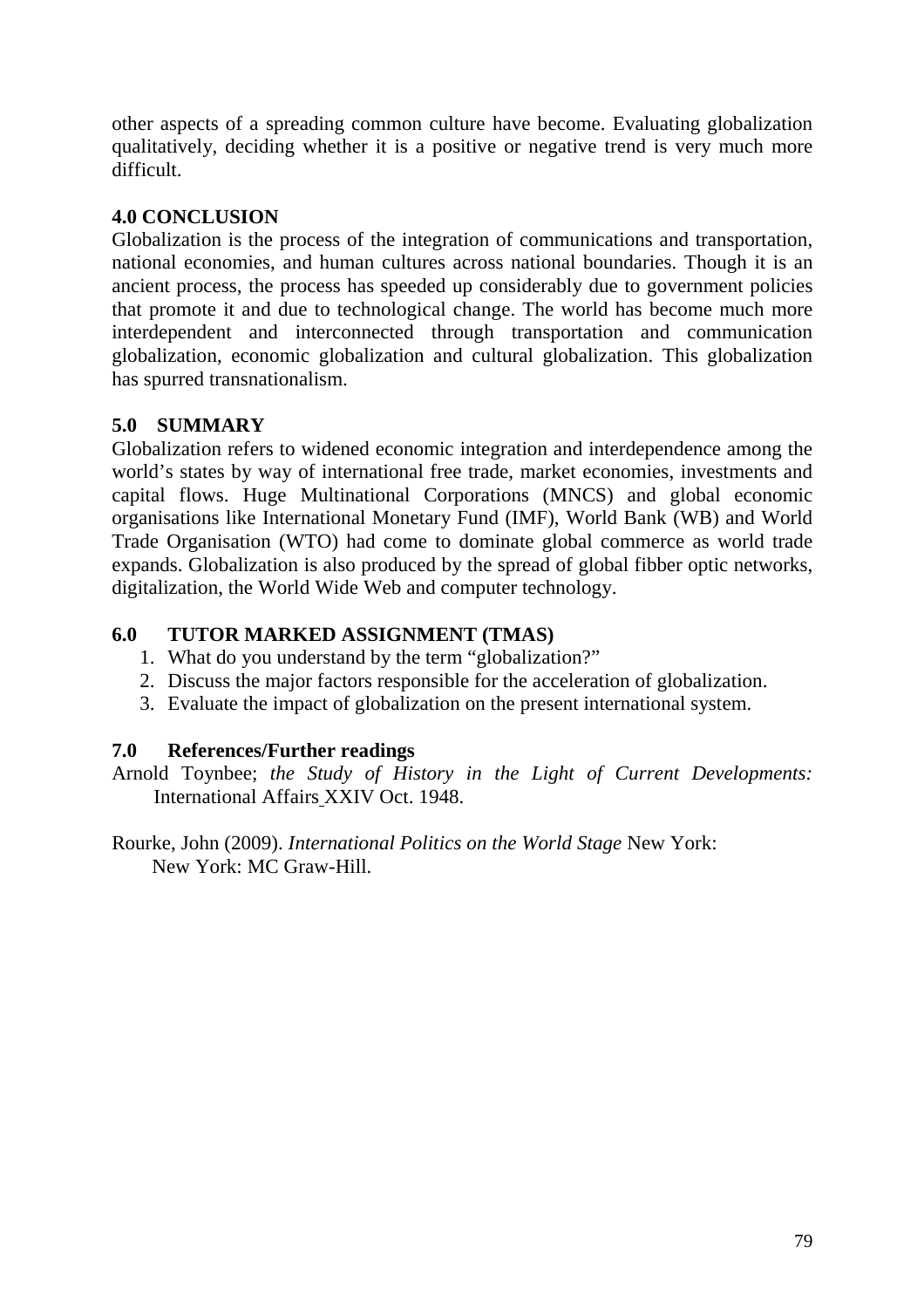other aspects of a spreading common culture have become. Evaluating globalization qualitatively, deciding whether it is a positive or negative trend is very much more difficult.

## 4.0 CONCLUSION

Globalization is the process of the integration of communications and transportation, national economies, and human cultures across national boundaries. Though it is an ancient process, the process has speeded up considerably due to government policies that promote it and due to technological change. The world has become much more interdependent and interconnected through transportation and communication globalization, economic globalization and cultural globalization. This globalization has spurred transnationalism.

## 5.0 SUMMARY

Globalization refers to widened economic integration and interdependence among the world's states by way of international free trade, market economies, investments and capital flows. Huge Multinational Corporations (MNCS) and global economic organisations like International Monetary Fund (IMF), World Bank (WB) and World Trade Organisation (WTO) had come to dominate global commerce as world trade expands. Globalization is also produced by the spread of global fibber optic networks, digitalization, the World Wide Web and computer technology.

## 6.0 TUTOR MARKED ASSIGNMENT (TMAS)

1. What do you understand by the term "globalization?"
2. Discuss the major factors responsible for the acceleration of globalization.
3. Evaluate the impact of globalization on the present international system.

## 7.0 References/Further readings

Arnold Toynbee; *the Study of History in the Light of Current Developments:* International Affairs XXIV Oct. 1948.

Rourke, John (2009). *International Politics on the World Stage* New York: New York: MC Graw-Hill.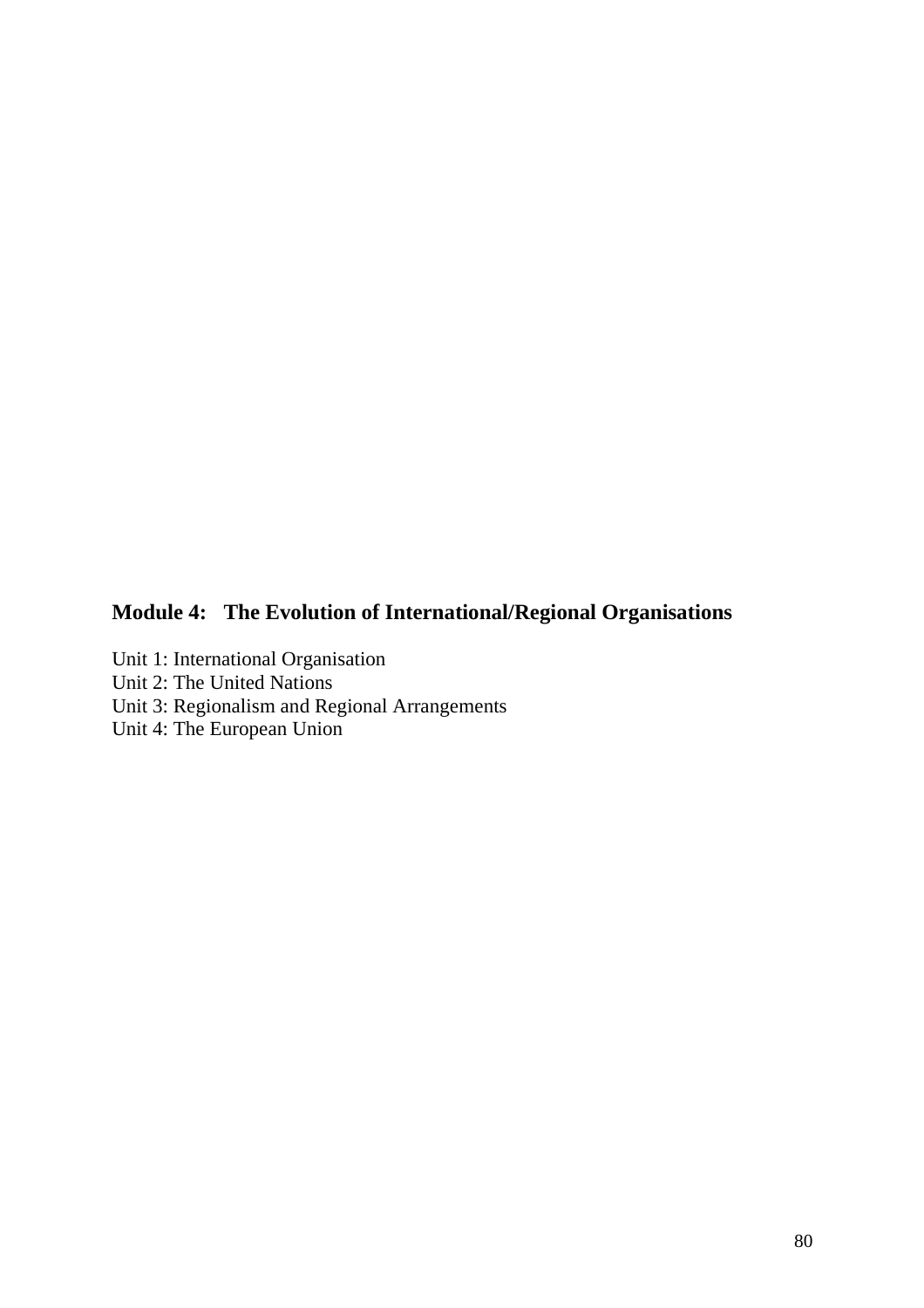## Module 4: The Evolution of International/Regional Organisations

Unit 1: International Organisation
Unit 2: The United Nations
Unit 3: Regionalism and Regional Arrangements
Unit 4: The European Union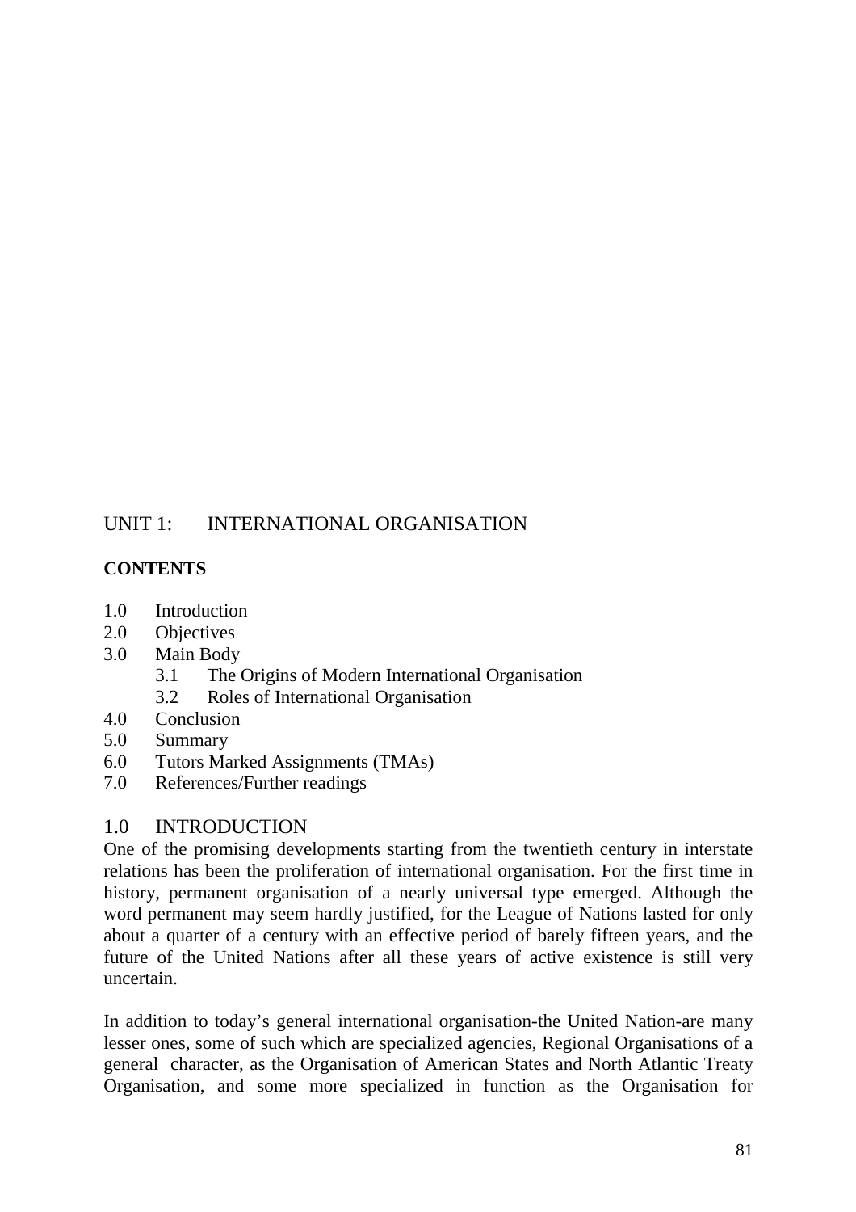# UNIT 1: INTERNATIONAL ORGANISATION

**CONTENTS**

1.0 Introduction
2.0 Objectives
3.0 Main Body
    3.1 The Origins of Modern International Organisation
    3.2 Roles of International Organisation
4.0 Conclusion
5.0 Summary
6.0 Tutors Marked Assignments (TMAs)
7.0 References/Further readings

## 1.0 INTRODUCTION

One of the promising developments starting from the twentieth century in interstate relations has been the proliferation of international organisation. For the first time in history, permanent organisation of a nearly universal type emerged. Although the word permanent may seem hardly justified, for the League of Nations lasted for only about a quarter of a century with an effective period of barely fifteen years, and the future of the United Nations after all these years of active existence is still very uncertain.

In addition to today's general international organisation-the United Nation-are many lesser ones, some of such which are specialized agencies, Regional Organisations of a general character, as the Organisation of American States and North Atlantic Treaty Organisation, and some more specialized in function as the Organisation for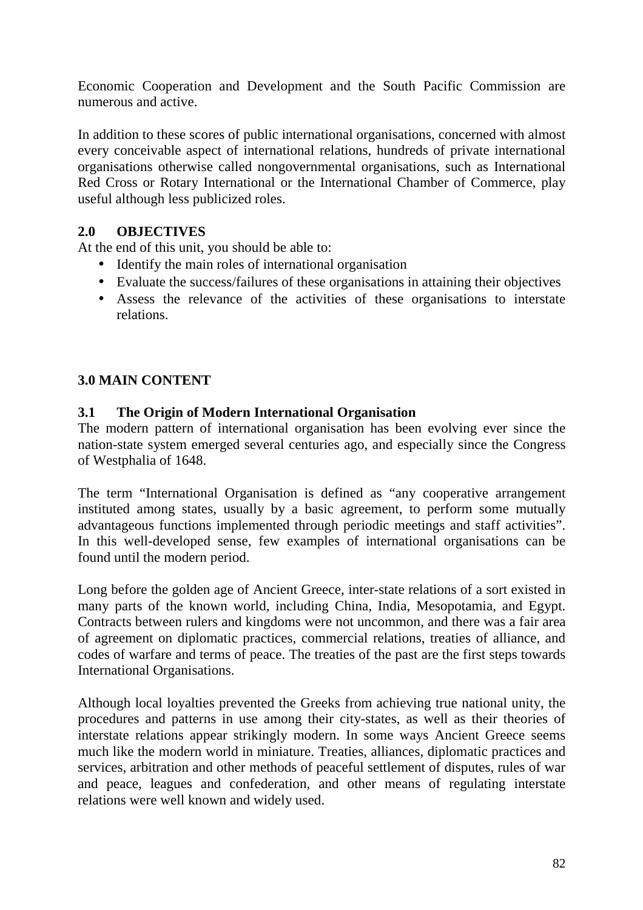Economic Cooperation and Development and the South Pacific Commission are numerous and active.

In addition to these scores of public international organisations, concerned with almost every conceivable aspect of international relations, hundreds of private international organisations otherwise called nongovernmental organisations, such as International Red Cross or Rotary International or the International Chamber of Commerce, play useful although less publicized roles.

## 2.0 OBJECTIVES

At the end of this unit, you should be able to:

- Identify the main roles of international organisation
- Evaluate the success/failures of these organisations in attaining their objectives
- Assess the relevance of the activities of these organisations to interstate relations.

## 3.0 MAIN CONTENT

### 3.1 The Origin of Modern International Organisation

The modern pattern of international organisation has been evolving ever since the nation-state system emerged several centuries ago, and especially since the Congress of Westphalia of 1648.

The term "International Organisation is defined as "any cooperative arrangement instituted among states, usually by a basic agreement, to perform some mutually advantageous functions implemented through periodic meetings and staff activities". In this well-developed sense, few examples of international organisations can be found until the modern period.

Long before the golden age of Ancient Greece, inter-state relations of a sort existed in many parts of the known world, including China, India, Mesopotamia, and Egypt. Contracts between rulers and kingdoms were not uncommon, and there was a fair area of agreement on diplomatic practices, commercial relations, treaties of alliance, and codes of warfare and terms of peace. The treaties of the past are the first steps towards International Organisations.

Although local loyalties prevented the Greeks from achieving true national unity, the procedures and patterns in use among their city-states, as well as their theories of interstate relations appear strikingly modern. In some ways Ancient Greece seems much like the modern world in miniature. Treaties, alliances, diplomatic practices and services, arbitration and other methods of peaceful settlement of disputes, rules of war and peace, leagues and confederation, and other means of regulating interstate relations were well known and widely used.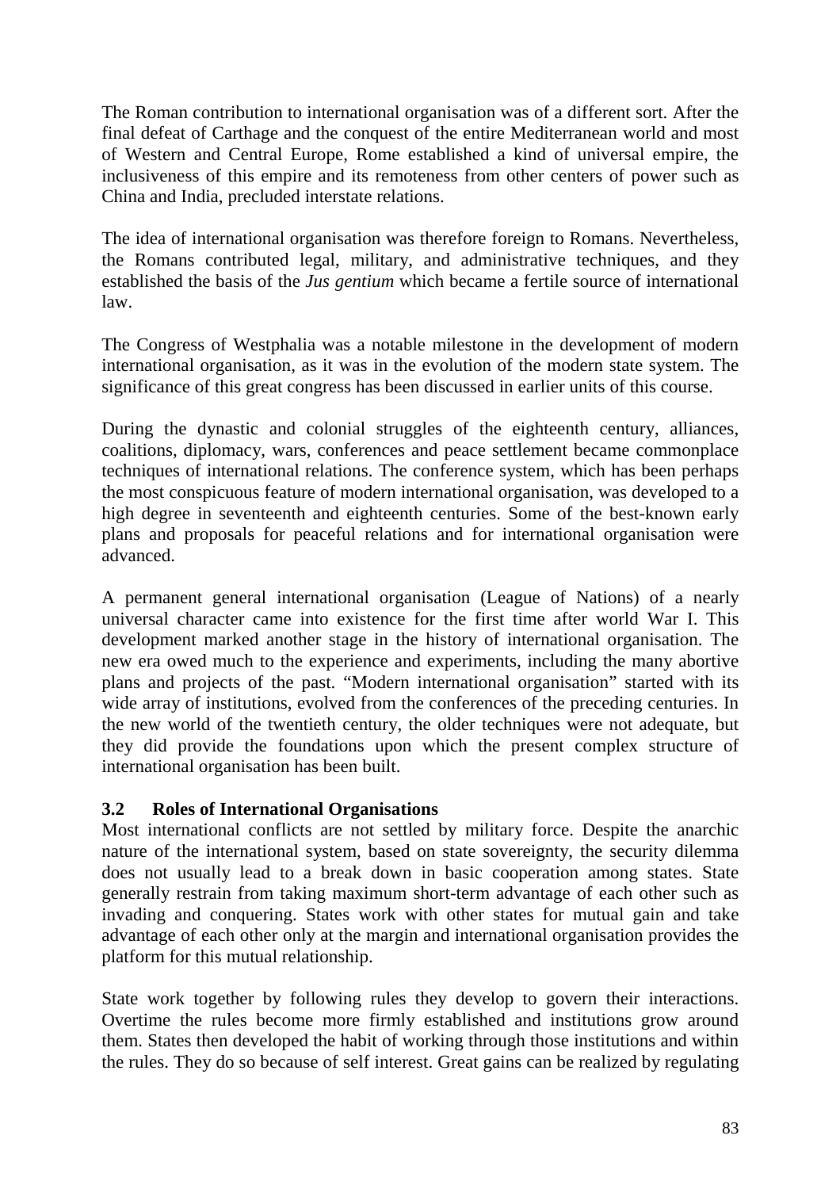The Roman contribution to international organisation was of a different sort. After the final defeat of Carthage and the conquest of the entire Mediterranean world and most of Western and Central Europe, Rome established a kind of universal empire, the inclusiveness of this empire and its remoteness from other centers of power such as China and India, precluded interstate relations.

The idea of international organisation was therefore foreign to Romans. Nevertheless, the Romans contributed legal, military, and administrative techniques, and they established the basis of the *Jus gentium* which became a fertile source of international law.

The Congress of Westphalia was a notable milestone in the development of modern international organisation, as it was in the evolution of the modern state system. The significance of this great congress has been discussed in earlier units of this course.

During the dynastic and colonial struggles of the eighteenth century, alliances, coalitions, diplomacy, wars, conferences and peace settlement became commonplace techniques of international relations. The conference system, which has been perhaps the most conspicuous feature of modern international organisation, was developed to a high degree in seventeenth and eighteenth centuries. Some of the best-known early plans and proposals for peaceful relations and for international organisation were advanced.

A permanent general international organisation (League of Nations) of a nearly universal character came into existence for the first time after world War I. This development marked another stage in the history of international organisation. The new era owed much to the experience and experiments, including the many abortive plans and projects of the past. "Modern international organisation" started with its wide array of institutions, evolved from the conferences of the preceding centuries. In the new world of the twentieth century, the older techniques were not adequate, but they did provide the foundations upon which the present complex structure of international organisation has been built.

### 3.2 Roles of International Organisations

Most international conflicts are not settled by military force. Despite the anarchic nature of the international system, based on state sovereignty, the security dilemma does not usually lead to a break down in basic cooperation among states. State generally restrain from taking maximum short-term advantage of each other such as invading and conquering. States work with other states for mutual gain and take advantage of each other only at the margin and international organisation provides the platform for this mutual relationship.

State work together by following rules they develop to govern their interactions. Overtime the rules become more firmly established and institutions grow around them. States then developed the habit of working through those institutions and within the rules. They do so because of self interest. Great gains can be realized by regulating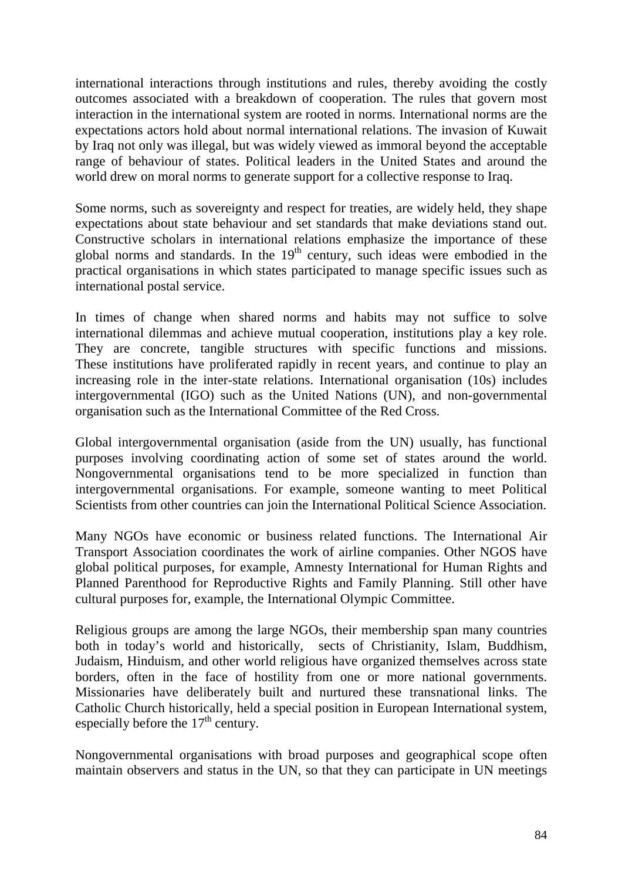international interactions through institutions and rules, thereby avoiding the costly outcomes associated with a breakdown of cooperation. The rules that govern most interaction in the international system are rooted in norms. International norms are the expectations actors hold about normal international relations. The invasion of Kuwait by Iraq not only was illegal, but was widely viewed as immoral beyond the acceptable range of behaviour of states. Political leaders in the United States and around the world drew on moral norms to generate support for a collective response to Iraq.

Some norms, such as sovereignty and respect for treaties, are widely held, they shape expectations about state behaviour and set standards that make deviations stand out. Constructive scholars in international relations emphasize the importance of these global norms and standards. In the 19th century, such ideas were embodied in the practical organisations in which states participated to manage specific issues such as international postal service.

In times of change when shared norms and habits may not suffice to solve international dilemmas and achieve mutual cooperation, institutions play a key role. They are concrete, tangible structures with specific functions and missions. These institutions have proliferated rapidly in recent years, and continue to play an increasing role in the inter-state relations. International organisation (10s) includes intergovernmental (IGO) such as the United Nations (UN), and non-governmental organisation such as the International Committee of the Red Cross.

Global intergovernmental organisation (aside from the UN) usually, has functional purposes involving coordinating action of some set of states around the world. Nongovernmental organisations tend to be more specialized in function than intergovernmental organisations. For example, someone wanting to meet Political Scientists from other countries can join the International Political Science Association.

Many NGOs have economic or business related functions. The International Air Transport Association coordinates the work of airline companies. Other NGOS have global political purposes, for example, Amnesty International for Human Rights and Planned Parenthood for Reproductive Rights and Family Planning. Still other have cultural purposes for, example, the International Olympic Committee.

Religious groups are among the large NGOs, their membership span many countries both in today's world and historically, sects of Christianity, Islam, Buddhism, Judaism, Hinduism, and other world religious have organized themselves across state borders, often in the face of hostility from one or more national governments. Missionaries have deliberately built and nurtured these transnational links. The Catholic Church historically, held a special position in European International system, especially before the 17th century.

Nongovernmental organisations with broad purposes and geographical scope often maintain observers and status in the UN, so that they can participate in UN meetings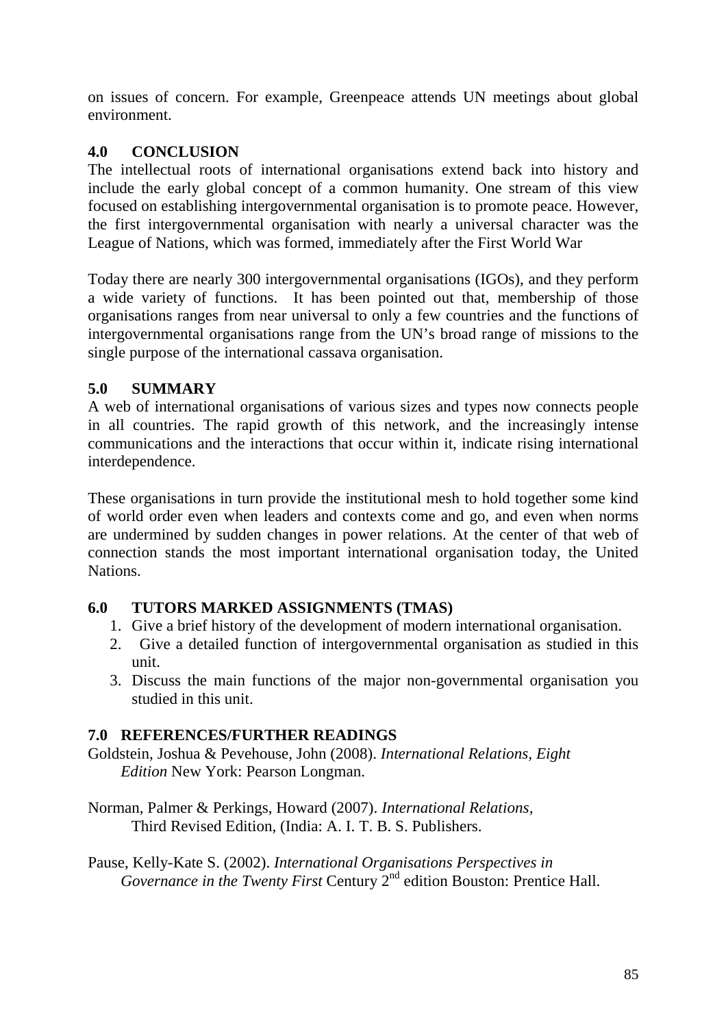on issues of concern. For example, Greenpeace attends UN meetings about global environment.

## 4.0 CONCLUSION

The intellectual roots of international organisations extend back into history and include the early global concept of a common humanity. One stream of this view focused on establishing intergovernmental organisation is to promote peace. However, the first intergovernmental organisation with nearly a universal character was the League of Nations, which was formed, immediately after the First World War

Today there are nearly 300 intergovernmental organisations (IGOs), and they perform a wide variety of functions. It has been pointed out that, membership of those organisations ranges from near universal to only a few countries and the functions of intergovernmental organisations range from the UN's broad range of missions to the single purpose of the international cassava organisation.

## 5.0 SUMMARY

A web of international organisations of various sizes and types now connects people in all countries. The rapid growth of this network, and the increasingly intense communications and the interactions that occur within it, indicate rising international interdependence.

These organisations in turn provide the institutional mesh to hold together some kind of world order even when leaders and contexts come and go, and even when norms are undermined by sudden changes in power relations. At the center of that web of connection stands the most important international organisation today, the United Nations.

## 6.0 TUTORS MARKED ASSIGNMENTS (TMAS)

1. Give a brief history of the development of modern international organisation.
2. Give a detailed function of intergovernmental organisation as studied in this unit.
3. Discuss the main functions of the major non-governmental organisation you studied in this unit.

## 7.0 REFERENCES/FURTHER READINGS

Goldstein, Joshua & Pevehouse, John (2008). *International Relations, Eight Edition* New York: Pearson Longman.

Norman, Palmer & Perkings, Howard (2007). *International Relations*, Third Revised Edition, (India: A. I. T. B. S. Publishers.

Pause, Kelly-Kate S. (2002). *International Organisations Perspectives in Governance in the Twenty First* Century 2nd edition Bouston: Prentice Hall.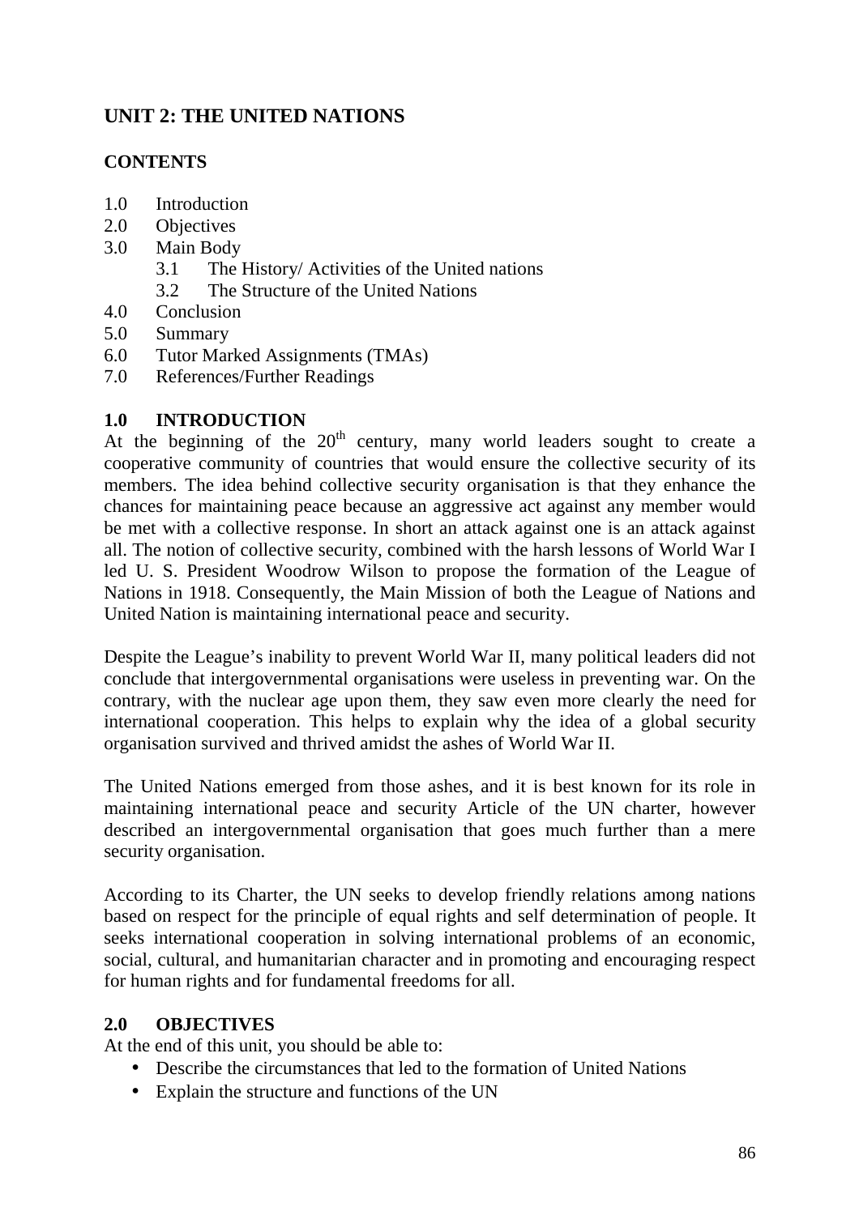## UNIT 2: THE UNITED NATIONS

### CONTENTS

1.0 Introduction
2.0 Objectives
3.0 Main Body
   3.1 The History/ Activities of the United nations
   3.2 The Structure of the United Nations
4.0 Conclusion
5.0 Summary
6.0 Tutor Marked Assignments (TMAs)
7.0 References/Further Readings

### 1.0 INTRODUCTION

At the beginning of the 20th century, many world leaders sought to create a cooperative community of countries that would ensure the collective security of its members. The idea behind collective security organisation is that they enhance the chances for maintaining peace because an aggressive act against any member would be met with a collective response. In short an attack against one is an attack against all. The notion of collective security, combined with the harsh lessons of World War I led U. S. President Woodrow Wilson to propose the formation of the League of Nations in 1918. Consequently, the Main Mission of both the League of Nations and United Nation is maintaining international peace and security.

Despite the League's inability to prevent World War II, many political leaders did not conclude that intergovernmental organisations were useless in preventing war. On the contrary, with the nuclear age upon them, they saw even more clearly the need for international cooperation. This helps to explain why the idea of a global security organisation survived and thrived amidst the ashes of World War II.

The United Nations emerged from those ashes, and it is best known for its role in maintaining international peace and security Article of the UN charter, however described an intergovernmental organisation that goes much further than a mere security organisation.

According to its Charter, the UN seeks to develop friendly relations among nations based on respect for the principle of equal rights and self determination of people. It seeks international cooperation in solving international problems of an economic, social, cultural, and humanitarian character and in promoting and encouraging respect for human rights and for fundamental freedoms for all.

### 2.0 OBJECTIVES

At the end of this unit, you should be able to:

- Describe the circumstances that led to the formation of United Nations
- Explain the structure and functions of the UN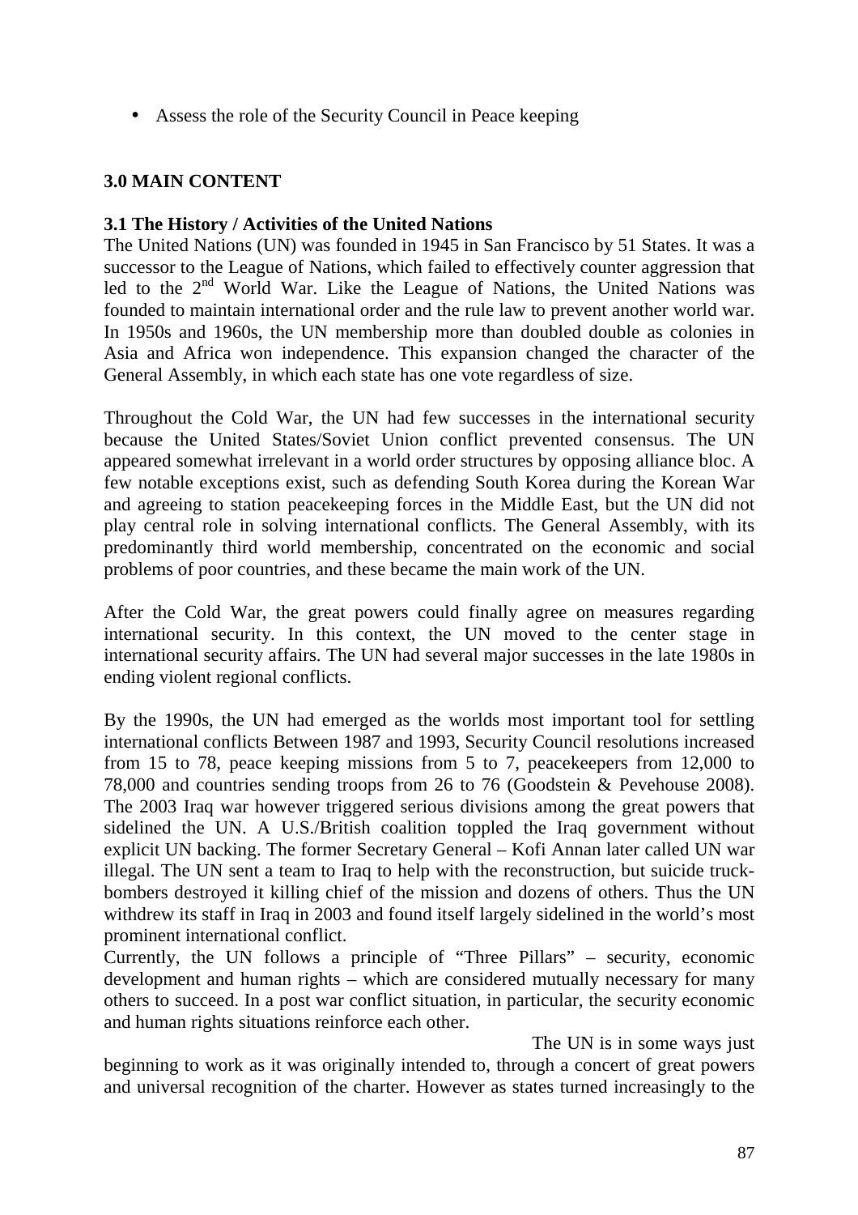- Assess the role of the Security Council in Peace keeping

## 3.0 MAIN CONTENT

### 3.1 The History / Activities of the United Nations

The United Nations (UN) was founded in 1945 in San Francisco by 51 States. It was a successor to the League of Nations, which failed to effectively counter aggression that led to the 2nd World War. Like the League of Nations, the United Nations was founded to maintain international order and the rule law to prevent another world war. In 1950s and 1960s, the UN membership more than doubled double as colonies in Asia and Africa won independence. This expansion changed the character of the General Assembly, in which each state has one vote regardless of size.

Throughout the Cold War, the UN had few successes in the international security because the United States/Soviet Union conflict prevented consensus. The UN appeared somewhat irrelevant in a world order structures by opposing alliance bloc. A few notable exceptions exist, such as defending South Korea during the Korean War and agreeing to station peacekeeping forces in the Middle East, but the UN did not play central role in solving international conflicts. The General Assembly, with its predominantly third world membership, concentrated on the economic and social problems of poor countries, and these became the main work of the UN.

After the Cold War, the great powers could finally agree on measures regarding international security. In this context, the UN moved to the center stage in international security affairs. The UN had several major successes in the late 1980s in ending violent regional conflicts.

By the 1990s, the UN had emerged as the worlds most important tool for settling international conflicts Between 1987 and 1993, Security Council resolutions increased from 15 to 78, peace keeping missions from 5 to 7, peacekeepers from 12,000 to 78,000 and countries sending troops from 26 to 76 (Goodstein & Pevehouse 2008). The 2003 Iraq war however triggered serious divisions among the great powers that sidelined the UN. A U.S./British coalition toppled the Iraq government without explicit UN backing. The former Secretary General – Kofi Annan later called UN war illegal. The UN sent a team to Iraq to help with the reconstruction, but suicide truck-bombers destroyed it killing chief of the mission and dozens of others. Thus the UN withdrew its staff in Iraq in 2003 and found itself largely sidelined in the world's most prominent international conflict.

Currently, the UN follows a principle of "Three Pillars" – security, economic development and human rights – which are considered mutually necessary for many others to succeed. In a post war conflict situation, in particular, the security economic and human rights situations reinforce each other.

The UN is in some ways just beginning to work as it was originally intended to, through a concert of great powers and universal recognition of the charter. However as states turned increasingly to the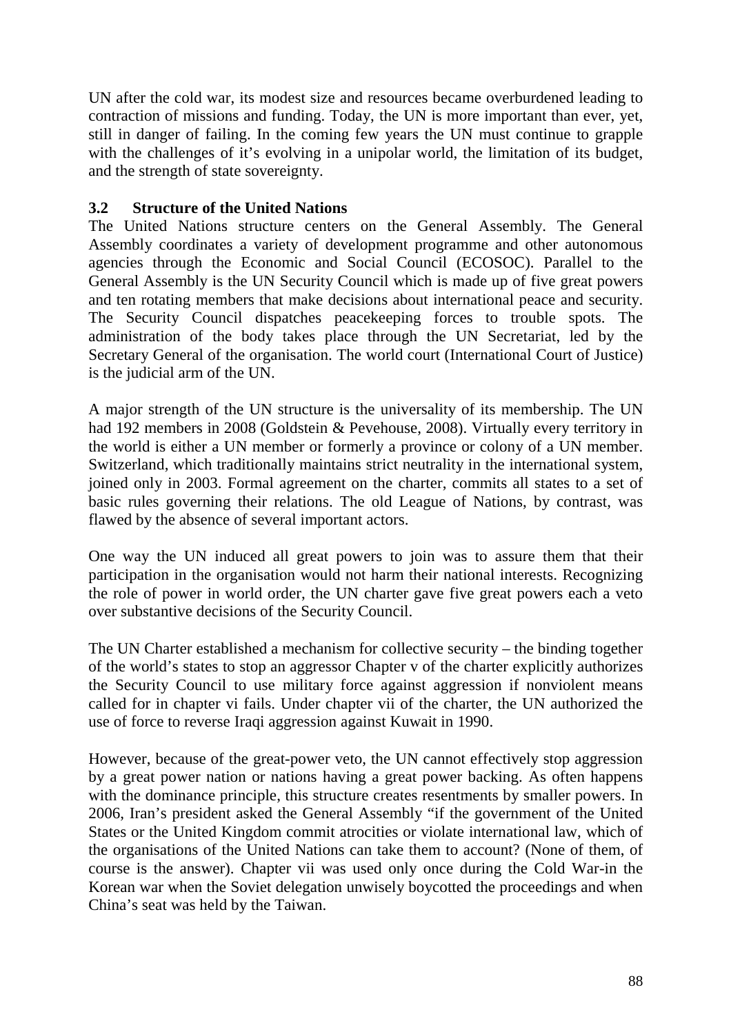UN after the cold war, its modest size and resources became overburdened leading to contraction of missions and funding. Today, the UN is more important than ever, yet, still in danger of failing. In the coming few years the UN must continue to grapple with the challenges of it's evolving in a unipolar world, the limitation of its budget, and the strength of state sovereignty.

### 3.2 Structure of the United Nations

The United Nations structure centers on the General Assembly. The General Assembly coordinates a variety of development programme and other autonomous agencies through the Economic and Social Council (ECOSOC). Parallel to the General Assembly is the UN Security Council which is made up of five great powers and ten rotating members that make decisions about international peace and security. The Security Council dispatches peacekeeping forces to trouble spots. The administration of the body takes place through the UN Secretariat, led by the Secretary General of the organisation. The world court (International Court of Justice) is the judicial arm of the UN.

A major strength of the UN structure is the universality of its membership. The UN had 192 members in 2008 (Goldstein & Pevehouse, 2008). Virtually every territory in the world is either a UN member or formerly a province or colony of a UN member. Switzerland, which traditionally maintains strict neutrality in the international system, joined only in 2003. Formal agreement on the charter, commits all states to a set of basic rules governing their relations. The old League of Nations, by contrast, was flawed by the absence of several important actors.

One way the UN induced all great powers to join was to assure them that their participation in the organisation would not harm their national interests. Recognizing the role of power in world order, the UN charter gave five great powers each a veto over substantive decisions of the Security Council.

The UN Charter established a mechanism for collective security – the binding together of the world's states to stop an aggressor Chapter v of the charter explicitly authorizes the Security Council to use military force against aggression if nonviolent means called for in chapter vi fails. Under chapter vii of the charter, the UN authorized the use of force to reverse Iraqi aggression against Kuwait in 1990.

However, because of the great-power veto, the UN cannot effectively stop aggression by a great power nation or nations having a great power backing. As often happens with the dominance principle, this structure creates resentments by smaller powers. In 2006, Iran's president asked the General Assembly "if the government of the United States or the United Kingdom commit atrocities or violate international law, which of the organisations of the United Nations can take them to account? (None of them, of course is the answer). Chapter vii was used only once during the Cold War-in the Korean war when the Soviet delegation unwisely boycotted the proceedings and when China's seat was held by the Taiwan.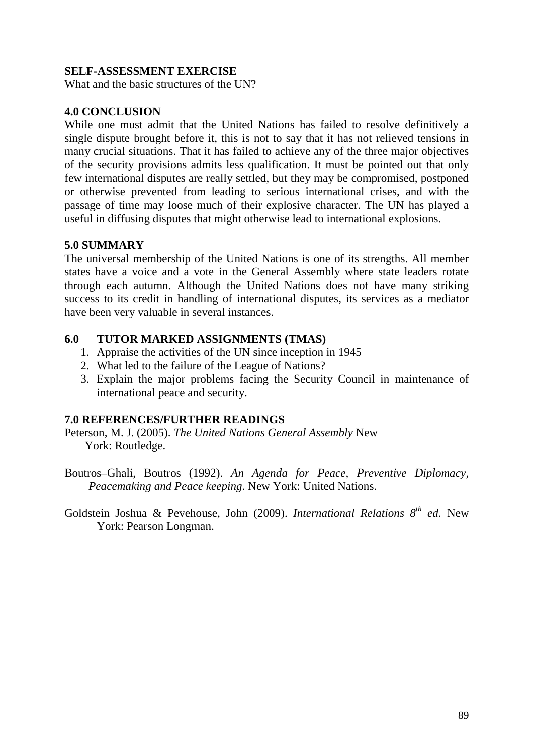**SELF-ASSESSMENT EXERCISE**

What and the basic structures of the UN?

## 4.0 CONCLUSION

While one must admit that the United Nations has failed to resolve definitively a single dispute brought before it, this is not to say that it has not relieved tensions in many crucial situations. That it has failed to achieve any of the three major objectives of the security provisions admits less qualification. It must be pointed out that only few international disputes are really settled, but they may be compromised, postponed or otherwise prevented from leading to serious international crises, and with the passage of time may loose much of their explosive character. The UN has played a useful in diffusing disputes that might otherwise lead to international explosions.

## 5.0 SUMMARY

The universal membership of the United Nations is one of its strengths. All member states have a voice and a vote in the General Assembly where state leaders rotate through each autumn. Although the United Nations does not have many striking success to its credit in handling of international disputes, its services as a mediator have been very valuable in several instances.

## 6.0 TUTOR MARKED ASSIGNMENTS (TMAS)

1. Appraise the activities of the UN since inception in 1945
2. What led to the failure of the League of Nations?
3. Explain the major problems facing the Security Council in maintenance of international peace and security.

## 7.0 REFERENCES/FURTHER READINGS

Peterson, M. J. (2005). *The United Nations General Assembly* New York: Routledge.

Boutros–Ghali, Boutros (1992). *An Agenda for Peace, Preventive Diplomacy, Peacemaking and Peace keeping*. New York: United Nations.

Goldstein Joshua & Pevehouse, John (2009). *International Relations 8th ed*. New York: Pearson Longman.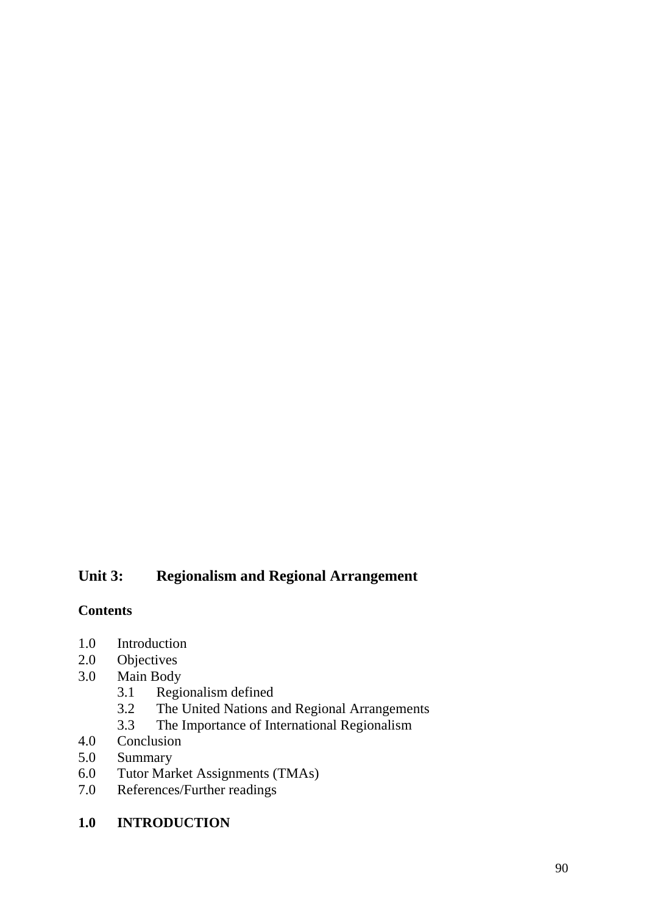## Unit 3: Regionalism and Regional Arrangement

**Contents**

1.0 Introduction
2.0 Objectives
3.0 Main Body
   3.1 Regionalism defined
   3.2 The United Nations and Regional Arrangements
   3.3 The Importance of International Regionalism
4.0 Conclusion
5.0 Summary
6.0 Tutor Market Assignments (TMAs)
7.0 References/Further readings

### 1.0 INTRODUCTION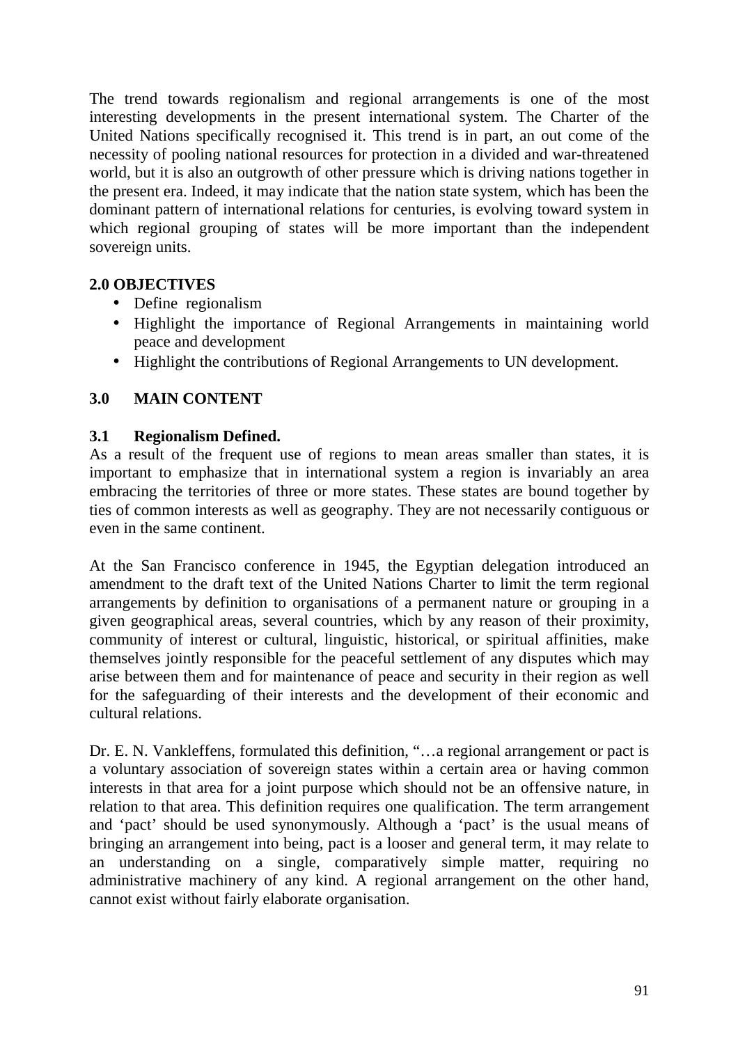The trend towards regionalism and regional arrangements is one of the most interesting developments in the present international system. The Charter of the United Nations specifically recognised it. This trend is in part, an out come of the necessity of pooling national resources for protection in a divided and war-threatened world, but it is also an outgrowth of other pressure which is driving nations together in the present era. Indeed, it may indicate that the nation state system, which has been the dominant pattern of international relations for centuries, is evolving toward system in which regional grouping of states will be more important than the independent sovereign units.

## 2.0 OBJECTIVES

- Define regionalism
- Highlight the importance of Regional Arrangements in maintaining world peace and development
- Highlight the contributions of Regional Arrangements to UN development.

## 3.0 MAIN CONTENT

### 3.1 Regionalism Defined.

As a result of the frequent use of regions to mean areas smaller than states, it is important to emphasize that in international system a region is invariably an area embracing the territories of three or more states. These states are bound together by ties of common interests as well as geography. They are not necessarily contiguous or even in the same continent.

At the San Francisco conference in 1945, the Egyptian delegation introduced an amendment to the draft text of the United Nations Charter to limit the term regional arrangements by definition to organisations of a permanent nature or grouping in a given geographical areas, several countries, which by any reason of their proximity, community of interest or cultural, linguistic, historical, or spiritual affinities, make themselves jointly responsible for the peaceful settlement of any disputes which may arise between them and for maintenance of peace and security in their region as well for the safeguarding of their interests and the development of their economic and cultural relations.

Dr. E. N. Vankleffens, formulated this definition, "…a regional arrangement or pact is a voluntary association of sovereign states within a certain area or having common interests in that area for a joint purpose which should not be an offensive nature, in relation to that area. This definition requires one qualification. The term arrangement and 'pact' should be used synonymously. Although a 'pact' is the usual means of bringing an arrangement into being, pact is a looser and general term, it may relate to an understanding on a single, comparatively simple matter, requiring no administrative machinery of any kind. A regional arrangement on the other hand, cannot exist without fairly elaborate organisation.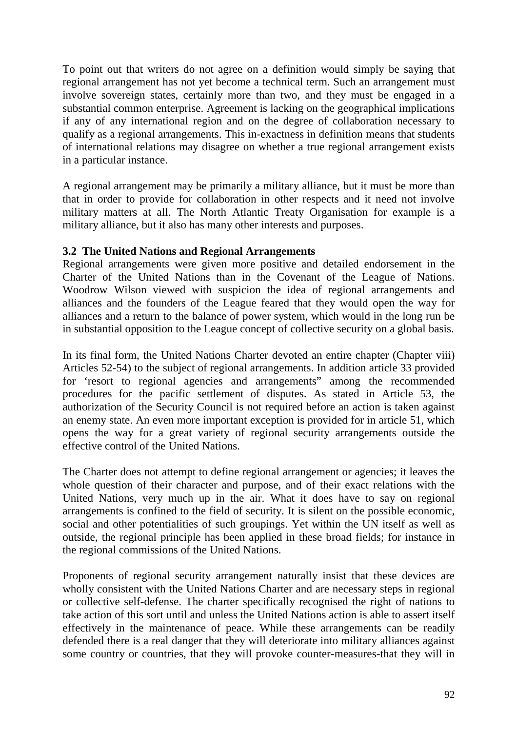To point out that writers do not agree on a definition would simply be saying that regional arrangement has not yet become a technical term. Such an arrangement must involve sovereign states, certainly more than two, and they must be engaged in a substantial common enterprise. Agreement is lacking on the geographical implications if any of any international region and on the degree of collaboration necessary to qualify as a regional arrangements. This in-exactness in definition means that students of international relations may disagree on whether a true regional arrangement exists in a particular instance.

A regional arrangement may be primarily a military alliance, but it must be more than that in order to provide for collaboration in other respects and it need not involve military matters at all. The North Atlantic Treaty Organisation for example is a military alliance, but it also has many other interests and purposes.

**3.2 The United Nations and Regional Arrangements**

Regional arrangements were given more positive and detailed endorsement in the Charter of the United Nations than in the Covenant of the League of Nations. Woodrow Wilson viewed with suspicion the idea of regional arrangements and alliances and the founders of the League feared that they would open the way for alliances and a return to the balance of power system, which would in the long run be in substantial opposition to the League concept of collective security on a global basis.

In its final form, the United Nations Charter devoted an entire chapter (Chapter viii) Articles 52-54) to the subject of regional arrangements. In addition article 33 provided for 'resort to regional agencies and arrangements" among the recommended procedures for the pacific settlement of disputes. As stated in Article 53, the authorization of the Security Council is not required before an action is taken against an enemy state. An even more important exception is provided for in article 51, which opens the way for a great variety of regional security arrangements outside the effective control of the United Nations.

The Charter does not attempt to define regional arrangement or agencies; it leaves the whole question of their character and purpose, and of their exact relations with the United Nations, very much up in the air. What it does have to say on regional arrangements is confined to the field of security. It is silent on the possible economic, social and other potentialities of such groupings. Yet within the UN itself as well as outside, the regional principle has been applied in these broad fields; for instance in the regional commissions of the United Nations.

Proponents of regional security arrangement naturally insist that these devices are wholly consistent with the United Nations Charter and are necessary steps in regional or collective self-defense. The charter specifically recognised the right of nations to take action of this sort until and unless the United Nations action is able to assert itself effectively in the maintenance of peace. While these arrangements can be readily defended there is a real danger that they will deteriorate into military alliances against some country or countries, that they will provoke counter-measures-that they will in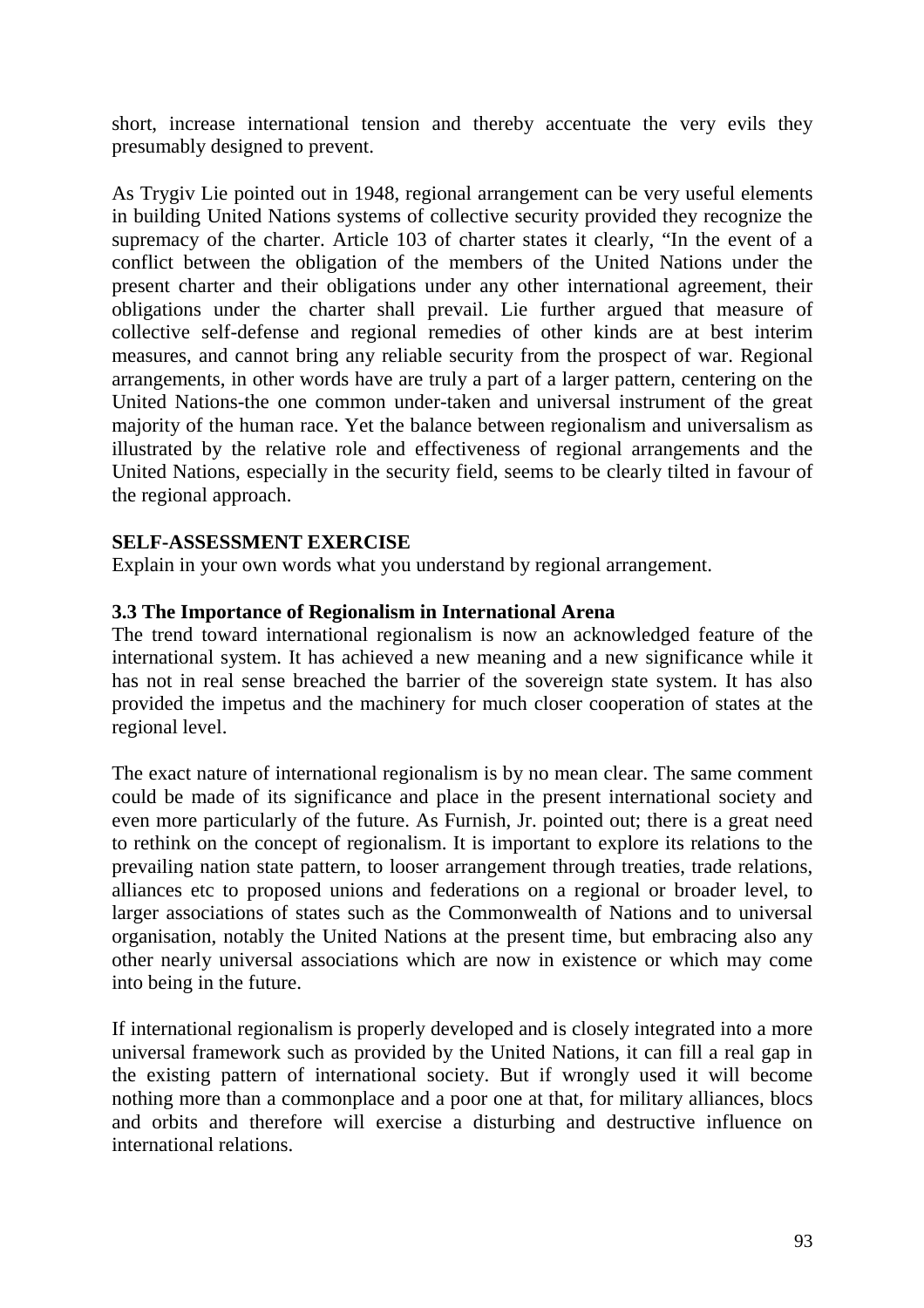short, increase international tension and thereby accentuate the very evils they presumably designed to prevent.

As Trygiv Lie pointed out in 1948, regional arrangement can be very useful elements in building United Nations systems of collective security provided they recognize the supremacy of the charter. Article 103 of charter states it clearly, "In the event of a conflict between the obligation of the members of the United Nations under the present charter and their obligations under any other international agreement, their obligations under the charter shall prevail. Lie further argued that measure of collective self-defense and regional remedies of other kinds are at best interim measures, and cannot bring any reliable security from the prospect of war. Regional arrangements, in other words have are truly a part of a larger pattern, centering on the United Nations-the one common under-taken and universal instrument of the great majority of the human race. Yet the balance between regionalism and universalism as illustrated by the relative role and effectiveness of regional arrangements and the United Nations, especially in the security field, seems to be clearly tilted in favour of the regional approach.

**SELF-ASSESSMENT EXERCISE**

Explain in your own words what you understand by regional arrangement.

### 3.3 The Importance of Regionalism in International Arena

The trend toward international regionalism is now an acknowledged feature of the international system. It has achieved a new meaning and a new significance while it has not in real sense breached the barrier of the sovereign state system. It has also provided the impetus and the machinery for much closer cooperation of states at the regional level.

The exact nature of international regionalism is by no mean clear. The same comment could be made of its significance and place in the present international society and even more particularly of the future. As Furnish, Jr. pointed out; there is a great need to rethink on the concept of regionalism. It is important to explore its relations to the prevailing nation state pattern, to looser arrangement through treaties, trade relations, alliances etc to proposed unions and federations on a regional or broader level, to larger associations of states such as the Commonwealth of Nations and to universal organisation, notably the United Nations at the present time, but embracing also any other nearly universal associations which are now in existence or which may come into being in the future.

If international regionalism is properly developed and is closely integrated into a more universal framework such as provided by the United Nations, it can fill a real gap in the existing pattern of international society. But if wrongly used it will become nothing more than a commonplace and a poor one at that, for military alliances, blocs and orbits and therefore will exercise a disturbing and destructive influence on international relations.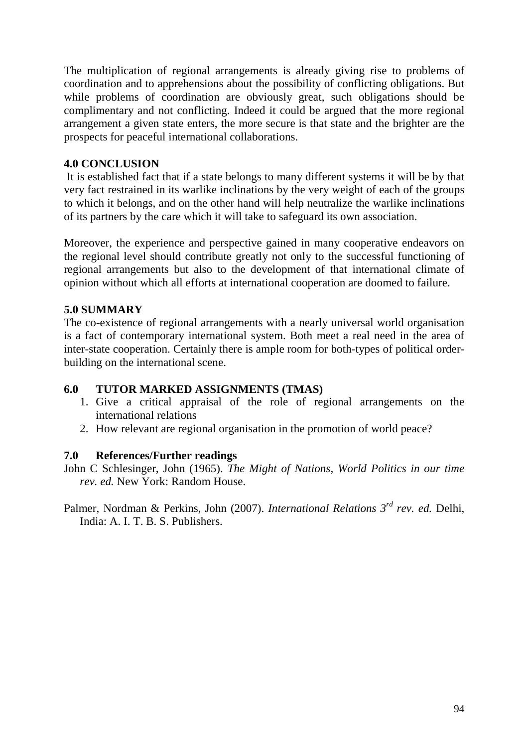The multiplication of regional arrangements is already giving rise to problems of coordination and to apprehensions about the possibility of conflicting obligations. But while problems of coordination are obviously great, such obligations should be complimentary and not conflicting. Indeed it could be argued that the more regional arrangement a given state enters, the more secure is that state and the brighter are the prospects for peaceful international collaborations.

## 4.0 CONCLUSION

It is established fact that if a state belongs to many different systems it will be by that very fact restrained in its warlike inclinations by the very weight of each of the groups to which it belongs, and on the other hand will help neutralize the warlike inclinations of its partners by the care which it will take to safeguard its own association.

Moreover, the experience and perspective gained in many cooperative endeavors on the regional level should contribute greatly not only to the successful functioning of regional arrangements but also to the development of that international climate of opinion without which all efforts at international cooperation are doomed to failure.

## 5.0 SUMMARY

The co-existence of regional arrangements with a nearly universal world organisation is a fact of contemporary international system. Both meet a real need in the area of inter-state cooperation. Certainly there is ample room for both-types of political order-building on the international scene.

## 6.0 TUTOR MARKED ASSIGNMENTS (TMAS)

1. Give a critical appraisal of the role of regional arrangements on the international relations
2. How relevant are regional organisation in the promotion of world peace?

## 7.0 References/Further readings

John C Schlesinger, John (1965). *The Might of Nations, World Politics in our time rev. ed.* New York: Random House.

Palmer, Nordman & Perkins, John (2007). *International Relations 3rd rev. ed.* Delhi, India: A. I. T. B. S. Publishers.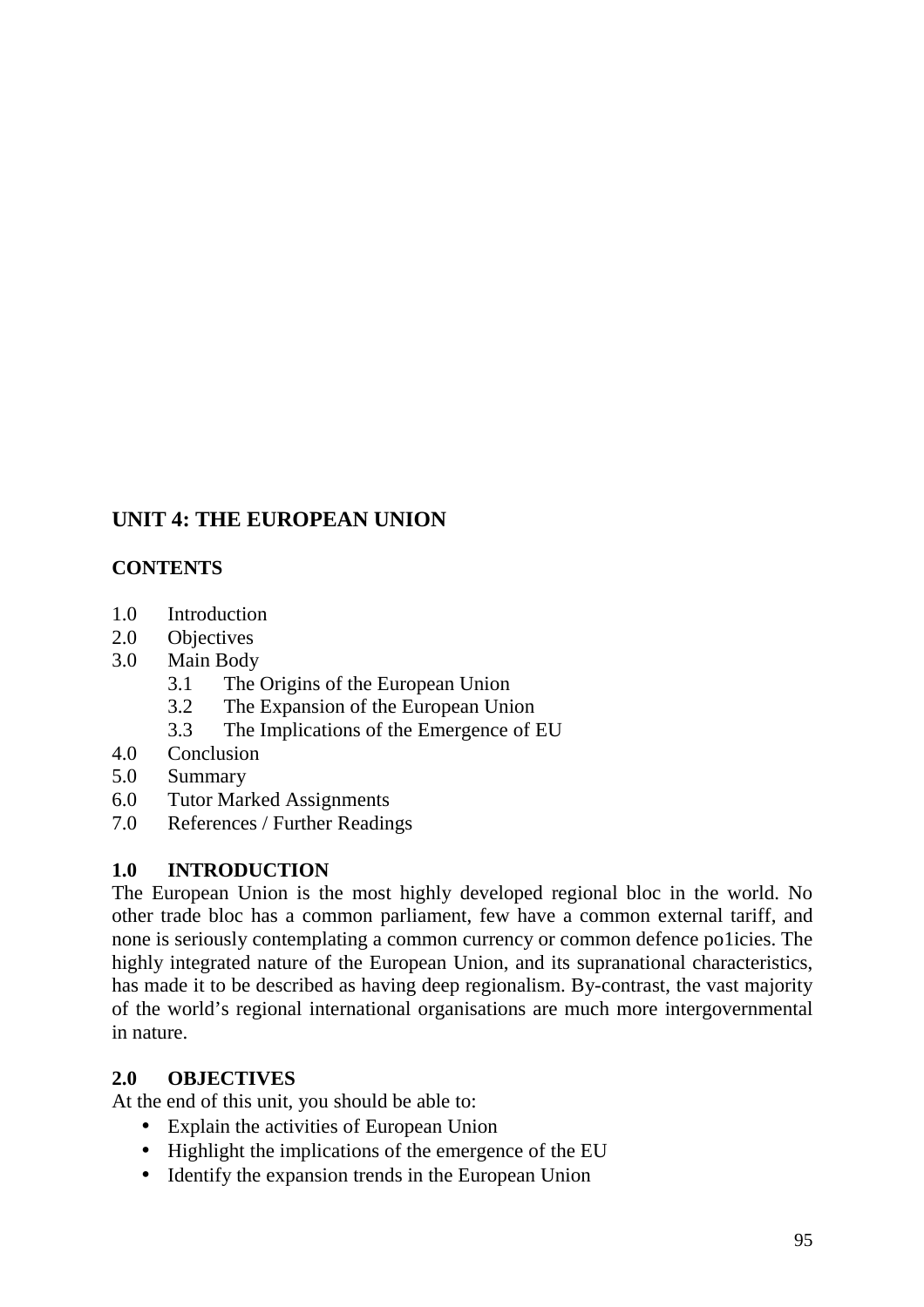## UNIT 4: THE EUROPEAN UNION

**CONTENTS**

1.0 Introduction
2.0 Objectives
3.0 Main Body
    3.1 The Origins of the European Union
    3.2 The Expansion of the European Union
    3.3 The Implications of the Emergence of EU
4.0 Conclusion
5.0 Summary
6.0 Tutor Marked Assignments
7.0 References / Further Readings

### 1.0 INTRODUCTION

The European Union is the most highly developed regional bloc in the world. No other trade bloc has a common parliament, few have a common external tariff, and none is seriously contemplating a common currency or common defence po1icies. The highly integrated nature of the European Union, and its supranational characteristics, has made it to be described as having deep regionalism. By-contrast, the vast majority of the world's regional international organisations are much more intergovernmental in nature.

### 2.0 OBJECTIVES

At the end of this unit, you should be able to:

- Explain the activities of European Union
- Highlight the implications of the emergence of the EU
- Identify the expansion trends in the European Union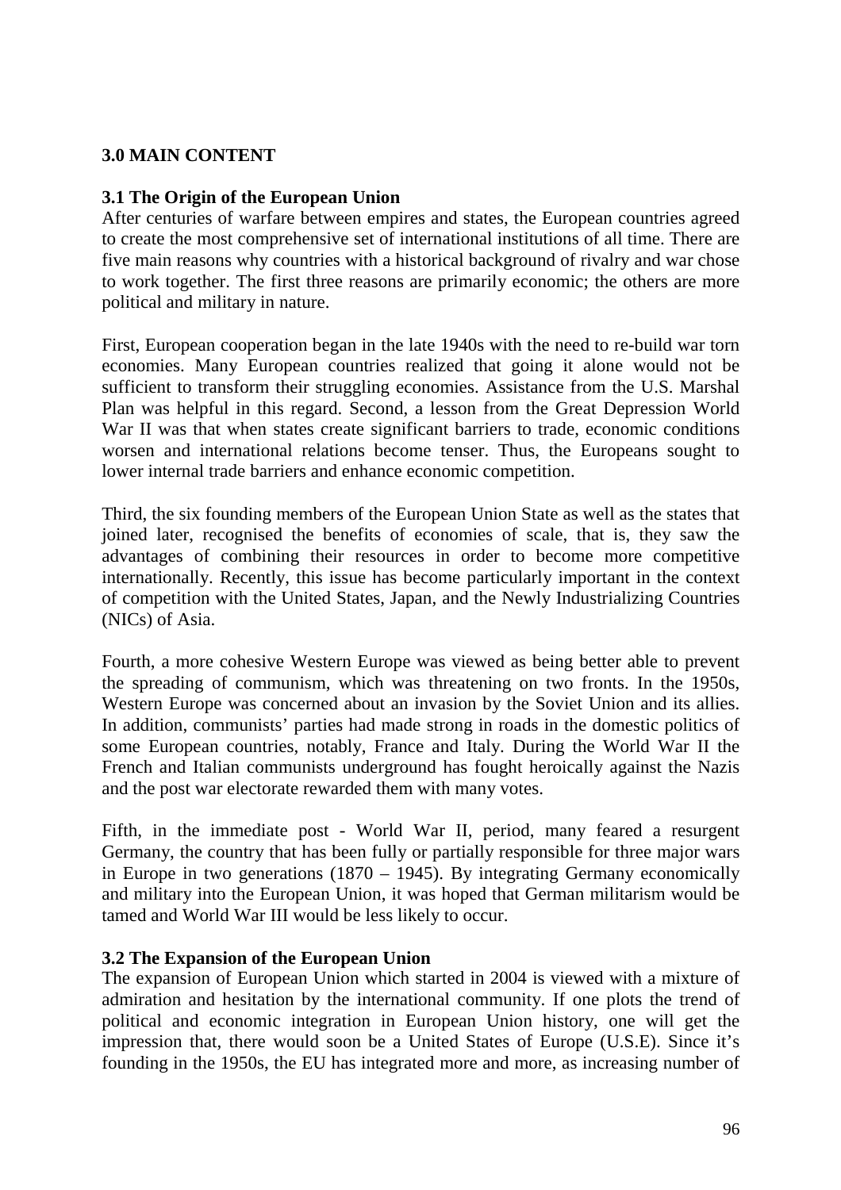## 3.0 MAIN CONTENT

### 3.1 The Origin of the European Union

After centuries of warfare between empires and states, the European countries agreed to create the most comprehensive set of international institutions of all time. There are five main reasons why countries with a historical background of rivalry and war chose to work together. The first three reasons are primarily economic; the others are more political and military in nature.

First, European cooperation began in the late 1940s with the need to re-build war torn economies. Many European countries realized that going it alone would not be sufficient to transform their struggling economies. Assistance from the U.S. Marshal Plan was helpful in this regard. Second, a lesson from the Great Depression World War II was that when states create significant barriers to trade, economic conditions worsen and international relations become tenser. Thus, the Europeans sought to lower internal trade barriers and enhance economic competition.

Third, the six founding members of the European Union State as well as the states that joined later, recognised the benefits of economies of scale, that is, they saw the advantages of combining their resources in order to become more competitive internationally. Recently, this issue has become particularly important in the context of competition with the United States, Japan, and the Newly Industrializing Countries (NICs) of Asia.

Fourth, a more cohesive Western Europe was viewed as being better able to prevent the spreading of communism, which was threatening on two fronts. In the 1950s, Western Europe was concerned about an invasion by the Soviet Union and its allies. In addition, communists' parties had made strong in roads in the domestic politics of some European countries, notably, France and Italy. During the World War II the French and Italian communists underground has fought heroically against the Nazis and the post war electorate rewarded them with many votes.

Fifth, in the immediate post - World War II, period, many feared a resurgent Germany, the country that has been fully or partially responsible for three major wars in Europe in two generations (1870 – 1945). By integrating Germany economically and military into the European Union, it was hoped that German militarism would be tamed and World War III would be less likely to occur.

### 3.2 The Expansion of the European Union

The expansion of European Union which started in 2004 is viewed with a mixture of admiration and hesitation by the international community. If one plots the trend of political and economic integration in European Union history, one will get the impression that, there would soon be a United States of Europe (U.S.E). Since it's founding in the 1950s, the EU has integrated more and more, as increasing number of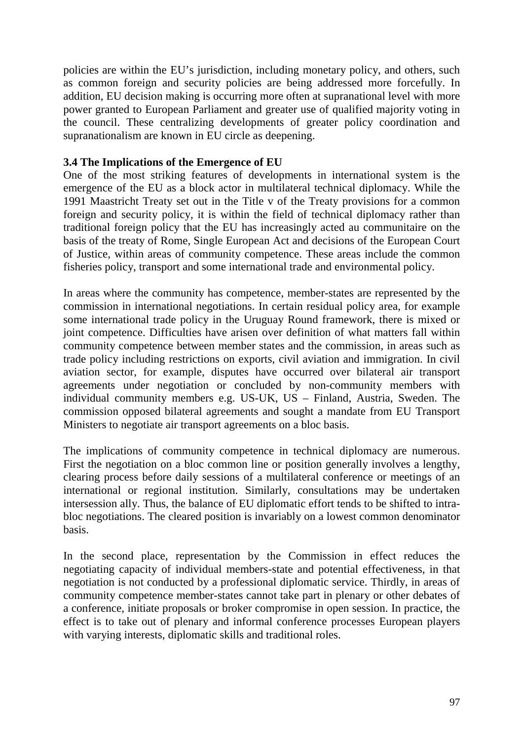policies are within the EU's jurisdiction, including monetary policy, and others, such as common foreign and security policies are being addressed more forcefully. In addition, EU decision making is occurring more often at supranational level with more power granted to European Parliament and greater use of qualified majority voting in the council. These centralizing developments of greater policy coordination and supranationalism are known in EU circle as deepening.

### 3.4 The Implications of the Emergence of EU

One of the most striking features of developments in international system is the emergence of the EU as a block actor in multilateral technical diplomacy. While the 1991 Maastricht Treaty set out in the Title v of the Treaty provisions for a common foreign and security policy, it is within the field of technical diplomacy rather than traditional foreign policy that the EU has increasingly acted au communitaire on the basis of the treaty of Rome, Single European Act and decisions of the European Court of Justice, within areas of community competence. These areas include the common fisheries policy, transport and some international trade and environmental policy.

In areas where the community has competence, member-states are represented by the commission in international negotiations. In certain residual policy area, for example some international trade policy in the Uruguay Round framework, there is mixed or joint competence. Difficulties have arisen over definition of what matters fall within community competence between member states and the commission, in areas such as trade policy including restrictions on exports, civil aviation and immigration. In civil aviation sector, for example, disputes have occurred over bilateral air transport agreements under negotiation or concluded by non-community members with individual community members e.g. US-UK, US – Finland, Austria, Sweden. The commission opposed bilateral agreements and sought a mandate from EU Transport Ministers to negotiate air transport agreements on a bloc basis.

The implications of community competence in technical diplomacy are numerous. First the negotiation on a bloc common line or position generally involves a lengthy, clearing process before daily sessions of a multilateral conference or meetings of an international or regional institution. Similarly, consultations may be undertaken intersession ally. Thus, the balance of EU diplomatic effort tends to be shifted to intra-bloc negotiations. The cleared position is invariably on a lowest common denominator basis.

In the second place, representation by the Commission in effect reduces the negotiating capacity of individual members-state and potential effectiveness, in that negotiation is not conducted by a professional diplomatic service. Thirdly, in areas of community competence member-states cannot take part in plenary or other debates of a conference, initiate proposals or broker compromise in open session. In practice, the effect is to take out of plenary and informal conference processes European players with varying interests, diplomatic skills and traditional roles.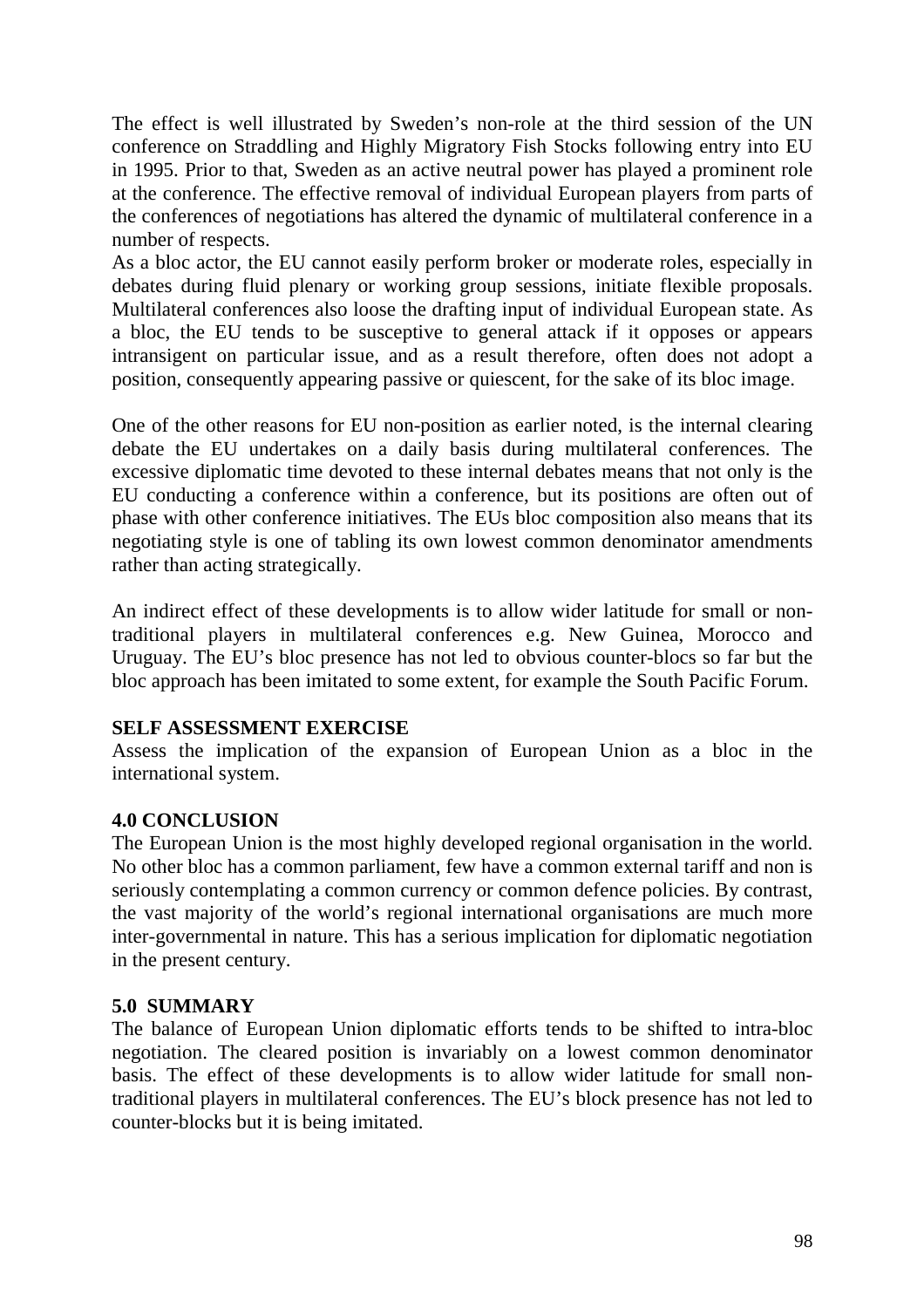The effect is well illustrated by Sweden's non-role at the third session of the UN conference on Straddling and Highly Migratory Fish Stocks following entry into EU in 1995. Prior to that, Sweden as an active neutral power has played a prominent role at the conference. The effective removal of individual European players from parts of the conferences of negotiations has altered the dynamic of multilateral conference in a number of respects.

As a bloc actor, the EU cannot easily perform broker or moderate roles, especially in debates during fluid plenary or working group sessions, initiate flexible proposals. Multilateral conferences also loose the drafting input of individual European state. As a bloc, the EU tends to be susceptive to general attack if it opposes or appears intransigent on particular issue, and as a result therefore, often does not adopt a position, consequently appearing passive or quiescent, for the sake of its bloc image.

One of the other reasons for EU non-position as earlier noted, is the internal clearing debate the EU undertakes on a daily basis during multilateral conferences. The excessive diplomatic time devoted to these internal debates means that not only is the EU conducting a conference within a conference, but its positions are often out of phase with other conference initiatives. The EUs bloc composition also means that its negotiating style is one of tabling its own lowest common denominator amendments rather than acting strategically.

An indirect effect of these developments is to allow wider latitude for small or non-traditional players in multilateral conferences e.g. New Guinea, Morocco and Uruguay. The EU's bloc presence has not led to obvious counter-blocs so far but the bloc approach has been imitated to some extent, for example the South Pacific Forum.

**SELF ASSESSMENT EXERCISE**

Assess the implication of the expansion of European Union as a bloc in the international system.

## 4.0 CONCLUSION

The European Union is the most highly developed regional organisation in the world. No other bloc has a common parliament, few have a common external tariff and non is seriously contemplating a common currency or common defence policies. By contrast, the vast majority of the world's regional international organisations are much more inter-governmental in nature. This has a serious implication for diplomatic negotiation in the present century.

## 5.0 SUMMARY

The balance of European Union diplomatic efforts tends to be shifted to intra-bloc negotiation. The cleared position is invariably on a lowest common denominator basis. The effect of these developments is to allow wider latitude for small non-traditional players in multilateral conferences. The EU's block presence has not led to counter-blocks but it is being imitated.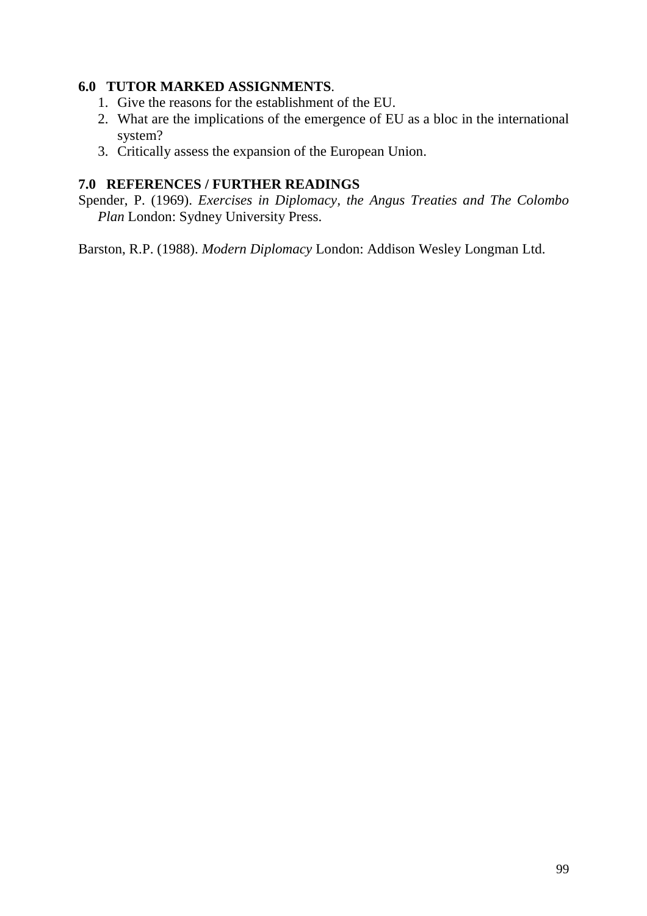## 6.0 TUTOR MARKED ASSIGNMENTS.

1. Give the reasons for the establishment of the EU.
2. What are the implications of the emergence of EU as a bloc in the international system?
3. Critically assess the expansion of the European Union.

## 7.0 REFERENCES / FURTHER READINGS

Spender, P. (1969). *Exercises in Diplomacy, the Angus Treaties and The Colombo Plan* London: Sydney University Press.

Barston, R.P. (1988). *Modern Diplomacy* London: Addison Wesley Longman Ltd.